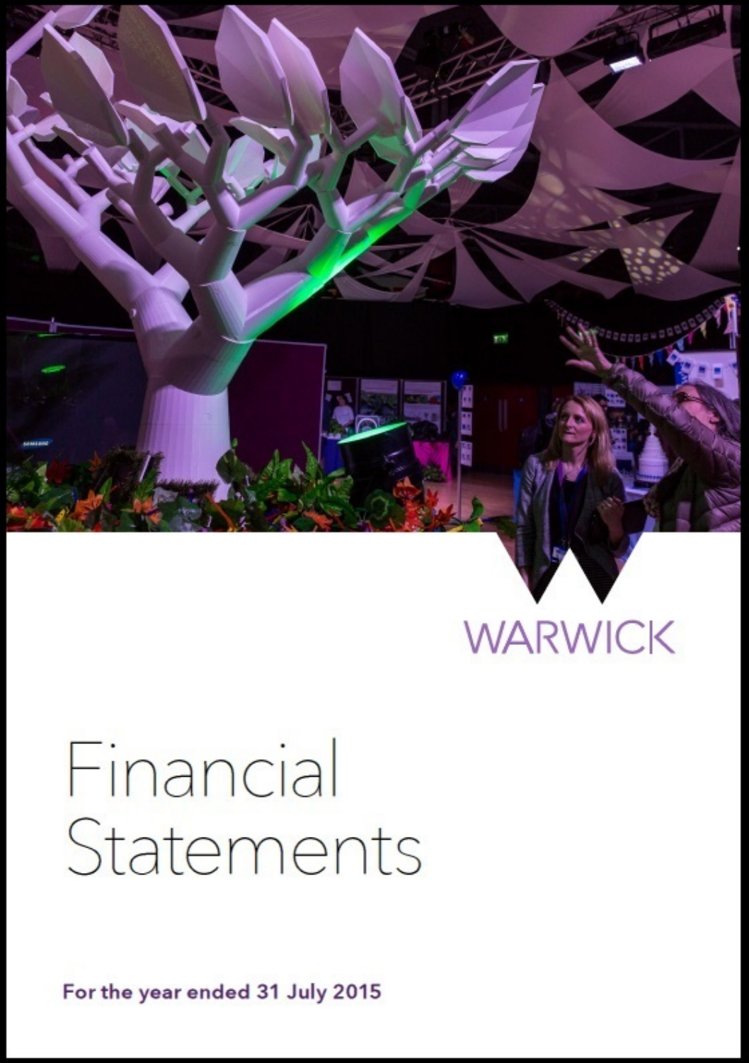WARWICK

# Financial Statements

**For the year ended 31 July 2015**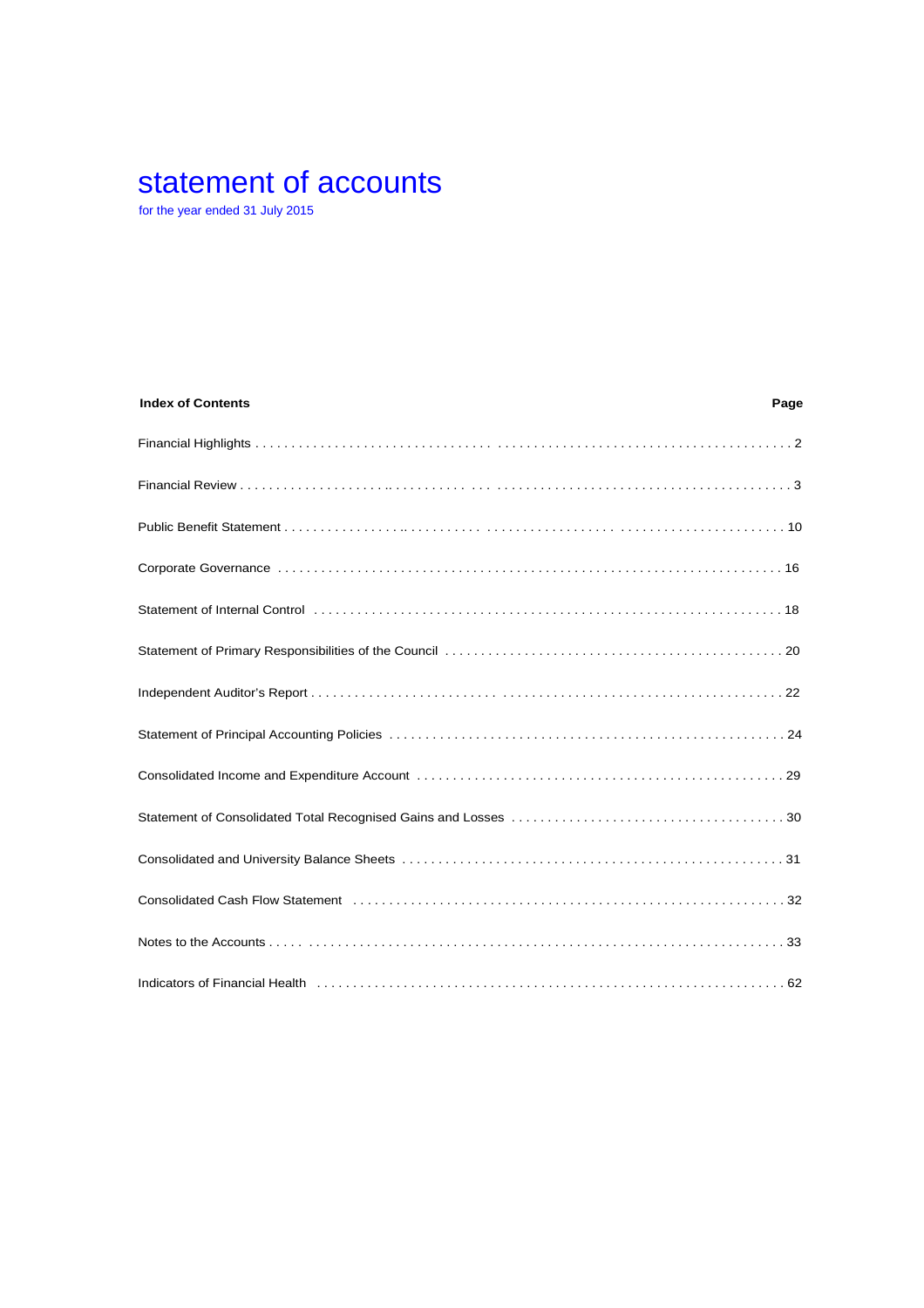# statement of accounts

for the year ended 31 July 2015

| Index of Contents | Page |
|---|---|
| Financial Highlights | 2 |
| Financial Review | 3 |
| Public Benefit Statement | 10 |
| Corporate Governance | 16 |
| Statement of Internal Control | 18 |
| Statement of Primary Responsibilities of the Council | 20 |
| Independent Auditor's Report | 22 |
| Statement of Principal Accounting Policies | 24 |
| Consolidated Income and Expenditure Account | 29 |
| Statement of Consolidated Total Recognised Gains and Losses | 30 |
| Consolidated and University Balance Sheets | 31 |
| Consolidated Cash Flow Statement | 32 |
| Notes to the Accounts | 33 |
| Indicators of Financial Health | 62 |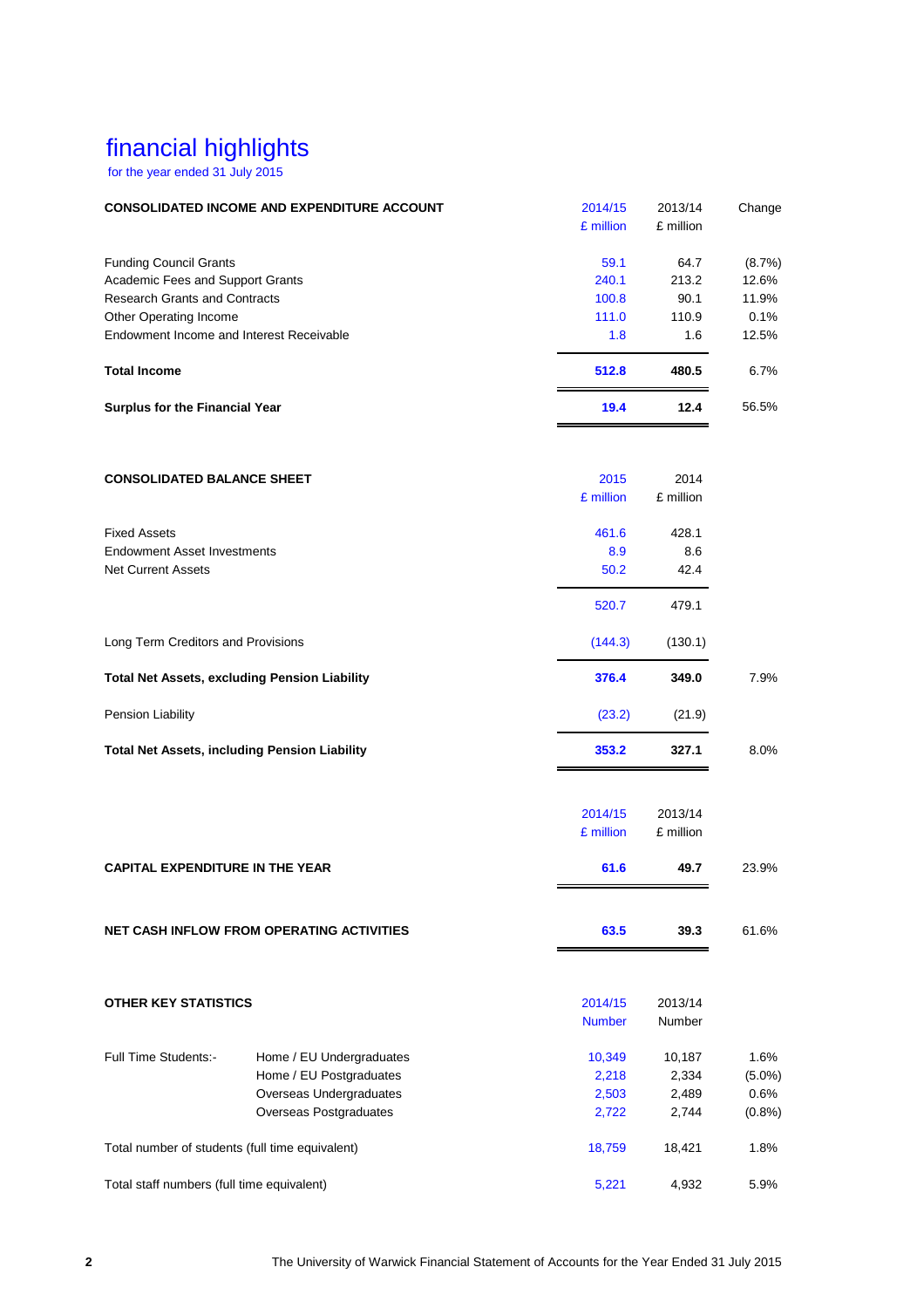# financial highlights

for the year ended 31 July 2015

| CONSOLIDATED INCOME AND EXPENDITURE ACCOUNT | 2014/15 £ million | 2013/14 £ million | Change |
|---|---|---|---|
| Funding Council Grants | 59.1 | 64.7 | (8.7%) |
| Academic Fees and Support Grants | 240.1 | 213.2 | 12.6% |
| Research Grants and Contracts | 100.8 | 90.1 | 11.9% |
| Other Operating Income | 111.0 | 110.9 | 0.1% |
| Endowment Income and Interest Receivable | 1.8 | 1.6 | 12.5% |
| **Total Income** | **512.8** | **480.5** | 6.7% |
| **Surplus for the Financial Year** | **19.4** | **12.4** | 56.5% |

| CONSOLIDATED BALANCE SHEET | 2015 £ million | 2014 £ million | |
|---|---|---|---|
| Fixed Assets | 461.6 | 428.1 | |
| Endowment Asset Investments | 8.9 | 8.6 | |
| Net Current Assets | 50.2 | 42.4 | |
| | 520.7 | 479.1 | |
| Long Term Creditors and Provisions | (144.3) | (130.1) | |
| **Total Net Assets, excluding Pension Liability** | **376.4** | **349.0** | 7.9% |
| Pension Liability | (23.2) | (21.9) | |
| **Total Net Assets, including Pension Liability** | **353.2** | **327.1** | 8.0% |

| | 2014/15 £ million | 2013/14 £ million | |
|---|---|---|---|
| **CAPITAL EXPENDITURE IN THE YEAR** | **61.6** | **49.7** | 23.9% |
| **NET CASH INFLOW FROM OPERATING ACTIVITIES** | **63.5** | **39.3** | 61.6% |

| OTHER KEY STATISTICS | | 2014/15 Number | 2013/14 Number | |
|---|---|---|---|---|
| Full Time Students:- | Home / EU Undergraduates | 10,349 | 10,187 | 1.6% |
| | Home / EU Postgraduates | 2,218 | 2,334 | (5.0%) |
| | Overseas Undergraduates | 2,503 | 2,489 | 0.6% |
| | Overseas Postgraduates | 2,722 | 2,744 | (0.8%) |
| Total number of students (full time equivalent) | | 18,759 | 18,421 | 1.8% |
| Total staff numbers (full time equivalent) | | 5,221 | 4,932 | 5.9% |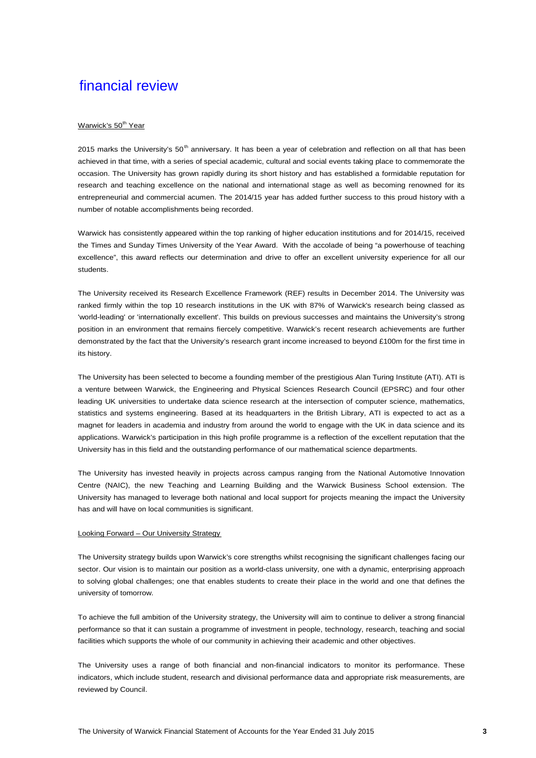# financial review

Warwick's 50th Year

2015 marks the University's 50th anniversary. It has been a year of celebration and reflection on all that has been achieved in that time, with a series of special academic, cultural and social events taking place to commemorate the occasion. The University has grown rapidly during its short history and has established a formidable reputation for research and teaching excellence on the national and international stage as well as becoming renowned for its entrepreneurial and commercial acumen. The 2014/15 year has added further success to this proud history with a number of notable accomplishments being recorded.

Warwick has consistently appeared within the top ranking of higher education institutions and for 2014/15, received the Times and Sunday Times University of the Year Award. With the accolade of being "a powerhouse of teaching excellence", this award reflects our determination and drive to offer an excellent university experience for all our students.

The University received its Research Excellence Framework (REF) results in December 2014. The University was ranked firmly within the top 10 research institutions in the UK with 87% of Warwick's research being classed as 'world-leading' or 'internationally excellent'. This builds on previous successes and maintains the University's strong position in an environment that remains fiercely competitive. Warwick's recent research achievements are further demonstrated by the fact that the University's research grant income increased to beyond £100m for the first time in its history.

The University has been selected to become a founding member of the prestigious Alan Turing Institute (ATI). ATI is a venture between Warwick, the Engineering and Physical Sciences Research Council (EPSRC) and four other leading UK universities to undertake data science research at the intersection of computer science, mathematics, statistics and systems engineering. Based at its headquarters in the British Library, ATI is expected to act as a magnet for leaders in academia and industry from around the world to engage with the UK in data science and its applications. Warwick's participation in this high profile programme is a reflection of the excellent reputation that the University has in this field and the outstanding performance of our mathematical science departments.

The University has invested heavily in projects across campus ranging from the National Automotive Innovation Centre (NAIC), the new Teaching and Learning Building and the Warwick Business School extension. The University has managed to leverage both national and local support for projects meaning the impact the University has and will have on local communities is significant.

Looking Forward – Our University Strategy

The University strategy builds upon Warwick's core strengths whilst recognising the significant challenges facing our sector. Our vision is to maintain our position as a world-class university, one with a dynamic, enterprising approach to solving global challenges; one that enables students to create their place in the world and one that defines the university of tomorrow.

To achieve the full ambition of the University strategy, the University will aim to continue to deliver a strong financial performance so that it can sustain a programme of investment in people, technology, research, teaching and social facilities which supports the whole of our community in achieving their academic and other objectives.

The University uses a range of both financial and non-financial indicators to monitor its performance. These indicators, which include student, research and divisional performance data and appropriate risk measurements, are reviewed by Council.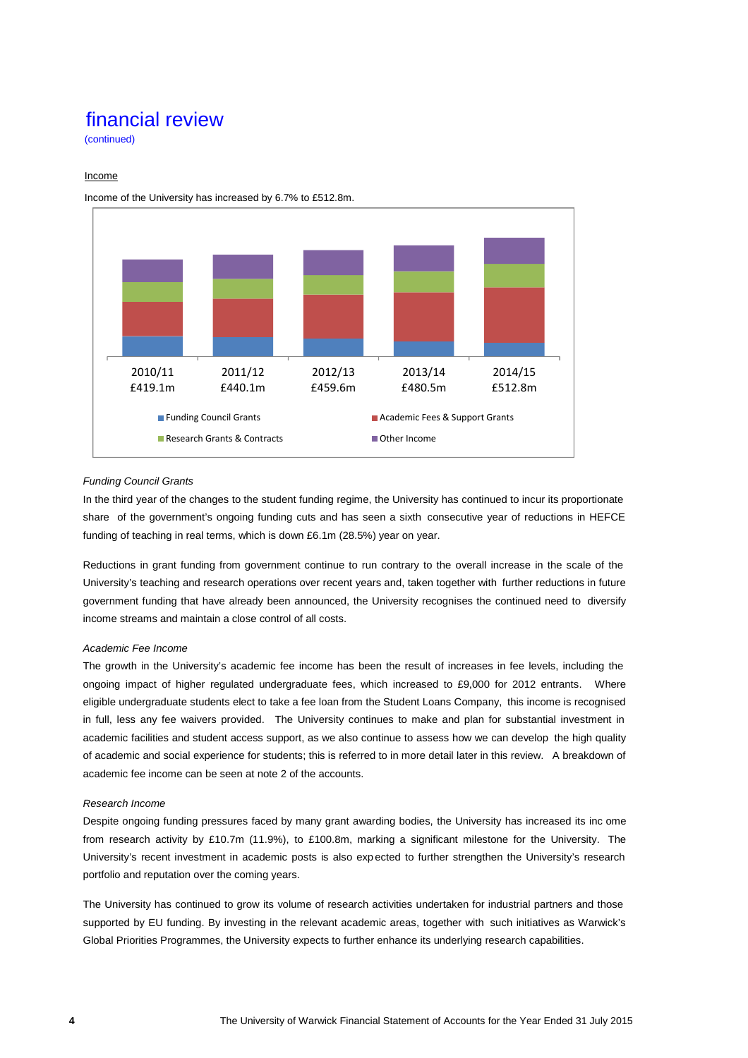# financial review

(continued)

## Income

Income of the University has increased by 6.7% to £512.8m.

2010/11 £419.1m

2011/12 £440.1m

2012/13 £459.6m

2013/14 £480.5m

2014/15 £512.8m

Funding Council Grants

Academic Fees & Support Grants

Research Grants & Contracts

Other Income

*Funding Council Grants*

In the third year of the changes to the student funding regime, the University has continued to incur its proportionate share of the government's ongoing funding cuts and has seen a sixth consecutive year of reductions in HEFCE funding of teaching in real terms, which is down £6.1m (28.5%) year on year.

Reductions in grant funding from government continue to run contrary to the overall increase in the scale of the University's teaching and research operations over recent years and, taken together with further reductions in future government funding that have already been announced, the University recognises the continued need to diversify income streams and maintain a close control of all costs.

*Academic Fee Income*

The growth in the University's academic fee income has been the result of increases in fee levels, including the ongoing impact of higher regulated undergraduate fees, which increased to £9,000 for 2012 entrants. Where eligible undergraduate students elect to take a fee loan from the Student Loans Company, this income is recognised in full, less any fee waivers provided. The University continues to make and plan for substantial investment in academic facilities and student access support, as we also continue to assess how we can develop the high quality of academic and social experience for students; this is referred to in more detail later in this review. A breakdown of academic fee income can be seen at note 2 of the accounts.

*Research Income*

Despite ongoing funding pressures faced by many grant awarding bodies, the University has increased its income from research activity by £10.7m (11.9%), to £100.8m, marking a significant milestone for the University. The University's recent investment in academic posts is also expected to further strengthen the University's research portfolio and reputation over the coming years.

The University has continued to grow its volume of research activities undertaken for industrial partners and those supported by EU funding. By investing in the relevant academic areas, together with such initiatives as Warwick's Global Priorities Programmes, the University expects to further enhance its underlying research capabilities.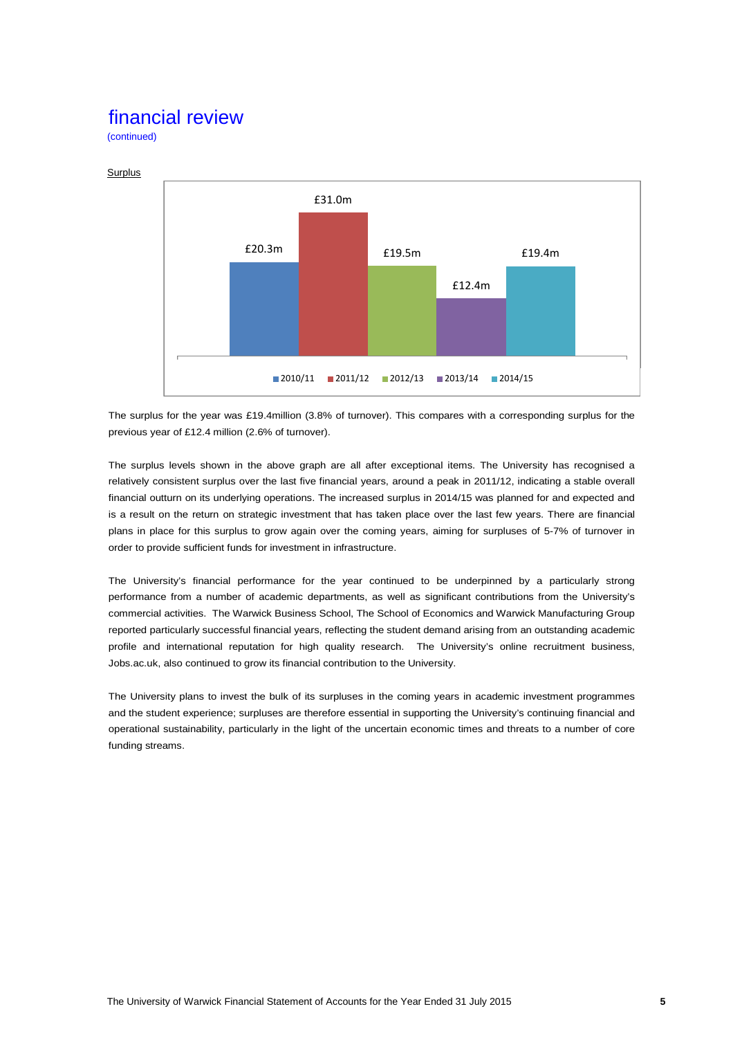# financial review

(continued)

Surplus

| 2010/11 | 2011/12 | 2012/13 | 2013/14 | 2014/15 |
|---|---|---|---|---|
| £20.3m | £31.0m | £19.5m | £12.4m | £19.4m |

The surplus for the year was £19.4million (3.8% of turnover). This compares with a corresponding surplus for the previous year of £12.4 million (2.6% of turnover).

The surplus levels shown in the above graph are all after exceptional items. The University has recognised a relatively consistent surplus over the last five financial years, around a peak in 2011/12, indicating a stable overall financial outturn on its underlying operations. The increased surplus in 2014/15 was planned for and expected and is a result on the return on strategic investment that has taken place over the last few years. There are financial plans in place for this surplus to grow again over the coming years, aiming for surpluses of 5-7% of turnover in order to provide sufficient funds for investment in infrastructure.

The University's financial performance for the year continued to be underpinned by a particularly strong performance from a number of academic departments, as well as significant contributions from the University's commercial activities. The Warwick Business School, The School of Economics and Warwick Manufacturing Group reported particularly successful financial years, reflecting the student demand arising from an outstanding academic profile and international reputation for high quality research. The University's online recruitment business, Jobs.ac.uk, also continued to grow its financial contribution to the University.

The University plans to invest the bulk of its surpluses in the coming years in academic investment programmes and the student experience; surpluses are therefore essential in supporting the University's continuing financial and operational sustainability, particularly in the light of the uncertain economic times and threats to a number of core funding streams.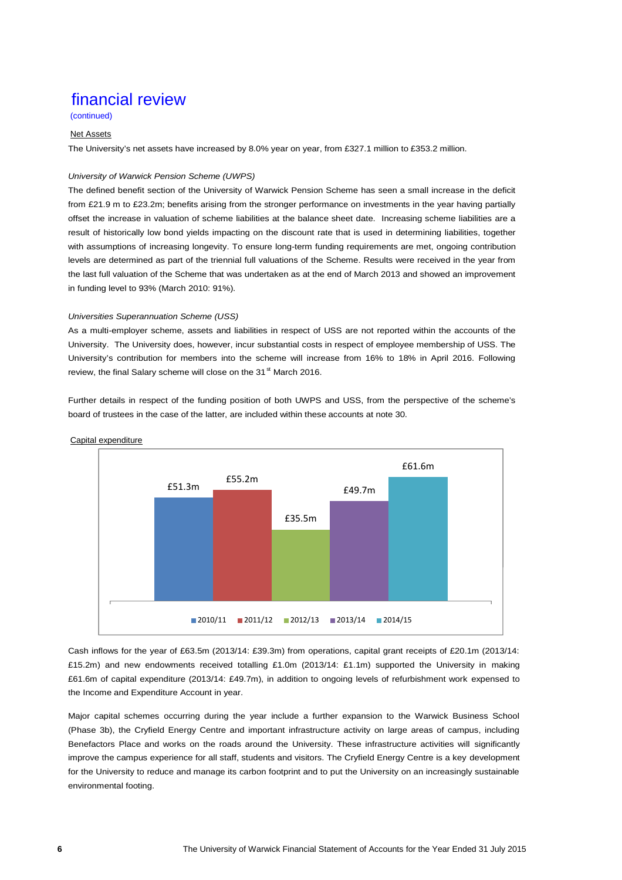# financial review

(continued)

Net Assets

The University's net assets have increased by 8.0% year on year, from £327.1 million to £353.2 million.

*University of Warwick Pension Scheme (UWPS)*

The defined benefit section of the University of Warwick Pension Scheme has seen a small increase in the deficit from £21.9 m to £23.2m; benefits arising from the stronger performance on investments in the year having partially offset the increase in valuation of scheme liabilities at the balance sheet date. Increasing scheme liabilities are a result of historically low bond yields impacting on the discount rate that is used in determining liabilities, together with assumptions of increasing longevity. To ensure long-term funding requirements are met, ongoing contribution levels are determined as part of the triennial full valuations of the Scheme. Results were received in the year from the last full valuation of the Scheme that was undertaken as at the end of March 2013 and showed an improvement in funding level to 93% (March 2010: 91%).

*Universities Superannuation Scheme (USS)*

As a multi-employer scheme, assets and liabilities in respect of USS are not reported within the accounts of the University. The University does, however, incur substantial costs in respect of employee membership of USS. The University's contribution for members into the scheme will increase from 16% to 18% in April 2016. Following review, the final Salary scheme will close on the 31st March 2016.

Further details in respect of the funding position of both UWPS and USS, from the perspective of the scheme's board of trustees in the case of the latter, are included within these accounts at note 30.

Capital expenditure

| 2010/11 | 2011/12 | 2012/13 | 2013/14 | 2014/15 |
|---|---|---|---|---|
| £51.3m | £55.2m | £35.5m | £49.7m | £61.6m |

Cash inflows for the year of £63.5m (2013/14: £39.3m) from operations, capital grant receipts of £20.1m (2013/14: £15.2m) and new endowments received totalling £1.0m (2013/14: £1.1m) supported the University in making £61.6m of capital expenditure (2013/14: £49.7m), in addition to ongoing levels of refurbishment work expensed to the Income and Expenditure Account in year.

Major capital schemes occurring during the year include a further expansion to the Warwick Business School (Phase 3b), the Cryfield Energy Centre and important infrastructure activity on large areas of campus, including Benefactors Place and works on the roads around the University. These infrastructure activities will significantly improve the campus experience for all staff, students and visitors. The Cryfield Energy Centre is a key development for the University to reduce and manage its carbon footprint and to put the University on an increasingly sustainable environmental footing.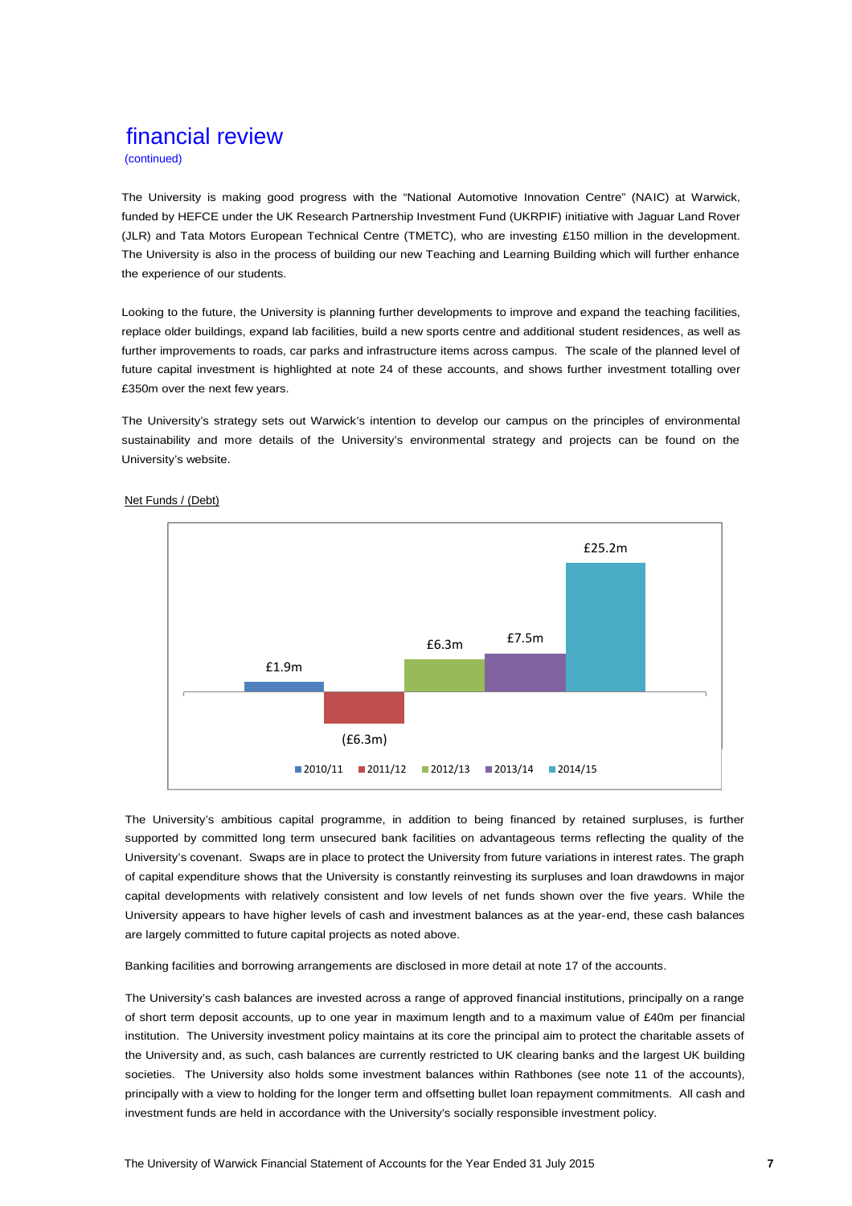## financial review

(continued)

The University is making good progress with the "National Automotive Innovation Centre" (NAIC) at Warwick, funded by HEFCE under the UK Research Partnership Investment Fund (UKRPIF) initiative with Jaguar Land Rover (JLR) and Tata Motors European Technical Centre (TMETC), who are investing £150 million in the development. The University is also in the process of building our new Teaching and Learning Building which will further enhance the experience of our students.

Looking to the future, the University is planning further developments to improve and expand the teaching facilities, replace older buildings, expand lab facilities, build a new sports centre and additional student residences, as well as further improvements to roads, car parks and infrastructure items across campus. The scale of the planned level of future capital investment is highlighted at note 24 of these accounts, and shows further investment totalling over £350m over the next few years.

The University's strategy sets out Warwick's intention to develop our campus on the principles of environmental sustainability and more details of the University's environmental strategy and projects can be found on the University's website.

Net Funds / (Debt)

| 2010/11 | 2011/12 | 2012/13 | 2013/14 | 2014/15 |
|---|---|---|---|---|
| £1.9m | (£6.3m) | £6.3m | £7.5m | £25.2m |

The University's ambitious capital programme, in addition to being financed by retained surpluses, is further supported by committed long term unsecured bank facilities on advantageous terms reflecting the quality of the University's covenant. Swaps are in place to protect the University from future variations in interest rates. The graph of capital expenditure shows that the University is constantly reinvesting its surpluses and loan drawdowns in major capital developments with relatively consistent and low levels of net funds shown over the five years. While the University appears to have higher levels of cash and investment balances as at the year-end, these cash balances are largely committed to future capital projects as noted above.

Banking facilities and borrowing arrangements are disclosed in more detail at note 17 of the accounts.

The University's cash balances are invested across a range of approved financial institutions, principally on a range of short term deposit accounts, up to one year in maximum length and to a maximum value of £40m per financial institution. The University investment policy maintains at its core the principal aim to protect the charitable assets of the University and, as such, cash balances are currently restricted to UK clearing banks and the largest UK building societies. The University also holds some investment balances within Rathbones (see note 11 of the accounts), principally with a view to holding for the longer term and offsetting bullet loan repayment commitments. All cash and investment funds are held in accordance with the University's socially responsible investment policy.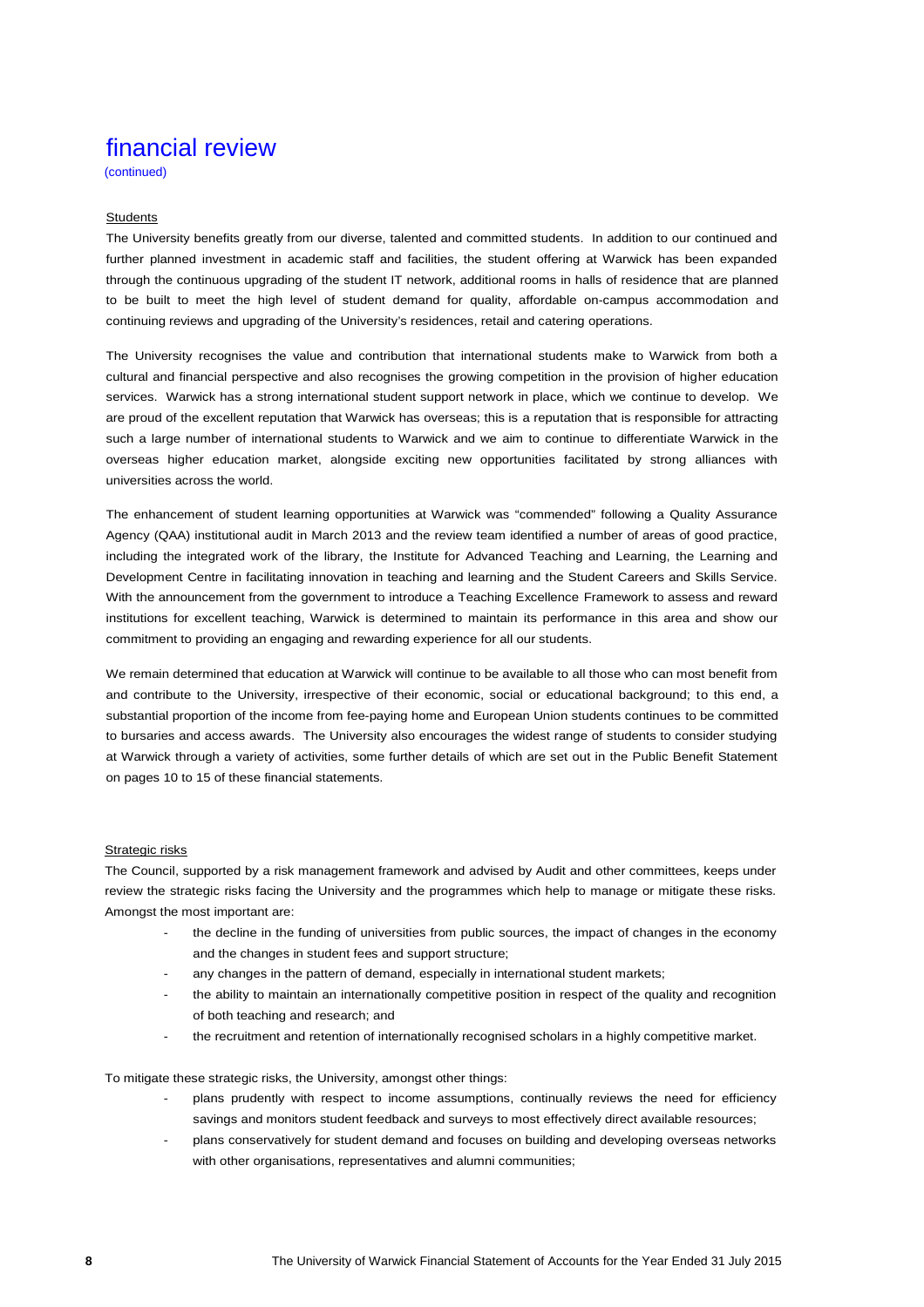# financial review

(continued)

## Students

The University benefits greatly from our diverse, talented and committed students. In addition to our continued and further planned investment in academic staff and facilities, the student offering at Warwick has been expanded through the continuous upgrading of the student IT network, additional rooms in halls of residence that are planned to be built to meet the high level of student demand for quality, affordable on-campus accommodation and continuing reviews and upgrading of the University's residences, retail and catering operations.

The University recognises the value and contribution that international students make to Warwick from both a cultural and financial perspective and also recognises the growing competition in the provision of higher education services. Warwick has a strong international student support network in place, which we continue to develop. We are proud of the excellent reputation that Warwick has overseas; this is a reputation that is responsible for attracting such a large number of international students to Warwick and we aim to continue to differentiate Warwick in the overseas higher education market, alongside exciting new opportunities facilitated by strong alliances with universities across the world.

The enhancement of student learning opportunities at Warwick was "commended" following a Quality Assurance Agency (QAA) institutional audit in March 2013 and the review team identified a number of areas of good practice, including the integrated work of the library, the Institute for Advanced Teaching and Learning, the Learning and Development Centre in facilitating innovation in teaching and learning and the Student Careers and Skills Service. With the announcement from the government to introduce a Teaching Excellence Framework to assess and reward institutions for excellent teaching, Warwick is determined to maintain its performance in this area and show our commitment to providing an engaging and rewarding experience for all our students.

We remain determined that education at Warwick will continue to be available to all those who can most benefit from and contribute to the University, irrespective of their economic, social or educational background; to this end, a substantial proportion of the income from fee-paying home and European Union students continues to be committed to bursaries and access awards. The University also encourages the widest range of students to consider studying at Warwick through a variety of activities, some further details of which are set out in the Public Benefit Statement on pages 10 to 15 of these financial statements.

## Strategic risks

The Council, supported by a risk management framework and advised by Audit and other committees, keeps under review the strategic risks facing the University and the programmes which help to manage or mitigate these risks. Amongst the most important are:

- the decline in the funding of universities from public sources, the impact of changes in the economy and the changes in student fees and support structure;
- any changes in the pattern of demand, especially in international student markets;
- the ability to maintain an internationally competitive position in respect of the quality and recognition of both teaching and research; and
- the recruitment and retention of internationally recognised scholars in a highly competitive market.

To mitigate these strategic risks, the University, amongst other things:

- plans prudently with respect to income assumptions, continually reviews the need for efficiency savings and monitors student feedback and surveys to most effectively direct available resources;
- plans conservatively for student demand and focuses on building and developing overseas networks with other organisations, representatives and alumni communities;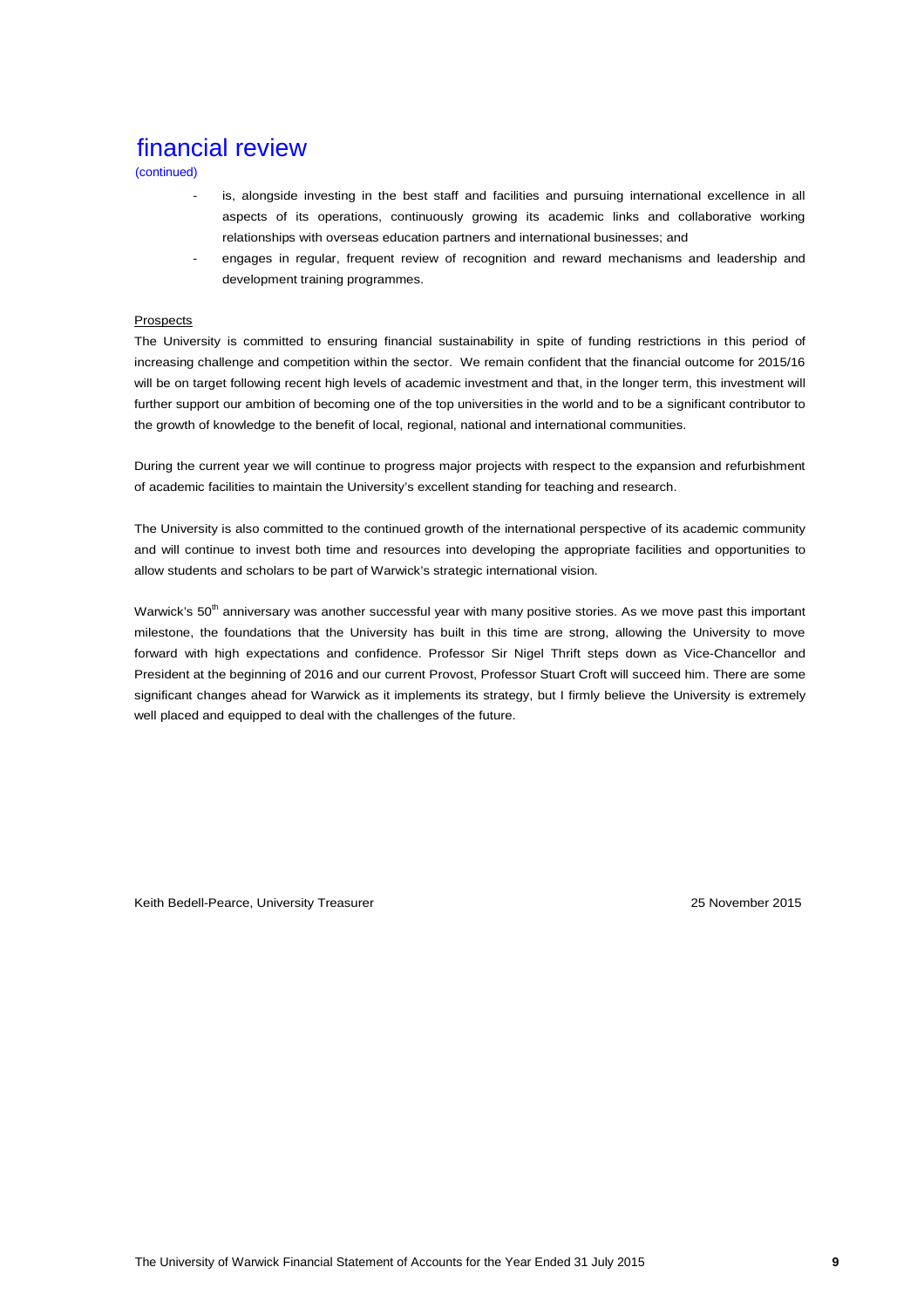# financial review

(continued)

- is, alongside investing in the best staff and facilities and pursuing international excellence in all aspects of its operations, continuously growing its academic links and collaborative working relationships with overseas education partners and international businesses; and
- engages in regular, frequent review of recognition and reward mechanisms and leadership and development training programmes.

Prospects

The University is committed to ensuring financial sustainability in spite of funding restrictions in this period of increasing challenge and competition within the sector. We remain confident that the financial outcome for 2015/16 will be on target following recent high levels of academic investment and that, in the longer term, this investment will further support our ambition of becoming one of the top universities in the world and to be a significant contributor to the growth of knowledge to the benefit of local, regional, national and international communities.

During the current year we will continue to progress major projects with respect to the expansion and refurbishment of academic facilities to maintain the University's excellent standing for teaching and research.

The University is also committed to the continued growth of the international perspective of its academic community and will continue to invest both time and resources into developing the appropriate facilities and opportunities to allow students and scholars to be part of Warwick's strategic international vision.

Warwick's 50th anniversary was another successful year with many positive stories. As we move past this important milestone, the foundations that the University has built in this time are strong, allowing the University to move forward with high expectations and confidence. Professor Sir Nigel Thrift steps down as Vice-Chancellor and President at the beginning of 2016 and our current Provost, Professor Stuart Croft will succeed him. There are some significant changes ahead for Warwick as it implements its strategy, but I firmly believe the University is extremely well placed and equipped to deal with the challenges of the future.

Keith Bedell-Pearce, University Treasurer 25 November 2015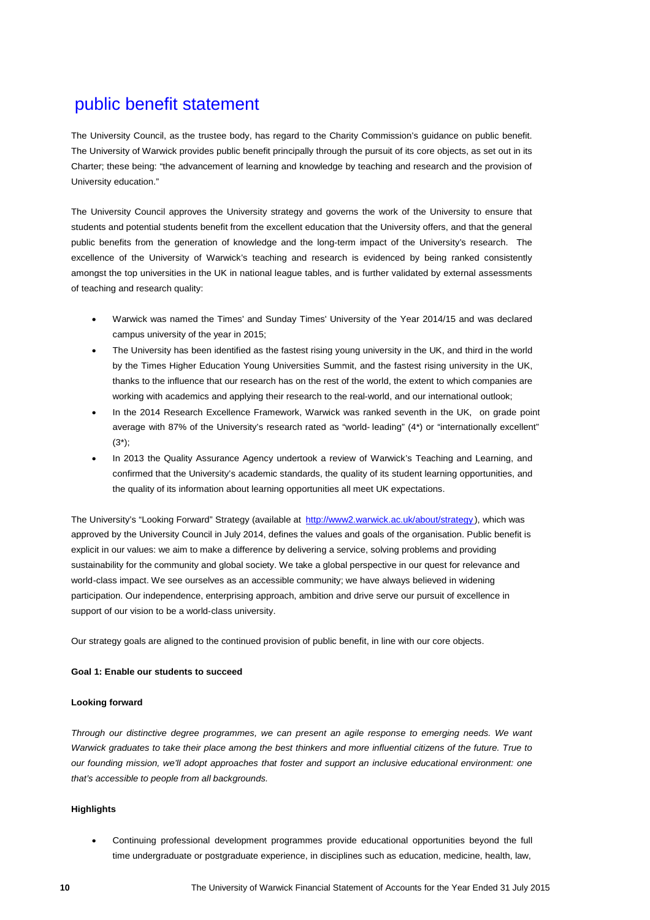# public benefit statement

The University Council, as the trustee body, has regard to the Charity Commission's guidance on public benefit. The University of Warwick provides public benefit principally through the pursuit of its core objects, as set out in its Charter; these being: "the advancement of learning and knowledge by teaching and research and the provision of University education."

The University Council approves the University strategy and governs the work of the University to ensure that students and potential students benefit from the excellent education that the University offers, and that the general public benefits from the generation of knowledge and the long-term impact of the University's research. The excellence of the University of Warwick's teaching and research is evidenced by being ranked consistently amongst the top universities in the UK in national league tables, and is further validated by external assessments of teaching and research quality:

- Warwick was named the Times' and Sunday Times' University of the Year 2014/15 and was declared campus university of the year in 2015;
- The University has been identified as the fastest rising young university in the UK, and third in the world by the Times Higher Education Young Universities Summit, and the fastest rising university in the UK, thanks to the influence that our research has on the rest of the world, the extent to which companies are working with academics and applying their research to the real-world, and our international outlook;
- In the 2014 Research Excellence Framework, Warwick was ranked seventh in the UK, on grade point average with 87% of the University's research rated as "world- leading" (4*) or "internationally excellent" (3*);
- In 2013 the Quality Assurance Agency undertook a review of Warwick's Teaching and Learning, and confirmed that the University's academic standards, the quality of its student learning opportunities, and the quality of its information about learning opportunities all meet UK expectations.

The University's "Looking Forward" Strategy (available at http://www2.warwick.ac.uk/about/strategy), which was approved by the University Council in July 2014, defines the values and goals of the organisation. Public benefit is explicit in our values: we aim to make a difference by delivering a service, solving problems and providing sustainability for the community and global society. We take a global perspective in our quest for relevance and world-class impact. We see ourselves as an accessible community; we have always believed in widening participation. Our independence, enterprising approach, ambition and drive serve our pursuit of excellence in support of our vision to be a world-class university.

Our strategy goals are aligned to the continued provision of public benefit, in line with our core objects.

**Goal 1: Enable our students to succeed**

**Looking forward**

*Through our distinctive degree programmes, we can present an agile response to emerging needs. We want Warwick graduates to take their place among the best thinkers and more influential citizens of the future. True to our founding mission, we'll adopt approaches that foster and support an inclusive educational environment: one that's accessible to people from all backgrounds.*

**Highlights**

- Continuing professional development programmes provide educational opportunities beyond the full time undergraduate or postgraduate experience, in disciplines such as education, medicine, health, law,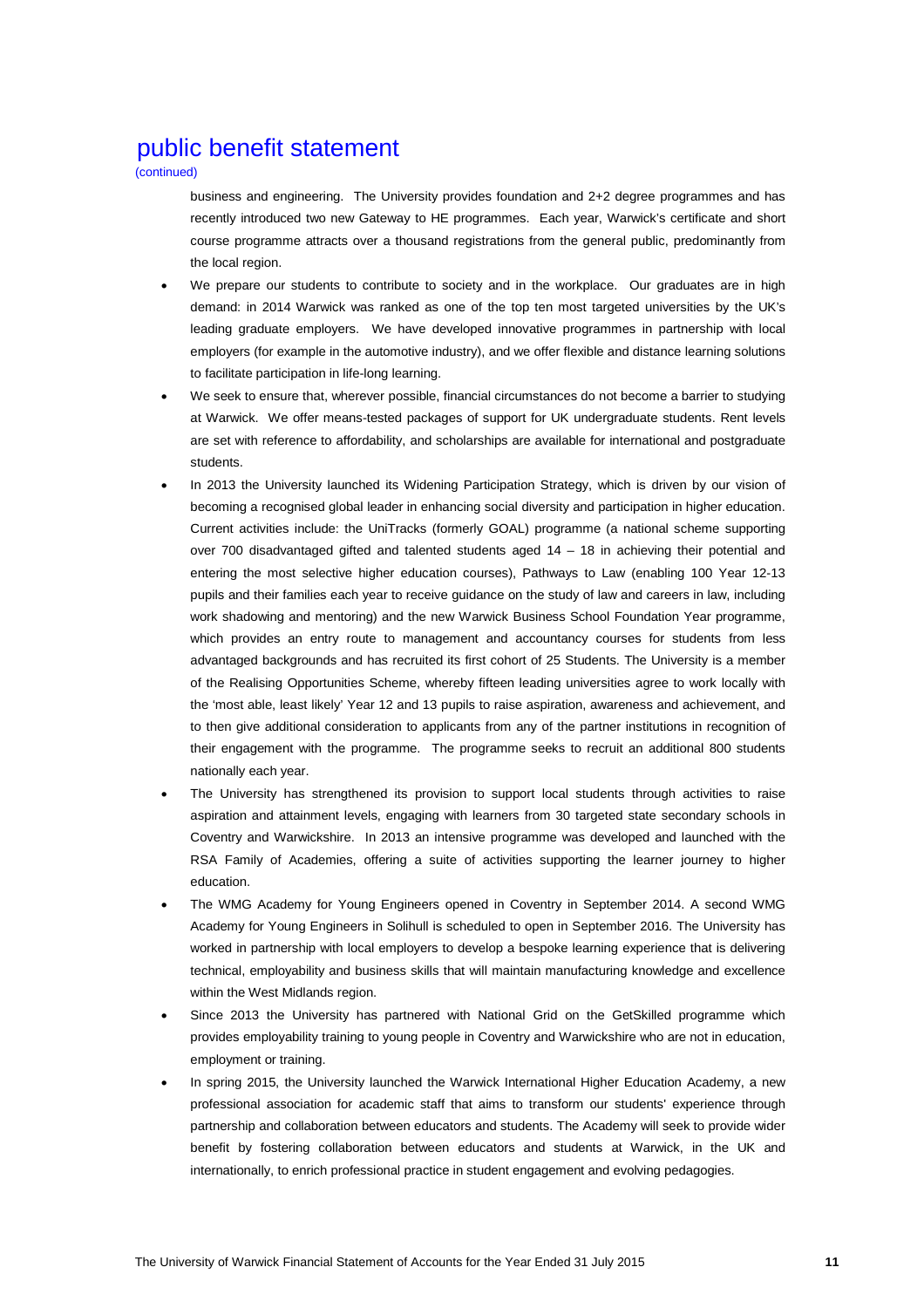## public benefit statement

(continued)

business and engineering. The University provides foundation and 2+2 degree programmes and has recently introduced two new Gateway to HE programmes. Each year, Warwick's certificate and short course programme attracts over a thousand registrations from the general public, predominantly from the local region.

- We prepare our students to contribute to society and in the workplace. Our graduates are in high demand: in 2014 Warwick was ranked as one of the top ten most targeted universities by the UK's leading graduate employers. We have developed innovative programmes in partnership with local employers (for example in the automotive industry), and we offer flexible and distance learning solutions to facilitate participation in life-long learning.
- We seek to ensure that, wherever possible, financial circumstances do not become a barrier to studying at Warwick. We offer means-tested packages of support for UK undergraduate students. Rent levels are set with reference to affordability, and scholarships are available for international and postgraduate students.
- In 2013 the University launched its Widening Participation Strategy, which is driven by our vision of becoming a recognised global leader in enhancing social diversity and participation in higher education. Current activities include: the UniTracks (formerly GOAL) programme (a national scheme supporting over 700 disadvantaged gifted and talented students aged 14 – 18 in achieving their potential and entering the most selective higher education courses), Pathways to Law (enabling 100 Year 12-13 pupils and their families each year to receive guidance on the study of law and careers in law, including work shadowing and mentoring) and the new Warwick Business School Foundation Year programme, which provides an entry route to management and accountancy courses for students from less advantaged backgrounds and has recruited its first cohort of 25 Students. The University is a member of the Realising Opportunities Scheme, whereby fifteen leading universities agree to work locally with the 'most able, least likely' Year 12 and 13 pupils to raise aspiration, awareness and achievement, and to then give additional consideration to applicants from any of the partner institutions in recognition of their engagement with the programme. The programme seeks to recruit an additional 800 students nationally each year.
- The University has strengthened its provision to support local students through activities to raise aspiration and attainment levels, engaging with learners from 30 targeted state secondary schools in Coventry and Warwickshire. In 2013 an intensive programme was developed and launched with the RSA Family of Academies, offering a suite of activities supporting the learner journey to higher education.
- The WMG Academy for Young Engineers opened in Coventry in September 2014. A second WMG Academy for Young Engineers in Solihull is scheduled to open in September 2016. The University has worked in partnership with local employers to develop a bespoke learning experience that is delivering technical, employability and business skills that will maintain manufacturing knowledge and excellence within the West Midlands region.
- Since 2013 the University has partnered with National Grid on the GetSkilled programme which provides employability training to young people in Coventry and Warwickshire who are not in education, employment or training.
- In spring 2015, the University launched the Warwick International Higher Education Academy, a new professional association for academic staff that aims to transform our students' experience through partnership and collaboration between educators and students. The Academy will seek to provide wider benefit by fostering collaboration between educators and students at Warwick, in the UK and internationally, to enrich professional practice in student engagement and evolving pedagogies.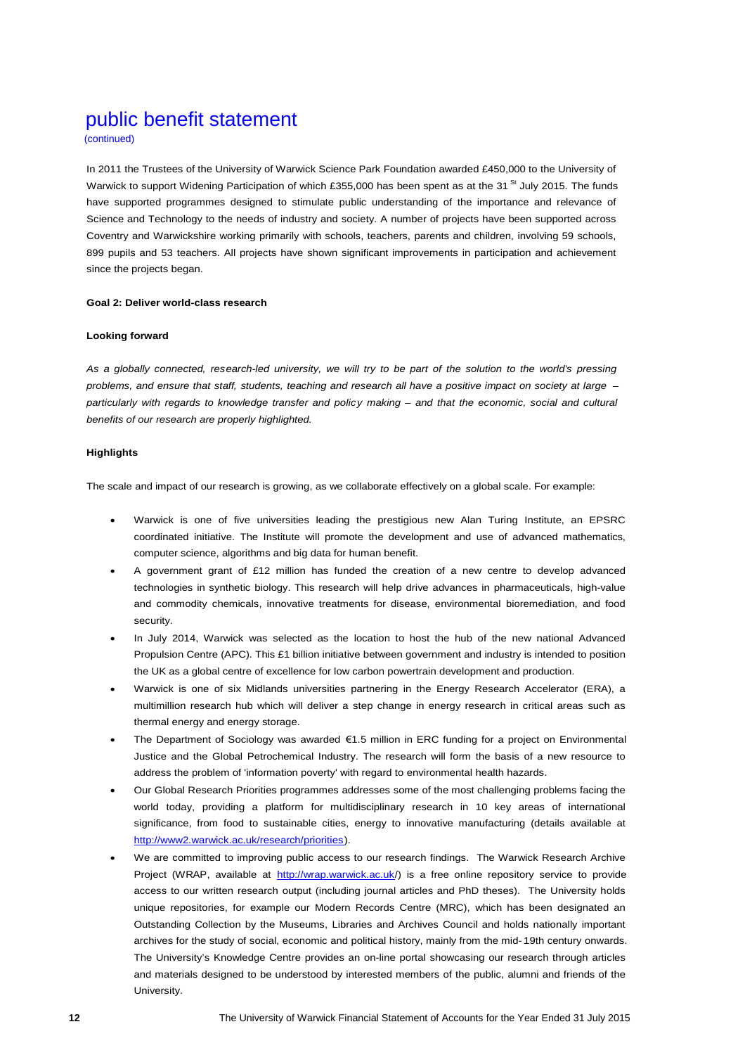# public benefit statement

(continued)

In 2011 the Trustees of the University of Warwick Science Park Foundation awarded £450,000 to the University of Warwick to support Widening Participation of which £355,000 has been spent as at the 31st July 2015. The funds have supported programmes designed to stimulate public understanding of the importance and relevance of Science and Technology to the needs of industry and society. A number of projects have been supported across Coventry and Warwickshire working primarily with schools, teachers, parents and children, involving 59 schools, 899 pupils and 53 teachers. All projects have shown significant improvements in participation and achievement since the projects began.

**Goal 2: Deliver world-class research**

**Looking forward**

*As a globally connected, research-led university, we will try to be part of the solution to the world's pressing problems, and ensure that staff, students, teaching and research all have a positive impact on society at large – particularly with regards to knowledge transfer and policy making – and that the economic, social and cultural benefits of our research are properly highlighted.*

**Highlights**

The scale and impact of our research is growing, as we collaborate effectively on a global scale. For example:

- Warwick is one of five universities leading the prestigious new Alan Turing Institute, an EPSRC coordinated initiative. The Institute will promote the development and use of advanced mathematics, computer science, algorithms and big data for human benefit.
- A government grant of £12 million has funded the creation of a new centre to develop advanced technologies in synthetic biology. This research will help drive advances in pharmaceuticals, high-value and commodity chemicals, innovative treatments for disease, environmental bioremediation, and food security.
- In July 2014, Warwick was selected as the location to host the hub of the new national Advanced Propulsion Centre (APC). This £1 billion initiative between government and industry is intended to position the UK as a global centre of excellence for low carbon powertrain development and production.
- Warwick is one of six Midlands universities partnering in the Energy Research Accelerator (ERA), a multimillion research hub which will deliver a step change in energy research in critical areas such as thermal energy and energy storage.
- The Department of Sociology was awarded €1.5 million in ERC funding for a project on Environmental Justice and the Global Petrochemical Industry. The research will form the basis of a new resource to address the problem of 'information poverty' with regard to environmental health hazards.
- Our Global Research Priorities programmes addresses some of the most challenging problems facing the world today, providing a platform for multidisciplinary research in 10 key areas of international significance, from food to sustainable cities, energy to innovative manufacturing (details available at http://www2.warwick.ac.uk/research/priorities).
- We are committed to improving public access to our research findings. The Warwick Research Archive Project (WRAP, available at http://wrap.warwick.ac.uk/) is a free online repository service to provide access to our written research output (including journal articles and PhD theses). The University holds unique repositories, for example our Modern Records Centre (MRC), which has been designated an Outstanding Collection by the Museums, Libraries and Archives Council and holds nationally important archives for the study of social, economic and political history, mainly from the mid-19th century onwards. The University's Knowledge Centre provides an on-line portal showcasing our research through articles and materials designed to be understood by interested members of the public, alumni and friends of the University.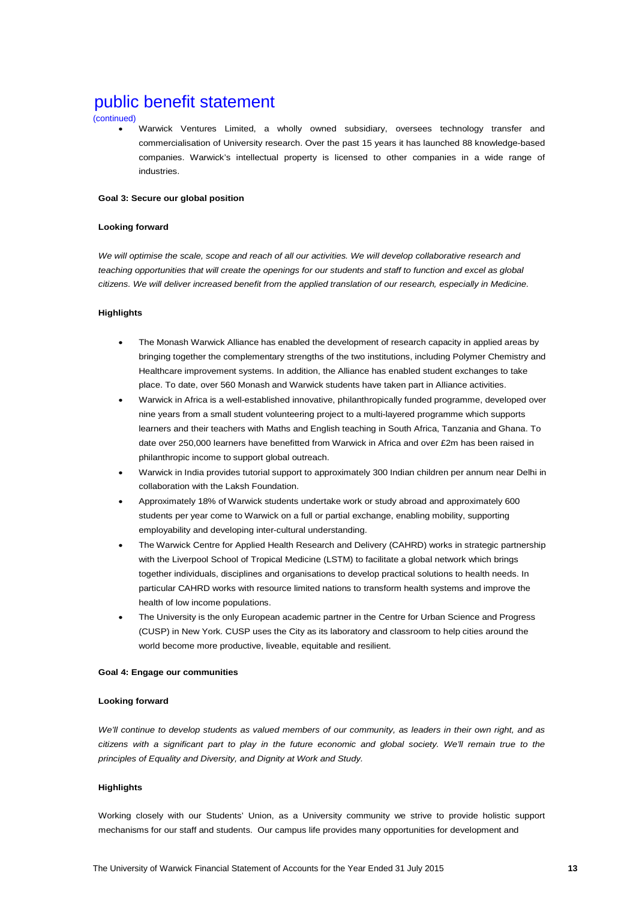# public benefit statement

(continued)

- Warwick Ventures Limited, a wholly owned subsidiary, oversees technology transfer and commercialisation of University research. Over the past 15 years it has launched 88 knowledge-based companies. Warwick's intellectual property is licensed to other companies in a wide range of industries.

**Goal 3: Secure our global position**

**Looking forward**

*We will optimise the scale, scope and reach of all our activities. We will develop collaborative research and teaching opportunities that will create the openings for our students and staff to function and excel as global citizens. We will deliver increased benefit from the applied translation of our research, especially in Medicine.*

**Highlights**

- The Monash Warwick Alliance has enabled the development of research capacity in applied areas by bringing together the complementary strengths of the two institutions, including Polymer Chemistry and Healthcare improvement systems. In addition, the Alliance has enabled student exchanges to take place. To date, over 560 Monash and Warwick students have taken part in Alliance activities.
- Warwick in Africa is a well-established innovative, philanthropically funded programme, developed over nine years from a small student volunteering project to a multi-layered programme which supports learners and their teachers with Maths and English teaching in South Africa, Tanzania and Ghana. To date over 250,000 learners have benefitted from Warwick in Africa and over £2m has been raised in philanthropic income to support global outreach.
- Warwick in India provides tutorial support to approximately 300 Indian children per annum near Delhi in collaboration with the Laksh Foundation.
- Approximately 18% of Warwick students undertake work or study abroad and approximately 600 students per year come to Warwick on a full or partial exchange, enabling mobility, supporting employability and developing inter-cultural understanding.
- The Warwick Centre for Applied Health Research and Delivery (CAHRD) works in strategic partnership with the Liverpool School of Tropical Medicine (LSTM) to facilitate a global network which brings together individuals, disciplines and organisations to develop practical solutions to health needs. In particular CAHRD works with resource limited nations to transform health systems and improve the health of low income populations.
- The University is the only European academic partner in the Centre for Urban Science and Progress (CUSP) in New York. CUSP uses the City as its laboratory and classroom to help cities around the world become more productive, liveable, equitable and resilient.

**Goal 4: Engage our communities**

**Looking forward**

*We'll continue to develop students as valued members of our community, as leaders in their own right, and as citizens with a significant part to play in the future economic and global society. We'll remain true to the principles of Equality and Diversity, and Dignity at Work and Study.*

**Highlights**

Working closely with our Students' Union, as a University community we strive to provide holistic support mechanisms for our staff and students. Our campus life provides many opportunities for development and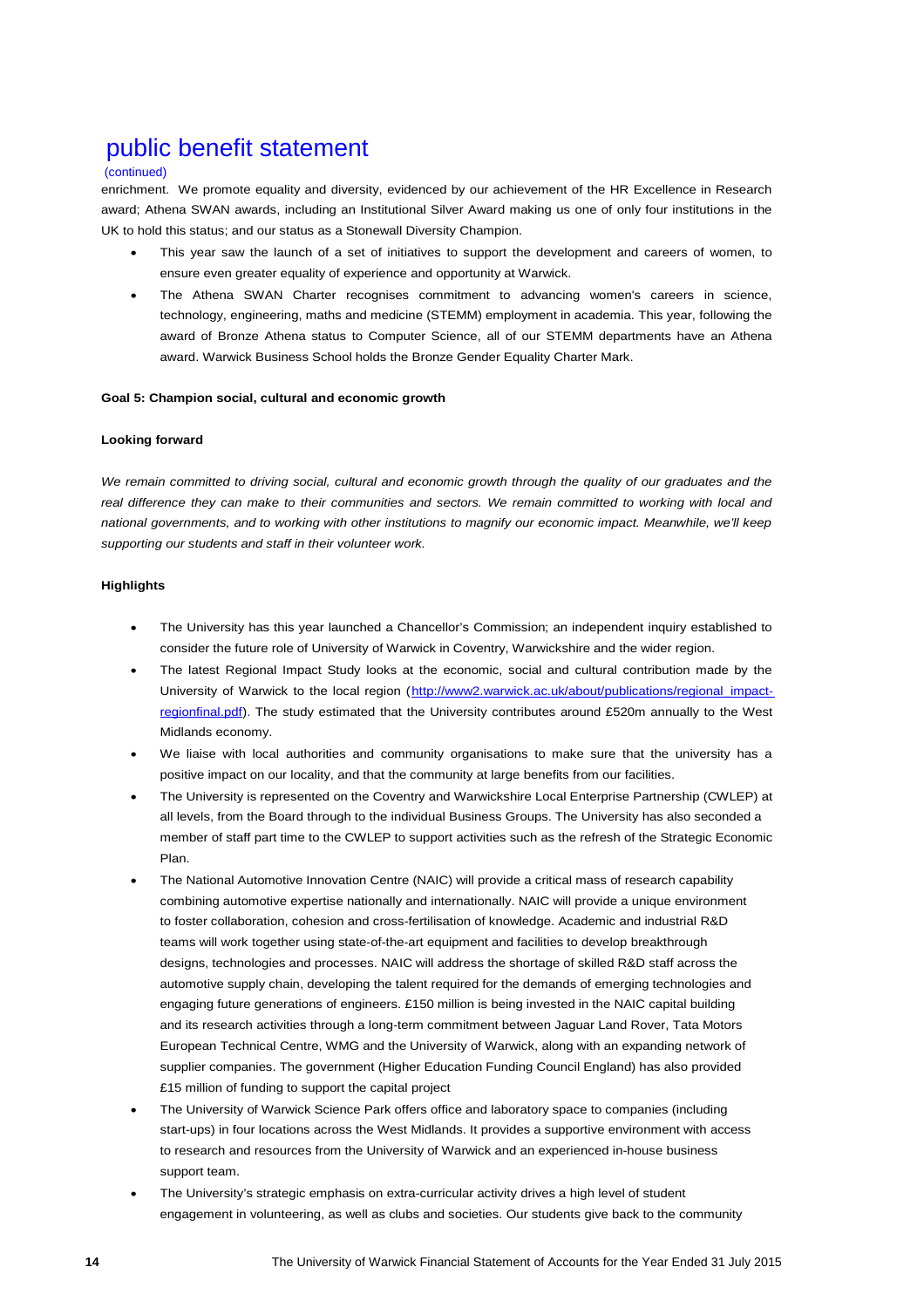# public benefit statement

(continued)

enrichment. We promote equality and diversity, evidenced by our achievement of the HR Excellence in Research award; Athena SWAN awards, including an Institutional Silver Award making us one of only four institutions in the UK to hold this status; and our status as a Stonewall Diversity Champion.

- This year saw the launch of a set of initiatives to support the development and careers of women, to ensure even greater equality of experience and opportunity at Warwick.
- The Athena SWAN Charter recognises commitment to advancing women's careers in science, technology, engineering, maths and medicine (STEMM) employment in academia. This year, following the award of Bronze Athena status to Computer Science, all of our STEMM departments have an Athena award. Warwick Business School holds the Bronze Gender Equality Charter Mark.

**Goal 5: Champion social, cultural and economic growth**

**Looking forward**

*We remain committed to driving social, cultural and economic growth through the quality of our graduates and the real difference they can make to their communities and sectors. We remain committed to working with local and national governments, and to working with other institutions to magnify our economic impact. Meanwhile, we'll keep supporting our students and staff in their volunteer work.*

**Highlights**

- The University has this year launched a Chancellor's Commission; an independent inquiry established to consider the future role of University of Warwick in Coventry, Warwickshire and the wider region.
- The latest Regional Impact Study looks at the economic, social and cultural contribution made by the University of Warwick to the local region (http://www2.warwick.ac.uk/about/publications/regional_impact-regionfinal.pdf). The study estimated that the University contributes around £520m annually to the West Midlands economy.
- We liaise with local authorities and community organisations to make sure that the university has a positive impact on our locality, and that the community at large benefits from our facilities.
- The University is represented on the Coventry and Warwickshire Local Enterprise Partnership (CWLEP) at all levels, from the Board through to the individual Business Groups. The University has also seconded a member of staff part time to the CWLEP to support activities such as the refresh of the Strategic Economic Plan.
- The National Automotive Innovation Centre (NAIC) will provide a critical mass of research capability combining automotive expertise nationally and internationally. NAIC will provide a unique environment to foster collaboration, cohesion and cross-fertilisation of knowledge. Academic and industrial R&D teams will work together using state-of-the-art equipment and facilities to develop breakthrough designs, technologies and processes. NAIC will address the shortage of skilled R&D staff across the automotive supply chain, developing the talent required for the demands of emerging technologies and engaging future generations of engineers. £150 million is being invested in the NAIC capital building and its research activities through a long-term commitment between Jaguar Land Rover, Tata Motors European Technical Centre, WMG and the University of Warwick, along with an expanding network of supplier companies. The government (Higher Education Funding Council England) has also provided £15 million of funding to support the capital project
- The University of Warwick Science Park offers office and laboratory space to companies (including start-ups) in four locations across the West Midlands. It provides a supportive environment with access to research and resources from the University of Warwick and an experienced in-house business support team.
- The University's strategic emphasis on extra-curricular activity drives a high level of student engagement in volunteering, as well as clubs and societies. Our students give back to the community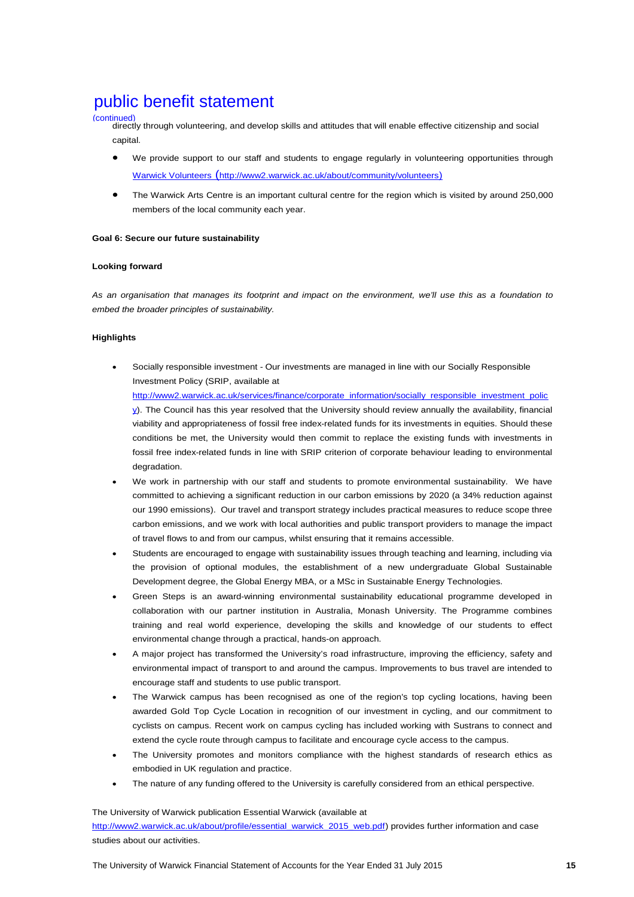# public benefit statement

(continued)

directly through volunteering, and develop skills and attitudes that will enable effective citizenship and social capital.

- We provide support to our staff and students to engage regularly in volunteering opportunities through Warwick Volunteers (http://www2.warwick.ac.uk/about/community/volunteers)
- The Warwick Arts Centre is an important cultural centre for the region which is visited by around 250,000 members of the local community each year.

**Goal 6: Secure our future sustainability**

**Looking forward**

*As an organisation that manages its footprint and impact on the environment, we'll use this as a foundation to embed the broader principles of sustainability.*

**Highlights**

- Socially responsible investment - Our investments are managed in line with our Socially Responsible Investment Policy (SRIP, available at http://www2.warwick.ac.uk/services/finance/corporate_information/socially_responsible_investment_policy). The Council has this year resolved that the University should review annually the availability, financial viability and appropriateness of fossil free index-related funds for its investments in equities. Should these conditions be met, the University would then commit to replace the existing funds with investments in fossil free index-related funds in line with SRIP criterion of corporate behaviour leading to environmental degradation.
- We work in partnership with our staff and students to promote environmental sustainability. We have committed to achieving a significant reduction in our carbon emissions by 2020 (a 34% reduction against our 1990 emissions). Our travel and transport strategy includes practical measures to reduce scope three carbon emissions, and we work with local authorities and public transport providers to manage the impact of travel flows to and from our campus, whilst ensuring that it remains accessible.
- Students are encouraged to engage with sustainability issues through teaching and learning, including via the provision of optional modules, the establishment of a new undergraduate Global Sustainable Development degree, the Global Energy MBA, or a MSc in Sustainable Energy Technologies.
- Green Steps is an award-winning environmental sustainability educational programme developed in collaboration with our partner institution in Australia, Monash University. The Programme combines training and real world experience, developing the skills and knowledge of our students to effect environmental change through a practical, hands-on approach.
- A major project has transformed the University's road infrastructure, improving the efficiency, safety and environmental impact of transport to and around the campus. Improvements to bus travel are intended to encourage staff and students to use public transport.
- The Warwick campus has been recognised as one of the region's top cycling locations, having been awarded Gold Top Cycle Location in recognition of our investment in cycling, and our commitment to cyclists on campus. Recent work on campus cycling has included working with Sustrans to connect and extend the cycle route through campus to facilitate and encourage cycle access to the campus.
- The University promotes and monitors compliance with the highest standards of research ethics as embodied in UK regulation and practice.
- The nature of any funding offered to the University is carefully considered from an ethical perspective.

The University of Warwick publication Essential Warwick (available at http://www2.warwick.ac.uk/about/profile/essential_warwick_2015_web.pdf) provides further information and case studies about our activities.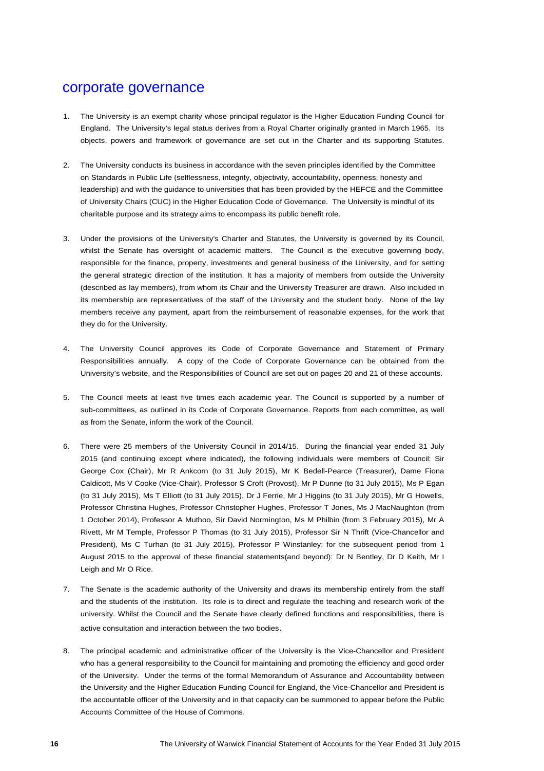# corporate governance

1. The University is an exempt charity whose principal regulator is the Higher Education Funding Council for England. The University's legal status derives from a Royal Charter originally granted in March 1965. Its objects, powers and framework of governance are set out in the Charter and its supporting Statutes.

2. The University conducts its business in accordance with the seven principles identified by the Committee on Standards in Public Life (selflessness, integrity, objectivity, accountability, openness, honesty and leadership) and with the guidance to universities that has been provided by the HEFCE and the Committee of University Chairs (CUC) in the Higher Education Code of Governance. The University is mindful of its charitable purpose and its strategy aims to encompass its public benefit role.

3. Under the provisions of the University's Charter and Statutes, the University is governed by its Council, whilst the Senate has oversight of academic matters. The Council is the executive governing body, responsible for the finance, property, investments and general business of the University, and for setting the general strategic direction of the institution. It has a majority of members from outside the University (described as lay members), from whom its Chair and the University Treasurer are drawn. Also included in its membership are representatives of the staff of the University and the student body. None of the lay members receive any payment, apart from the reimbursement of reasonable expenses, for the work that they do for the University.

4. The University Council approves its Code of Corporate Governance and Statement of Primary Responsibilities annually. A copy of the Code of Corporate Governance can be obtained from the University's website, and the Responsibilities of Council are set out on pages 20 and 21 of these accounts.

5. The Council meets at least five times each academic year. The Council is supported by a number of sub-committees, as outlined in its Code of Corporate Governance. Reports from each committee, as well as from the Senate, inform the work of the Council.

6. There were 25 members of the University Council in 2014/15. During the financial year ended 31 July 2015 (and continuing except where indicated), the following individuals were members of Council: Sir George Cox (Chair), Mr R Ankcorn (to 31 July 2015), Mr K Bedell-Pearce (Treasurer), Dame Fiona Caldicott, Ms V Cooke (Vice-Chair), Professor S Croft (Provost), Mr P Dunne (to 31 July 2015), Ms P Egan (to 31 July 2015), Ms T Elliott (to 31 July 2015), Dr J Ferrie, Mr J Higgins (to 31 July 2015), Mr G Howells, Professor Christina Hughes, Professor Christopher Hughes, Professor T Jones, Ms J MacNaughton (from 1 October 2014), Professor A Muthoo, Sir David Normington, Ms M Philbin (from 3 February 2015), Mr A Rivett, Mr M Temple, Professor P Thomas (to 31 July 2015), Professor Sir N Thrift (Vice-Chancellor and President), Ms C Turhan (to 31 July 2015), Professor P Winstanley; for the subsequent period from 1 August 2015 to the approval of these financial statements(and beyond): Dr N Bentley, Dr D Keith, Mr I Leigh and Mr O Rice.

7. The Senate is the academic authority of the University and draws its membership entirely from the staff and the students of the institution. Its role is to direct and regulate the teaching and research work of the university. Whilst the Council and the Senate have clearly defined functions and responsibilities, there is active consultation and interaction between the two bodies.

8. The principal academic and administrative officer of the University is the Vice-Chancellor and President who has a general responsibility to the Council for maintaining and promoting the efficiency and good order of the University. Under the terms of the formal Memorandum of Assurance and Accountability between the University and the Higher Education Funding Council for England, the Vice-Chancellor and President is the accountable officer of the University and in that capacity can be summoned to appear before the Public Accounts Committee of the House of Commons.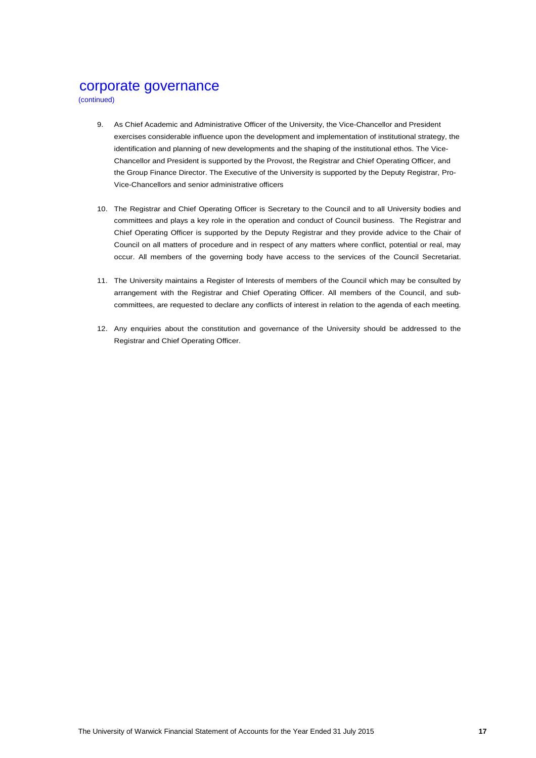# corporate governance

(continued)

9. As Chief Academic and Administrative Officer of the University, the Vice-Chancellor and President exercises considerable influence upon the development and implementation of institutional strategy, the identification and planning of new developments and the shaping of the institutional ethos. The Vice-Chancellor and President is supported by the Provost, the Registrar and Chief Operating Officer, and the Group Finance Director. The Executive of the University is supported by the Deputy Registrar, Pro-Vice-Chancellors and senior administrative officers

10. The Registrar and Chief Operating Officer is Secretary to the Council and to all University bodies and committees and plays a key role in the operation and conduct of Council business. The Registrar and Chief Operating Officer is supported by the Deputy Registrar and they provide advice to the Chair of Council on all matters of procedure and in respect of any matters where conflict, potential or real, may occur. All members of the governing body have access to the services of the Council Secretariat.

11. The University maintains a Register of Interests of members of the Council which may be consulted by arrangement with the Registrar and Chief Operating Officer. All members of the Council, and sub-committees, are requested to declare any conflicts of interest in relation to the agenda of each meeting.

12. Any enquiries about the constitution and governance of the University should be addressed to the Registrar and Chief Operating Officer.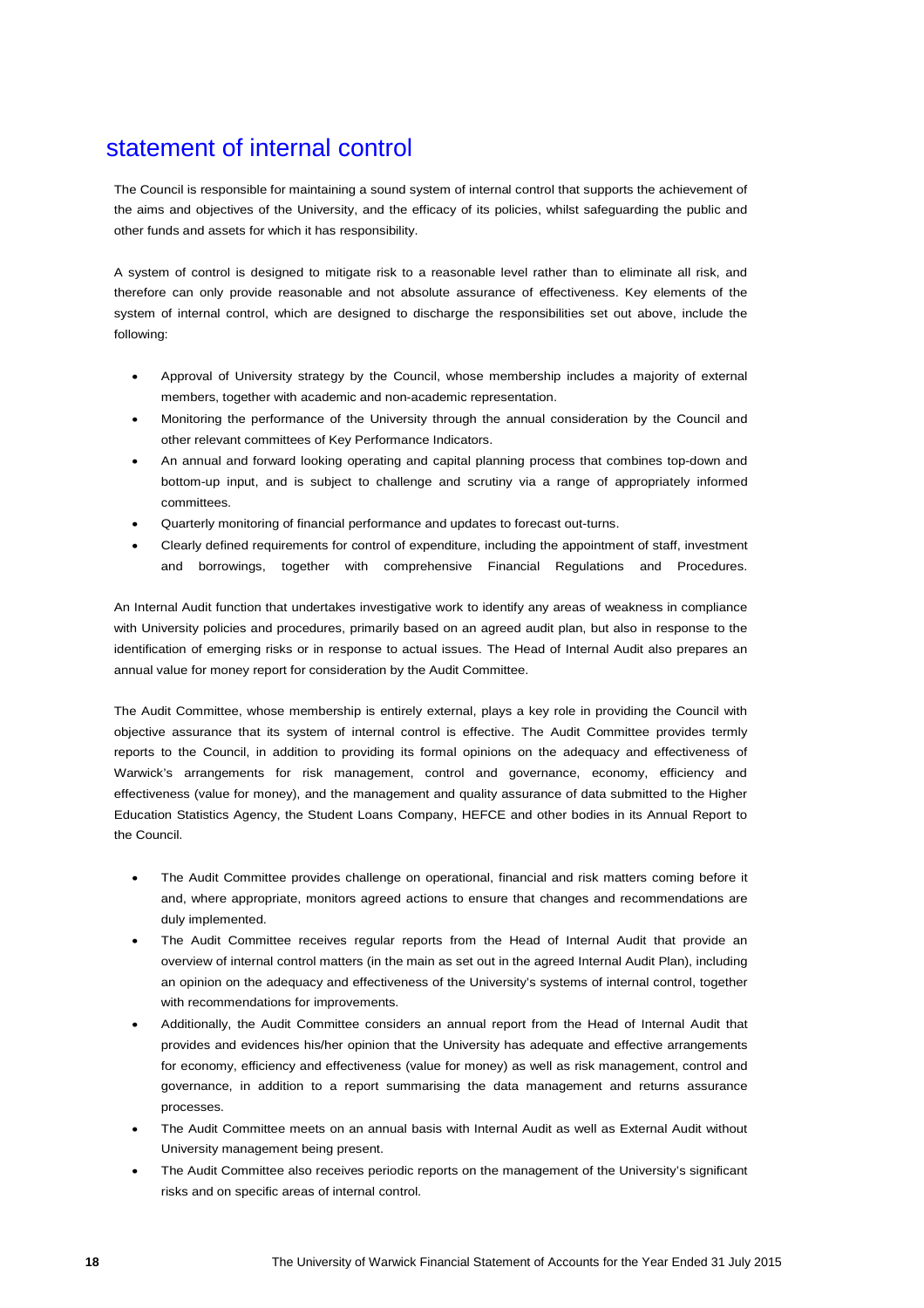# statement of internal control

The Council is responsible for maintaining a sound system of internal control that supports the achievement of the aims and objectives of the University, and the efficacy of its policies, whilst safeguarding the public and other funds and assets for which it has responsibility.

A system of control is designed to mitigate risk to a reasonable level rather than to eliminate all risk, and therefore can only provide reasonable and not absolute assurance of effectiveness. Key elements of the system of internal control, which are designed to discharge the responsibilities set out above, include the following:

- Approval of University strategy by the Council, whose membership includes a majority of external members, together with academic and non-academic representation.
- Monitoring the performance of the University through the annual consideration by the Council and other relevant committees of Key Performance Indicators.
- An annual and forward looking operating and capital planning process that combines top-down and bottom-up input, and is subject to challenge and scrutiny via a range of appropriately informed committees.
- Quarterly monitoring of financial performance and updates to forecast out-turns.
- Clearly defined requirements for control of expenditure, including the appointment of staff, investment and borrowings, together with comprehensive Financial Regulations and Procedures.

An Internal Audit function that undertakes investigative work to identify any areas of weakness in compliance with University policies and procedures, primarily based on an agreed audit plan, but also in response to the identification of emerging risks or in response to actual issues. The Head of Internal Audit also prepares an annual value for money report for consideration by the Audit Committee.

The Audit Committee, whose membership is entirely external, plays a key role in providing the Council with objective assurance that its system of internal control is effective. The Audit Committee provides termly reports to the Council, in addition to providing its formal opinions on the adequacy and effectiveness of Warwick's arrangements for risk management, control and governance, economy, efficiency and effectiveness (value for money), and the management and quality assurance of data submitted to the Higher Education Statistics Agency, the Student Loans Company, HEFCE and other bodies in its Annual Report to the Council.

- The Audit Committee provides challenge on operational, financial and risk matters coming before it and, where appropriate, monitors agreed actions to ensure that changes and recommendations are duly implemented.
- The Audit Committee receives regular reports from the Head of Internal Audit that provide an overview of internal control matters (in the main as set out in the agreed Internal Audit Plan), including an opinion on the adequacy and effectiveness of the University's systems of internal control, together with recommendations for improvements.
- Additionally, the Audit Committee considers an annual report from the Head of Internal Audit that provides and evidences his/her opinion that the University has adequate and effective arrangements for economy, efficiency and effectiveness (value for money) as well as risk management, control and governance, in addition to a report summarising the data management and returns assurance processes.
- The Audit Committee meets on an annual basis with Internal Audit as well as External Audit without University management being present.
- The Audit Committee also receives periodic reports on the management of the University's significant risks and on specific areas of internal control.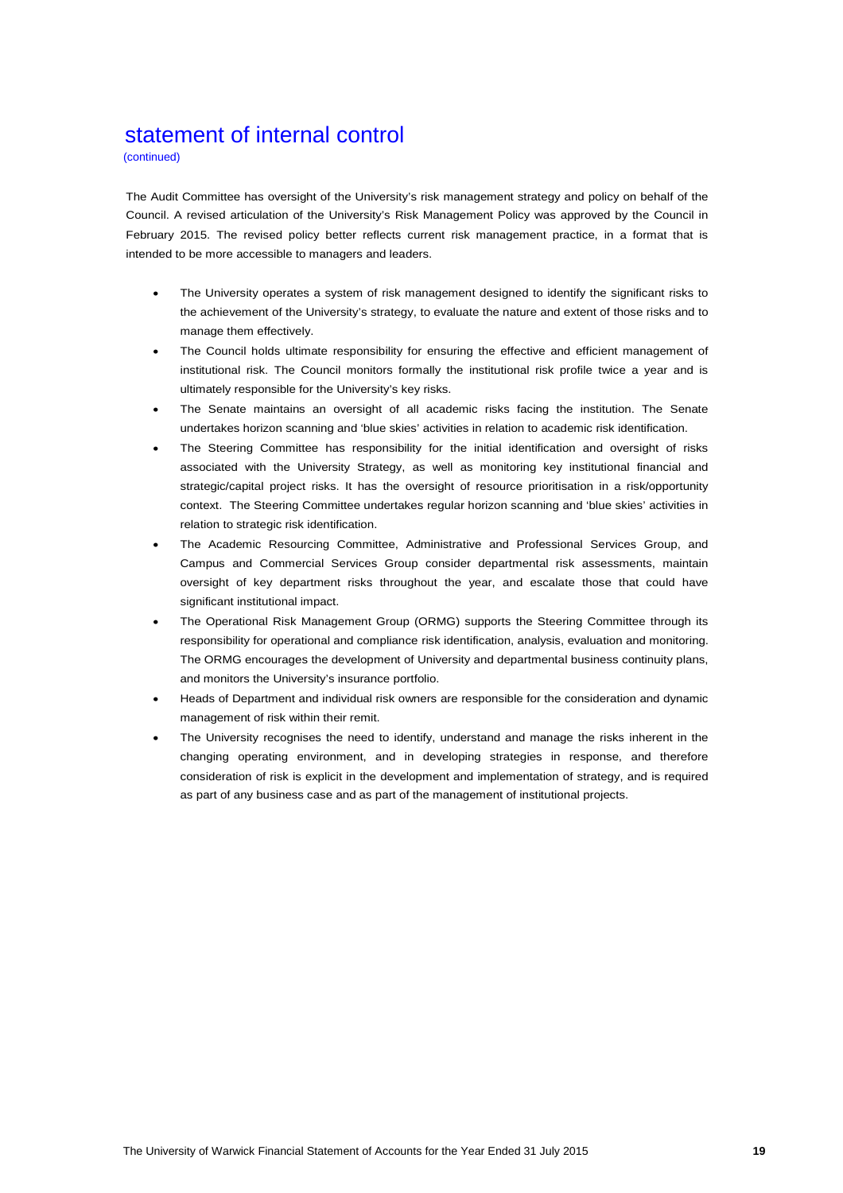# statement of internal control

(continued)

The Audit Committee has oversight of the University's risk management strategy and policy on behalf of the Council. A revised articulation of the University's Risk Management Policy was approved by the Council in February 2015. The revised policy better reflects current risk management practice, in a format that is intended to be more accessible to managers and leaders.

- The University operates a system of risk management designed to identify the significant risks to the achievement of the University's strategy, to evaluate the nature and extent of those risks and to manage them effectively.
- The Council holds ultimate responsibility for ensuring the effective and efficient management of institutional risk. The Council monitors formally the institutional risk profile twice a year and is ultimately responsible for the University's key risks.
- The Senate maintains an oversight of all academic risks facing the institution. The Senate undertakes horizon scanning and 'blue skies' activities in relation to academic risk identification.
- The Steering Committee has responsibility for the initial identification and oversight of risks associated with the University Strategy, as well as monitoring key institutional financial and strategic/capital project risks. It has the oversight of resource prioritisation in a risk/opportunity context. The Steering Committee undertakes regular horizon scanning and 'blue skies' activities in relation to strategic risk identification.
- The Academic Resourcing Committee, Administrative and Professional Services Group, and Campus and Commercial Services Group consider departmental risk assessments, maintain oversight of key department risks throughout the year, and escalate those that could have significant institutional impact.
- The Operational Risk Management Group (ORMG) supports the Steering Committee through its responsibility for operational and compliance risk identification, analysis, evaluation and monitoring. The ORMG encourages the development of University and departmental business continuity plans, and monitors the University's insurance portfolio.
- Heads of Department and individual risk owners are responsible for the consideration and dynamic management of risk within their remit.
- The University recognises the need to identify, understand and manage the risks inherent in the changing operating environment, and in developing strategies in response, and therefore consideration of risk is explicit in the development and implementation of strategy, and is required as part of any business case and as part of the management of institutional projects.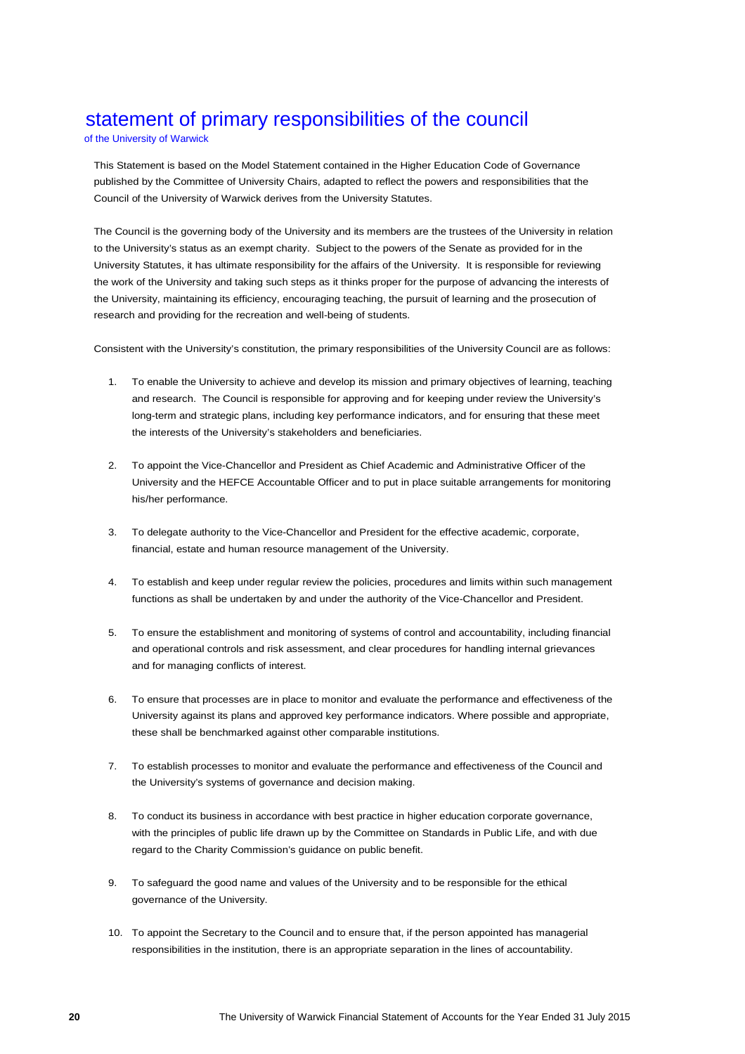# statement of primary responsibilities of the council

of the University of Warwick

This Statement is based on the Model Statement contained in the Higher Education Code of Governance published by the Committee of University Chairs, adapted to reflect the powers and responsibilities that the Council of the University of Warwick derives from the University Statutes.

The Council is the governing body of the University and its members are the trustees of the University in relation to the University's status as an exempt charity. Subject to the powers of the Senate as provided for in the University Statutes, it has ultimate responsibility for the affairs of the University. It is responsible for reviewing the work of the University and taking such steps as it thinks proper for the purpose of advancing the interests of the University, maintaining its efficiency, encouraging teaching, the pursuit of learning and the prosecution of research and providing for the recreation and well-being of students.

Consistent with the University's constitution, the primary responsibilities of the University Council are as follows:

1. To enable the University to achieve and develop its mission and primary objectives of learning, teaching and research. The Council is responsible for approving and for keeping under review the University's long-term and strategic plans, including key performance indicators, and for ensuring that these meet the interests of the University's stakeholders and beneficiaries.

2. To appoint the Vice-Chancellor and President as Chief Academic and Administrative Officer of the University and the HEFCE Accountable Officer and to put in place suitable arrangements for monitoring his/her performance.

3. To delegate authority to the Vice-Chancellor and President for the effective academic, corporate, financial, estate and human resource management of the University.

4. To establish and keep under regular review the policies, procedures and limits within such management functions as shall be undertaken by and under the authority of the Vice-Chancellor and President.

5. To ensure the establishment and monitoring of systems of control and accountability, including financial and operational controls and risk assessment, and clear procedures for handling internal grievances and for managing conflicts of interest.

6. To ensure that processes are in place to monitor and evaluate the performance and effectiveness of the University against its plans and approved key performance indicators. Where possible and appropriate, these shall be benchmarked against other comparable institutions.

7. To establish processes to monitor and evaluate the performance and effectiveness of the Council and the University's systems of governance and decision making.

8. To conduct its business in accordance with best practice in higher education corporate governance, with the principles of public life drawn up by the Committee on Standards in Public Life, and with due regard to the Charity Commission's guidance on public benefit.

9. To safeguard the good name and values of the University and to be responsible for the ethical governance of the University.

10. To appoint the Secretary to the Council and to ensure that, if the person appointed has managerial responsibilities in the institution, there is an appropriate separation in the lines of accountability.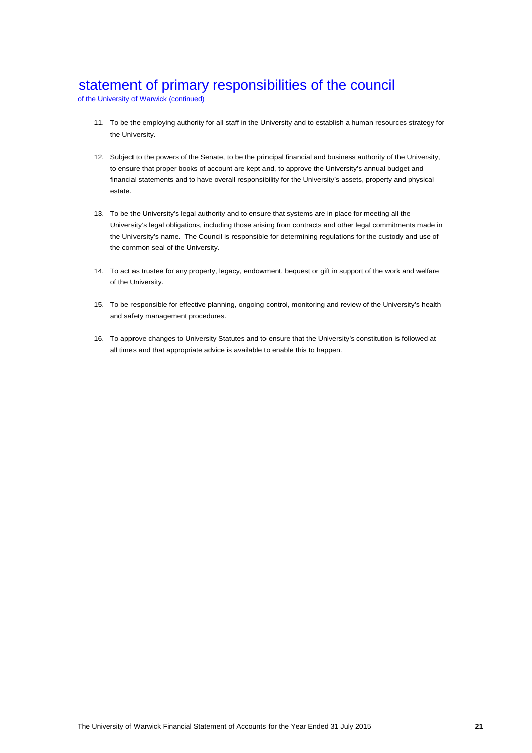# statement of primary responsibilities of the council

of the University of Warwick (continued)

11. To be the employing authority for all staff in the University and to establish a human resources strategy for the University.

12. Subject to the powers of the Senate, to be the principal financial and business authority of the University, to ensure that proper books of account are kept and, to approve the University's annual budget and financial statements and to have overall responsibility for the University's assets, property and physical estate.

13. To be the University's legal authority and to ensure that systems are in place for meeting all the University's legal obligations, including those arising from contracts and other legal commitments made in the University's name. The Council is responsible for determining regulations for the custody and use of the common seal of the University.

14. To act as trustee for any property, legacy, endowment, bequest or gift in support of the work and welfare of the University.

15. To be responsible for effective planning, ongoing control, monitoring and review of the University's health and safety management procedures.

16. To approve changes to University Statutes and to ensure that the University's constitution is followed at all times and that appropriate advice is available to enable this to happen.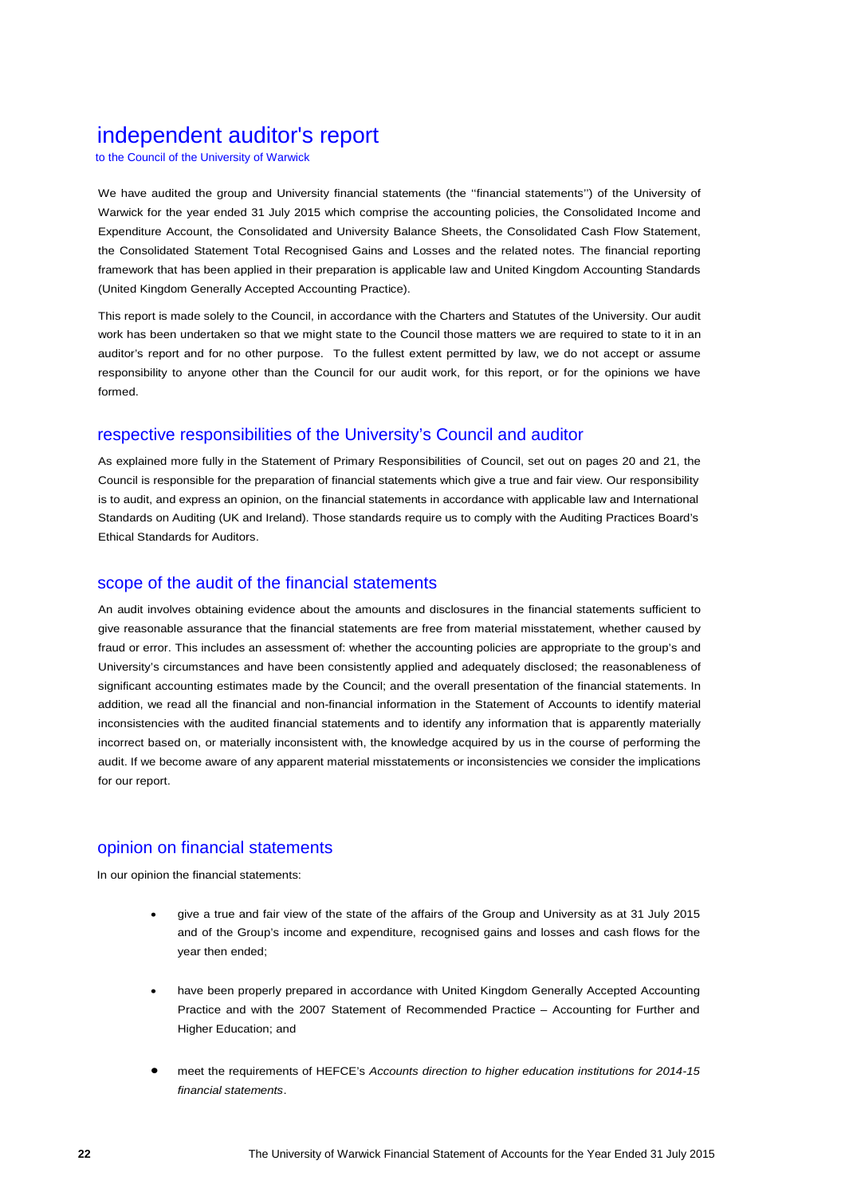# independent auditor's report

to the Council of the University of Warwick

We have audited the group and University financial statements (the ''financial statements'') of the University of Warwick for the year ended 31 July 2015 which comprise the accounting policies, the Consolidated Income and Expenditure Account, the Consolidated and University Balance Sheets, the Consolidated Cash Flow Statement, the Consolidated Statement Total Recognised Gains and Losses and the related notes. The financial reporting framework that has been applied in their preparation is applicable law and United Kingdom Accounting Standards (United Kingdom Generally Accepted Accounting Practice).

This report is made solely to the Council, in accordance with the Charters and Statutes of the University. Our audit work has been undertaken so that we might state to the Council those matters we are required to state to it in an auditor's report and for no other purpose. To the fullest extent permitted by law, we do not accept or assume responsibility to anyone other than the Council for our audit work, for this report, or for the opinions we have formed.

## respective responsibilities of the University's Council and auditor

As explained more fully in the Statement of Primary Responsibilities of Council, set out on pages 20 and 21, the Council is responsible for the preparation of financial statements which give a true and fair view. Our responsibility is to audit, and express an opinion, on the financial statements in accordance with applicable law and International Standards on Auditing (UK and Ireland). Those standards require us to comply with the Auditing Practices Board's Ethical Standards for Auditors.

## scope of the audit of the financial statements

An audit involves obtaining evidence about the amounts and disclosures in the financial statements sufficient to give reasonable assurance that the financial statements are free from material misstatement, whether caused by fraud or error. This includes an assessment of: whether the accounting policies are appropriate to the group's and University's circumstances and have been consistently applied and adequately disclosed; the reasonableness of significant accounting estimates made by the Council; and the overall presentation of the financial statements. In addition, we read all the financial and non-financial information in the Statement of Accounts to identify material inconsistencies with the audited financial statements and to identify any information that is apparently materially incorrect based on, or materially inconsistent with, the knowledge acquired by us in the course of performing the audit. If we become aware of any apparent material misstatements or inconsistencies we consider the implications for our report.

## opinion on financial statements

In our opinion the financial statements:

- give a true and fair view of the state of the affairs of the Group and University as at 31 July 2015 and of the Group's income and expenditure, recognised gains and losses and cash flows for the year then ended;
- have been properly prepared in accordance with United Kingdom Generally Accepted Accounting Practice and with the 2007 Statement of Recommended Practice – Accounting for Further and Higher Education; and
- meet the requirements of HEFCE's *Accounts direction to higher education institutions for 2014-15 financial statements*.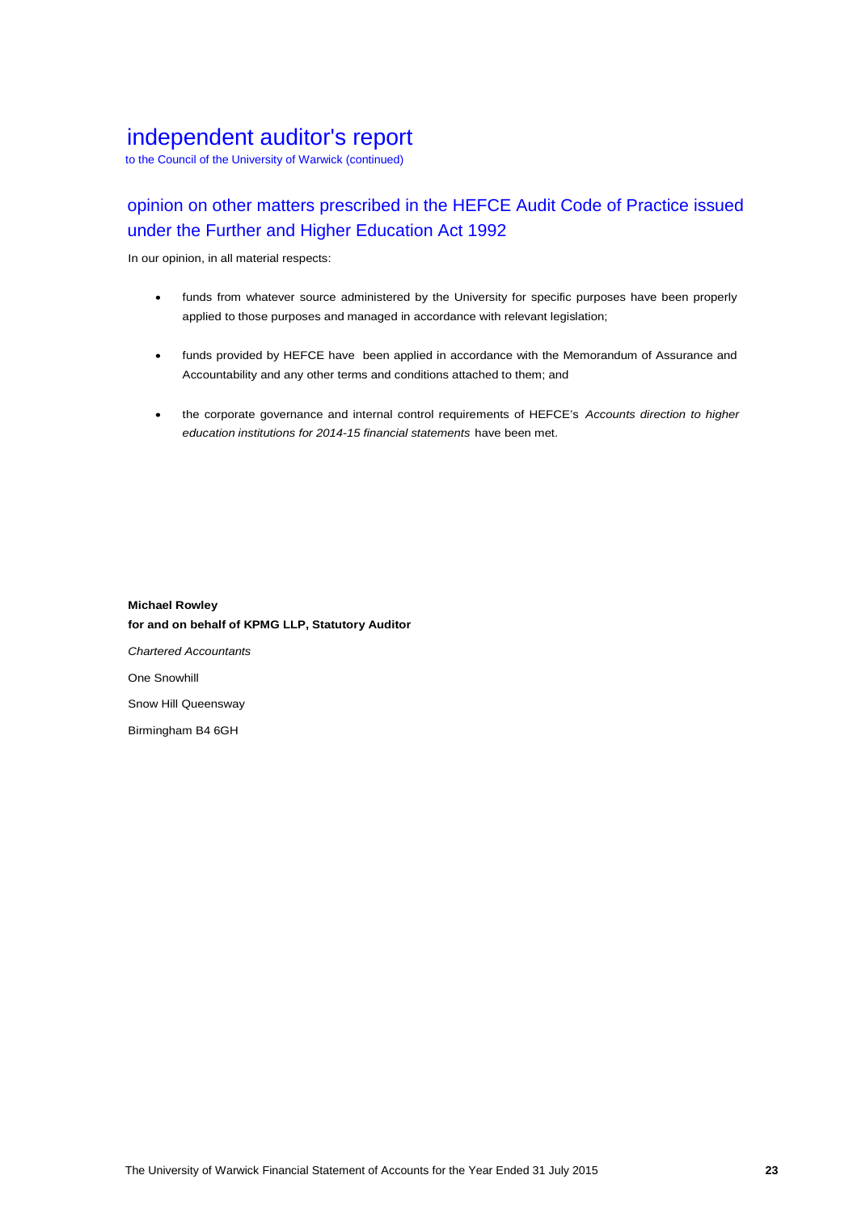# independent auditor's report

to the Council of the University of Warwick (continued)

## opinion on other matters prescribed in the HEFCE Audit Code of Practice issued under the Further and Higher Education Act 1992

In our opinion, in all material respects:

- funds from whatever source administered by the University for specific purposes have been properly applied to those purposes and managed in accordance with relevant legislation;
- funds provided by HEFCE have been applied in accordance with the Memorandum of Assurance and Accountability and any other terms and conditions attached to them; and
- the corporate governance and internal control requirements of HEFCE's *Accounts direction to higher education institutions for 2014-15 financial statements* have been met.

**Michael Rowley**
**for and on behalf of KPMG LLP, Statutory Auditor**

*Chartered Accountants*

One Snowhill

Snow Hill Queensway

Birmingham B4 6GH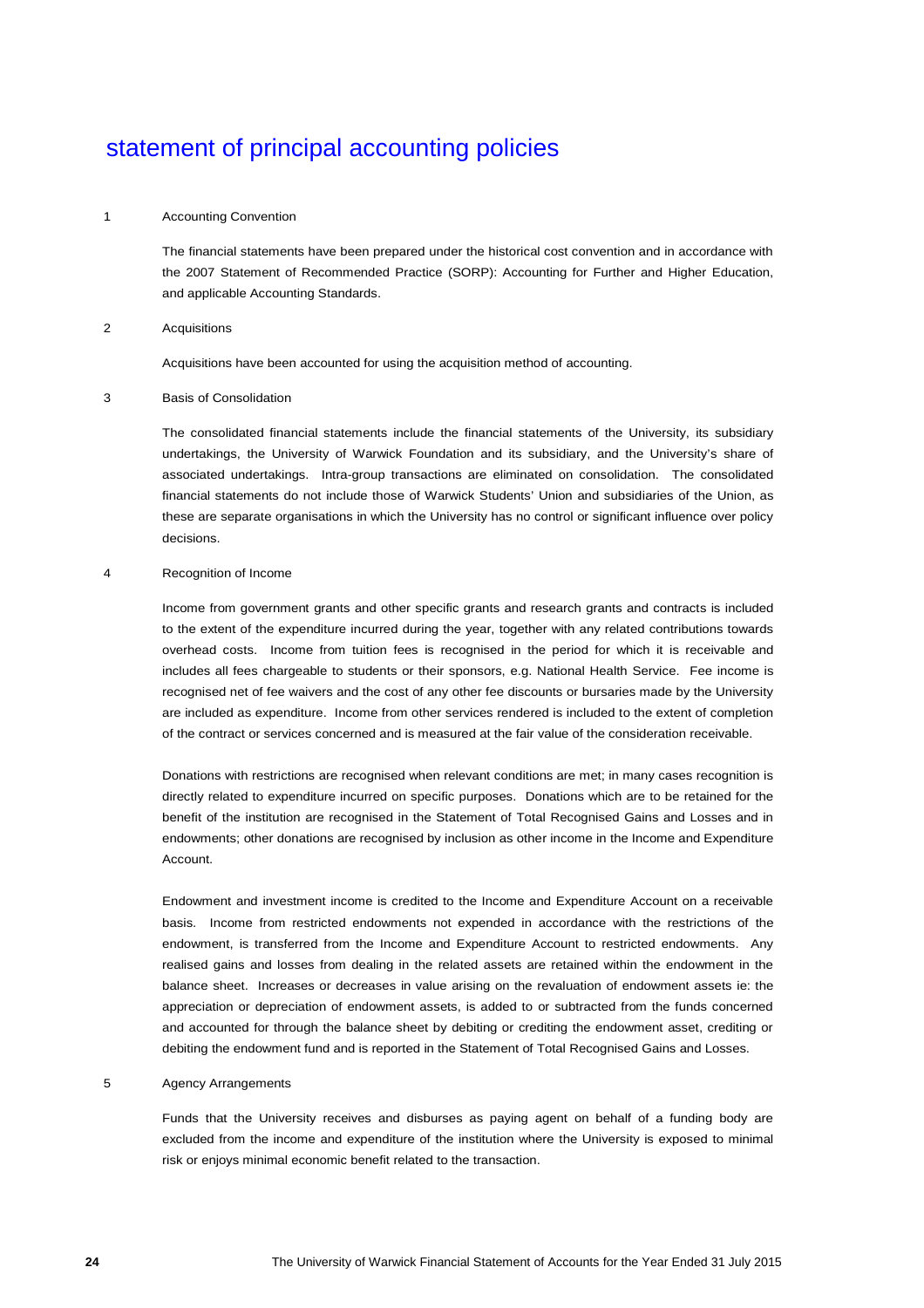# statement of principal accounting policies

## 1 Accounting Convention

The financial statements have been prepared under the historical cost convention and in accordance with the 2007 Statement of Recommended Practice (SORP): Accounting for Further and Higher Education, and applicable Accounting Standards.

## 2 Acquisitions

Acquisitions have been accounted for using the acquisition method of accounting.

## 3 Basis of Consolidation

The consolidated financial statements include the financial statements of the University, its subsidiary undertakings, the University of Warwick Foundation and its subsidiary, and the University's share of associated undertakings. Intra-group transactions are eliminated on consolidation. The consolidated financial statements do not include those of Warwick Students' Union and subsidiaries of the Union, as these are separate organisations in which the University has no control or significant influence over policy decisions.

## 4 Recognition of Income

Income from government grants and other specific grants and research grants and contracts is included to the extent of the expenditure incurred during the year, together with any related contributions towards overhead costs. Income from tuition fees is recognised in the period for which it is receivable and includes all fees chargeable to students or their sponsors, e.g. National Health Service. Fee income is recognised net of fee waivers and the cost of any other fee discounts or bursaries made by the University are included as expenditure. Income from other services rendered is included to the extent of completion of the contract or services concerned and is measured at the fair value of the consideration receivable.

Donations with restrictions are recognised when relevant conditions are met; in many cases recognition is directly related to expenditure incurred on specific purposes. Donations which are to be retained for the benefit of the institution are recognised in the Statement of Total Recognised Gains and Losses and in endowments; other donations are recognised by inclusion as other income in the Income and Expenditure Account.

Endowment and investment income is credited to the Income and Expenditure Account on a receivable basis. Income from restricted endowments not expended in accordance with the restrictions of the endowment, is transferred from the Income and Expenditure Account to restricted endowments. Any realised gains and losses from dealing in the related assets are retained within the endowment in the balance sheet. Increases or decreases in value arising on the revaluation of endowment assets ie: the appreciation or depreciation of endowment assets, is added to or subtracted from the funds concerned and accounted for through the balance sheet by debiting or crediting the endowment asset, crediting or debiting the endowment fund and is reported in the Statement of Total Recognised Gains and Losses.

## 5 Agency Arrangements

Funds that the University receives and disburses as paying agent on behalf of a funding body are excluded from the income and expenditure of the institution where the University is exposed to minimal risk or enjoys minimal economic benefit related to the transaction.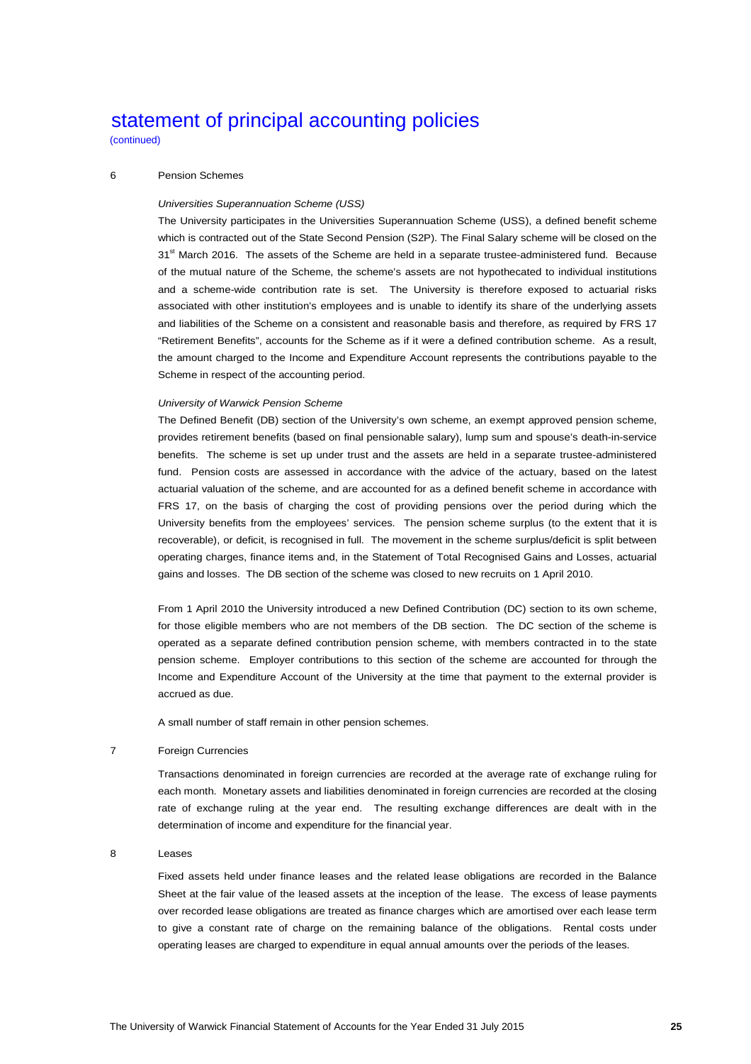# statement of principal accounting policies

(continued)

## 6 Pension Schemes

*Universities Superannuation Scheme (USS)*

The University participates in the Universities Superannuation Scheme (USS), a defined benefit scheme which is contracted out of the State Second Pension (S2P). The Final Salary scheme will be closed on the 31st March 2016. The assets of the Scheme are held in a separate trustee-administered fund. Because of the mutual nature of the Scheme, the scheme's assets are not hypothecated to individual institutions and a scheme-wide contribution rate is set. The University is therefore exposed to actuarial risks associated with other institution's employees and is unable to identify its share of the underlying assets and liabilities of the Scheme on a consistent and reasonable basis and therefore, as required by FRS 17 "Retirement Benefits", accounts for the Scheme as if it were a defined contribution scheme. As a result, the amount charged to the Income and Expenditure Account represents the contributions payable to the Scheme in respect of the accounting period.

*University of Warwick Pension Scheme*

The Defined Benefit (DB) section of the University's own scheme, an exempt approved pension scheme, provides retirement benefits (based on final pensionable salary), lump sum and spouse's death-in-service benefits. The scheme is set up under trust and the assets are held in a separate trustee-administered fund. Pension costs are assessed in accordance with the advice of the actuary, based on the latest actuarial valuation of the scheme, and are accounted for as a defined benefit scheme in accordance with FRS 17, on the basis of charging the cost of providing pensions over the period during which the University benefits from the employees' services. The pension scheme surplus (to the extent that it is recoverable), or deficit, is recognised in full. The movement in the scheme surplus/deficit is split between operating charges, finance items and, in the Statement of Total Recognised Gains and Losses, actuarial gains and losses. The DB section of the scheme was closed to new recruits on 1 April 2010.

From 1 April 2010 the University introduced a new Defined Contribution (DC) section to its own scheme, for those eligible members who are not members of the DB section. The DC section of the scheme is operated as a separate defined contribution pension scheme, with members contracted in to the state pension scheme. Employer contributions to this section of the scheme are accounted for through the Income and Expenditure Account of the University at the time that payment to the external provider is accrued as due.

A small number of staff remain in other pension schemes.

## 7 Foreign Currencies

Transactions denominated in foreign currencies are recorded at the average rate of exchange ruling for each month. Monetary assets and liabilities denominated in foreign currencies are recorded at the closing rate of exchange ruling at the year end. The resulting exchange differences are dealt with in the determination of income and expenditure for the financial year.

## 8 Leases

Fixed assets held under finance leases and the related lease obligations are recorded in the Balance Sheet at the fair value of the leased assets at the inception of the lease. The excess of lease payments over recorded lease obligations are treated as finance charges which are amortised over each lease term to give a constant rate of charge on the remaining balance of the obligations. Rental costs under operating leases are charged to expenditure in equal annual amounts over the periods of the leases.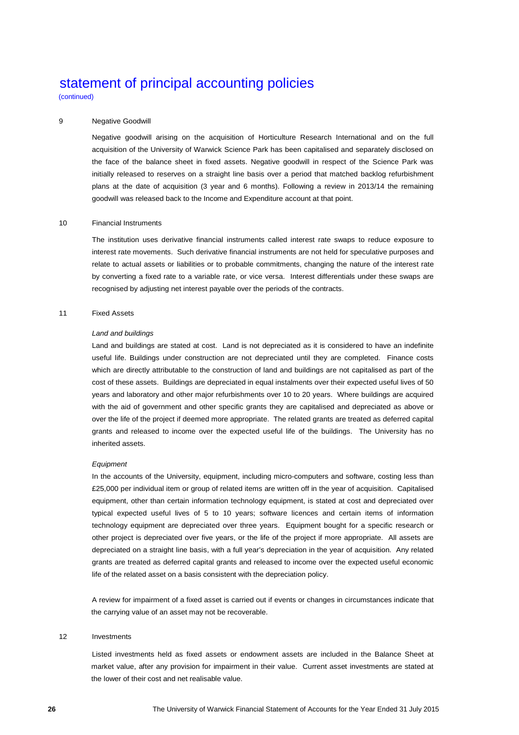# statement of principal accounting policies

(continued)

## 9 Negative Goodwill

Negative goodwill arising on the acquisition of Horticulture Research International and on the full acquisition of the University of Warwick Science Park has been capitalised and separately disclosed on the face of the balance sheet in fixed assets. Negative goodwill in respect of the Science Park was initially released to reserves on a straight line basis over a period that matched backlog refurbishment plans at the date of acquisition (3 year and 6 months). Following a review in 2013/14 the remaining goodwill was released back to the Income and Expenditure account at that point.

## 10 Financial Instruments

The institution uses derivative financial instruments called interest rate swaps to reduce exposure to interest rate movements. Such derivative financial instruments are not held for speculative purposes and relate to actual assets or liabilities or to probable commitments, changing the nature of the interest rate by converting a fixed rate to a variable rate, or vice versa. Interest differentials under these swaps are recognised by adjusting net interest payable over the periods of the contracts.

## 11 Fixed Assets

*Land and buildings*

Land and buildings are stated at cost. Land is not depreciated as it is considered to have an indefinite useful life. Buildings under construction are not depreciated until they are completed. Finance costs which are directly attributable to the construction of land and buildings are not capitalised as part of the cost of these assets. Buildings are depreciated in equal instalments over their expected useful lives of 50 years and laboratory and other major refurbishments over 10 to 20 years. Where buildings are acquired with the aid of government and other specific grants they are capitalised and depreciated as above or over the life of the project if deemed more appropriate. The related grants are treated as deferred capital grants and released to income over the expected useful life of the buildings. The University has no inherited assets.

*Equipment*

In the accounts of the University, equipment, including micro-computers and software, costing less than £25,000 per individual item or group of related items are written off in the year of acquisition. Capitalised equipment, other than certain information technology equipment, is stated at cost and depreciated over typical expected useful lives of 5 to 10 years; software licences and certain items of information technology equipment are depreciated over three years. Equipment bought for a specific research or other project is depreciated over five years, or the life of the project if more appropriate. All assets are depreciated on a straight line basis, with a full year's depreciation in the year of acquisition. Any related grants are treated as deferred capital grants and released to income over the expected useful economic life of the related asset on a basis consistent with the depreciation policy.

A review for impairment of a fixed asset is carried out if events or changes in circumstances indicate that the carrying value of an asset may not be recoverable.

## 12 Investments

Listed investments held as fixed assets or endowment assets are included in the Balance Sheet at market value, after any provision for impairment in their value. Current asset investments are stated at the lower of their cost and net realisable value.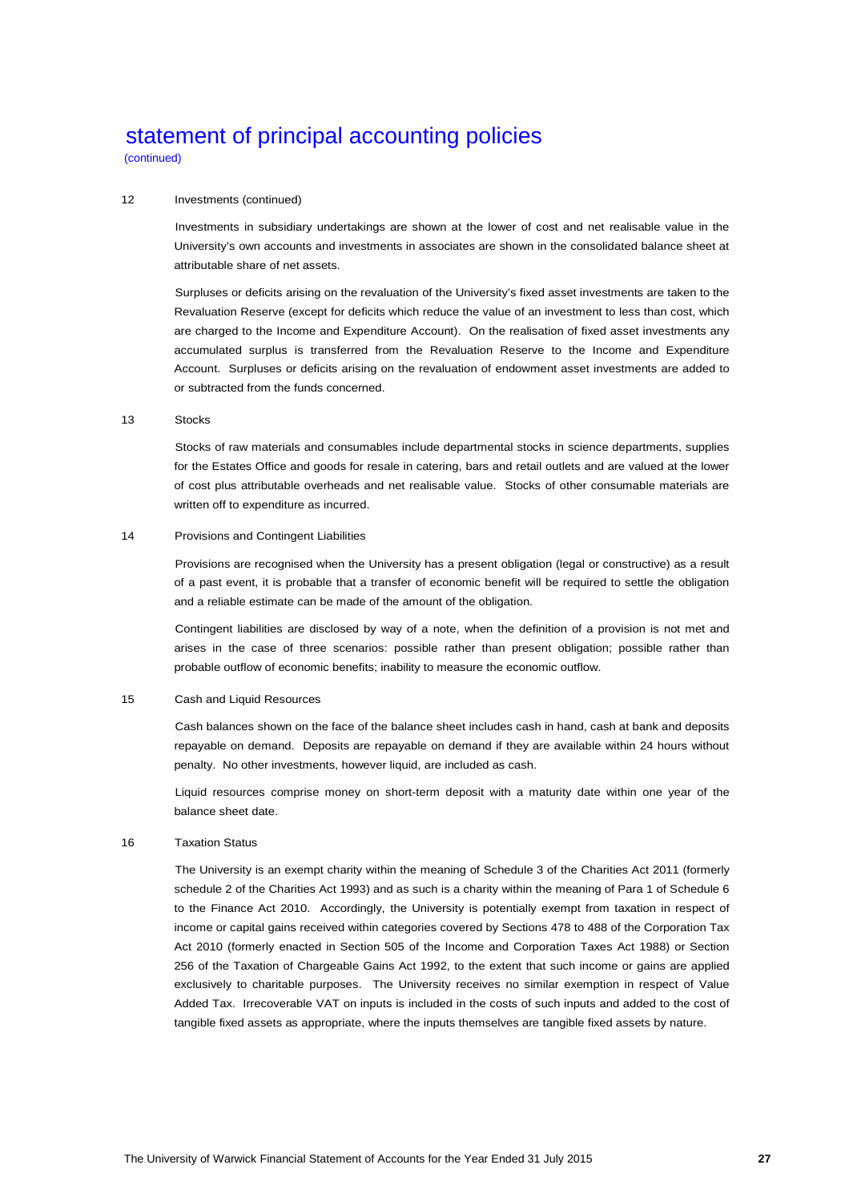# statement of principal accounting policies

(continued)

### 12 Investments (continued)

Investments in subsidiary undertakings are shown at the lower of cost and net realisable value in the University's own accounts and investments in associates are shown in the consolidated balance sheet at attributable share of net assets.

Surpluses or deficits arising on the revaluation of the University's fixed asset investments are taken to the Revaluation Reserve (except for deficits which reduce the value of an investment to less than cost, which are charged to the Income and Expenditure Account). On the realisation of fixed asset investments any accumulated surplus is transferred from the Revaluation Reserve to the Income and Expenditure Account. Surpluses or deficits arising on the revaluation of endowment asset investments are added to or subtracted from the funds concerned.

### 13 Stocks

Stocks of raw materials and consumables include departmental stocks in science departments, supplies for the Estates Office and goods for resale in catering, bars and retail outlets and are valued at the lower of cost plus attributable overheads and net realisable value. Stocks of other consumable materials are written off to expenditure as incurred.

### 14 Provisions and Contingent Liabilities

Provisions are recognised when the University has a present obligation (legal or constructive) as a result of a past event, it is probable that a transfer of economic benefit will be required to settle the obligation and a reliable estimate can be made of the amount of the obligation.

Contingent liabilities are disclosed by way of a note, when the definition of a provision is not met and arises in the case of three scenarios: possible rather than present obligation; possible rather than probable outflow of economic benefits; inability to measure the economic outflow.

### 15 Cash and Liquid Resources

Cash balances shown on the face of the balance sheet includes cash in hand, cash at bank and deposits repayable on demand. Deposits are repayable on demand if they are available within 24 hours without penalty. No other investments, however liquid, are included as cash.

Liquid resources comprise money on short-term deposit with a maturity date within one year of the balance sheet date.

### 16 Taxation Status

The University is an exempt charity within the meaning of Schedule 3 of the Charities Act 2011 (formerly schedule 2 of the Charities Act 1993) and as such is a charity within the meaning of Para 1 of Schedule 6 to the Finance Act 2010. Accordingly, the University is potentially exempt from taxation in respect of income or capital gains received within categories covered by Sections 478 to 488 of the Corporation Tax Act 2010 (formerly enacted in Section 505 of the Income and Corporation Taxes Act 1988) or Section 256 of the Taxation of Chargeable Gains Act 1992, to the extent that such income or gains are applied exclusively to charitable purposes. The University receives no similar exemption in respect of Value Added Tax. Irrecoverable VAT on inputs is included in the costs of such inputs and added to the cost of tangible fixed assets as appropriate, where the inputs themselves are tangible fixed assets by nature.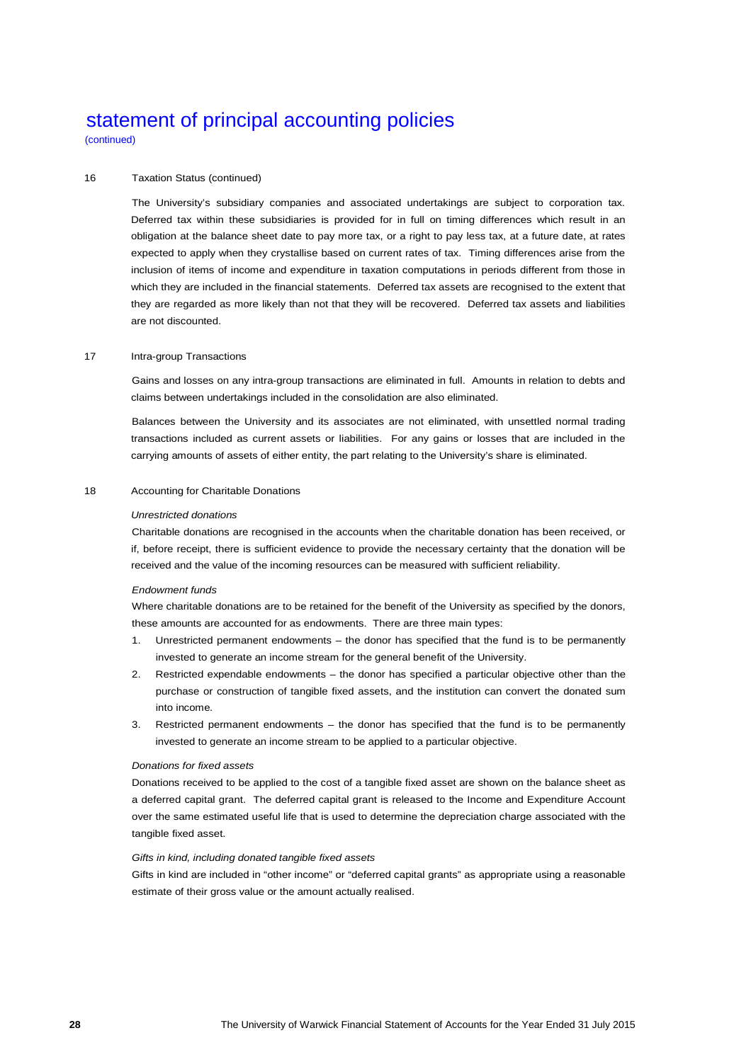# statement of principal accounting policies

(continued)

16 Taxation Status (continued)

The University's subsidiary companies and associated undertakings are subject to corporation tax. Deferred tax within these subsidiaries is provided for in full on timing differences which result in an obligation at the balance sheet date to pay more tax, or a right to pay less tax, at a future date, at rates expected to apply when they crystallise based on current rates of tax. Timing differences arise from the inclusion of items of income and expenditure in taxation computations in periods different from those in which they are included in the financial statements. Deferred tax assets are recognised to the extent that they are regarded as more likely than not that they will be recovered. Deferred tax assets and liabilities are not discounted.

17 Intra-group Transactions

Gains and losses on any intra-group transactions are eliminated in full. Amounts in relation to debts and claims between undertakings included in the consolidation are also eliminated.

Balances between the University and its associates are not eliminated, with unsettled normal trading transactions included as current assets or liabilities. For any gains or losses that are included in the carrying amounts of assets of either entity, the part relating to the University's share is eliminated.

18 Accounting for Charitable Donations

*Unrestricted donations*

Charitable donations are recognised in the accounts when the charitable donation has been received, or if, before receipt, there is sufficient evidence to provide the necessary certainty that the donation will be received and the value of the incoming resources can be measured with sufficient reliability.

*Endowment funds*

Where charitable donations are to be retained for the benefit of the University as specified by the donors, these amounts are accounted for as endowments. There are three main types:

1. Unrestricted permanent endowments – the donor has specified that the fund is to be permanently invested to generate an income stream for the general benefit of the University.
2. Restricted expendable endowments – the donor has specified a particular objective other than the purchase or construction of tangible fixed assets, and the institution can convert the donated sum into income.
3. Restricted permanent endowments – the donor has specified that the fund is to be permanently invested to generate an income stream to be applied to a particular objective.

*Donations for fixed assets*

Donations received to be applied to the cost of a tangible fixed asset are shown on the balance sheet as a deferred capital grant. The deferred capital grant is released to the Income and Expenditure Account over the same estimated useful life that is used to determine the depreciation charge associated with the tangible fixed asset.

*Gifts in kind, including donated tangible fixed assets*

Gifts in kind are included in "other income" or "deferred capital grants" as appropriate using a reasonable estimate of their gross value or the amount actually realised.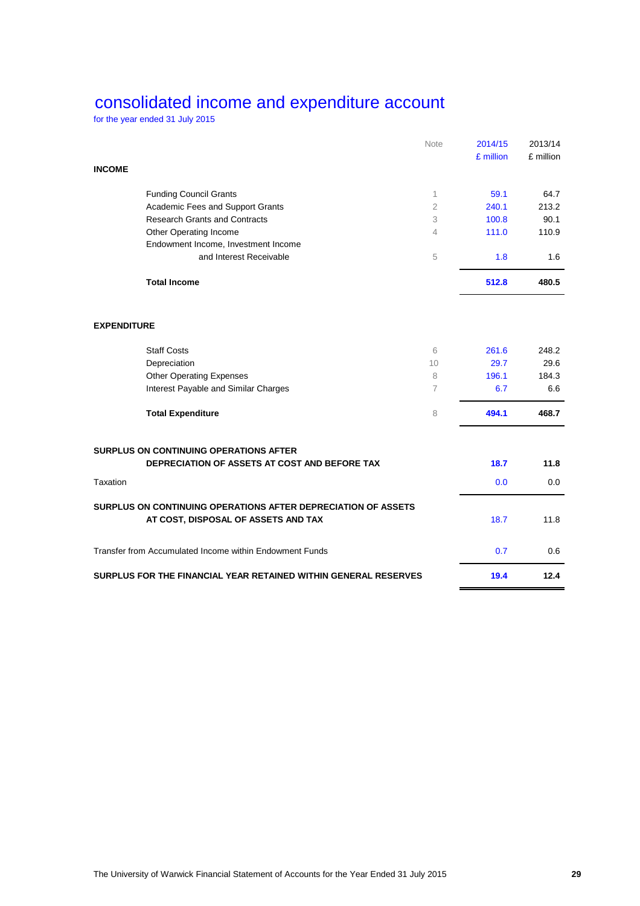# consolidated income and expenditure account

for the year ended 31 July 2015

| | Note | 2014/15 £ million | 2013/14 £ million |
|---|---|---|---|
| **INCOME** | | | |
| Funding Council Grants | 1 | 59.1 | 64.7 |
| Academic Fees and Support Grants | 2 | 240.1 | 213.2 |
| Research Grants and Contracts | 3 | 100.8 | 90.1 |
| Other Operating Income | 4 | 111.0 | 110.9 |
| Endowment Income, Investment Income and Interest Receivable | 5 | 1.8 | 1.6 |
| **Total Income** | | **512.8** | **480.5** |
| **EXPENDITURE** | | | |
| Staff Costs | 6 | 261.6 | 248.2 |
| Depreciation | 10 | 29.7 | 29.6 |
| Other Operating Expenses | 8 | 196.1 | 184.3 |
| Interest Payable and Similar Charges | 7 | 6.7 | 6.6 |
| **Total Expenditure** | 8 | **494.1** | **468.7** |
| **SURPLUS ON CONTINUING OPERATIONS AFTER DEPRECIATION OF ASSETS AT COST AND BEFORE TAX** | | **18.7** | **11.8** |
| Taxation | | 0.0 | 0.0 |
| **SURPLUS ON CONTINUING OPERATIONS AFTER DEPRECIATION OF ASSETS AT COST, DISPOSAL OF ASSETS AND TAX** | | 18.7 | 11.8 |
| Transfer from Accumulated Income within Endowment Funds | | 0.7 | 0.6 |
| **SURPLUS FOR THE FINANCIAL YEAR RETAINED WITHIN GENERAL RESERVES** | | **19.4** | **12.4** |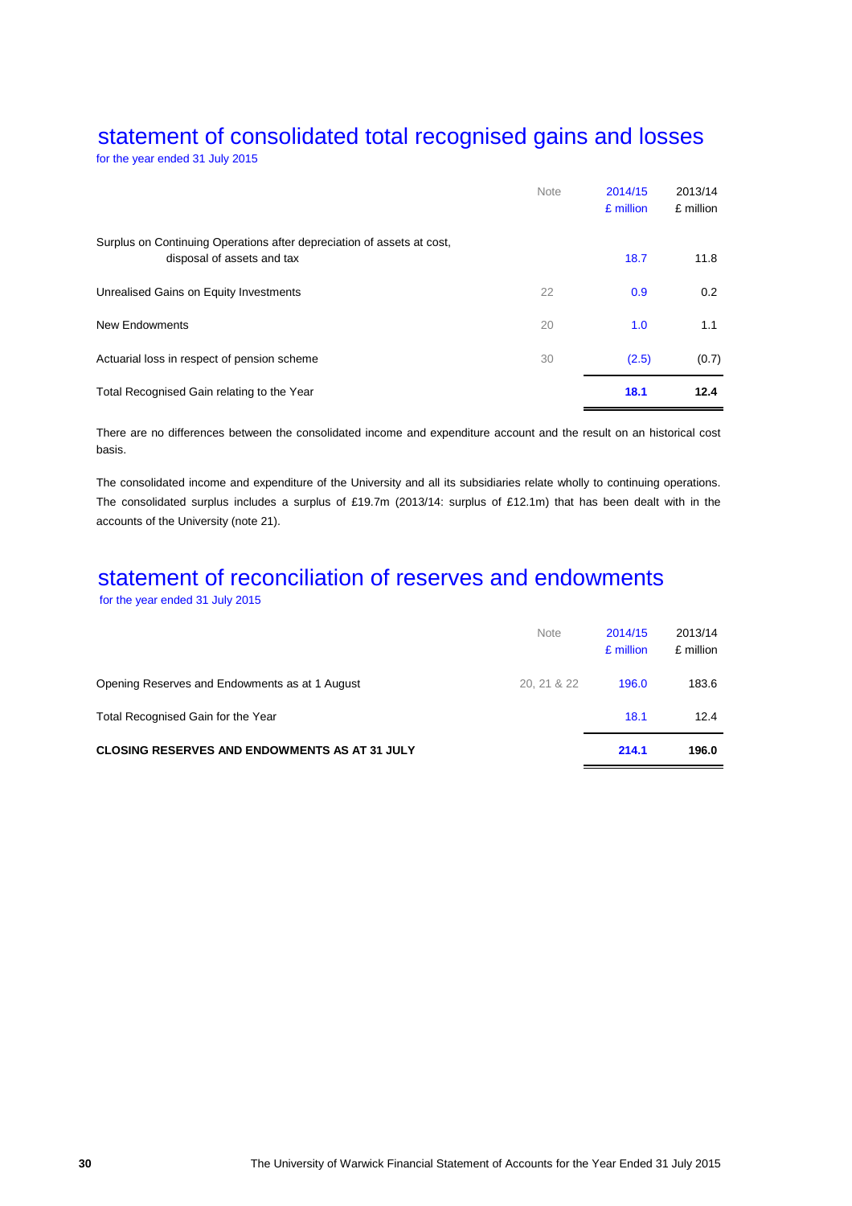## statement of consolidated total recognised gains and losses

for the year ended 31 July 2015

| | Note | 2014/15 £ million | 2013/14 £ million |
|---|---|---|---|
| Surplus on Continuing Operations after depreciation of assets at cost, disposal of assets and tax | | 18.7 | 11.8 |
| Unrealised Gains on Equity Investments | 22 | 0.9 | 0.2 |
| New Endowments | 20 | 1.0 | 1.1 |
| Actuarial loss in respect of pension scheme | 30 | (2.5) | (0.7) |
| Total Recognised Gain relating to the Year | | **18.1** | **12.4** |

There are no differences between the consolidated income and expenditure account and the result on an historical cost basis.

The consolidated income and expenditure of the University and all its subsidiaries relate wholly to continuing operations. The consolidated surplus includes a surplus of £19.7m (2013/14: surplus of £12.1m) that has been dealt with in the accounts of the University (note 21).

## statement of reconciliation of reserves and endowments

for the year ended 31 July 2015

| | Note | 2014/15 £ million | 2013/14 £ million |
|---|---|---|---|
| Opening Reserves and Endowments as at 1 August | 20, 21 & 22 | 196.0 | 183.6 |
| Total Recognised Gain for the Year | | 18.1 | 12.4 |
| **CLOSING RESERVES AND ENDOWMENTS AS AT 31 JULY** | | **214.1** | **196.0** |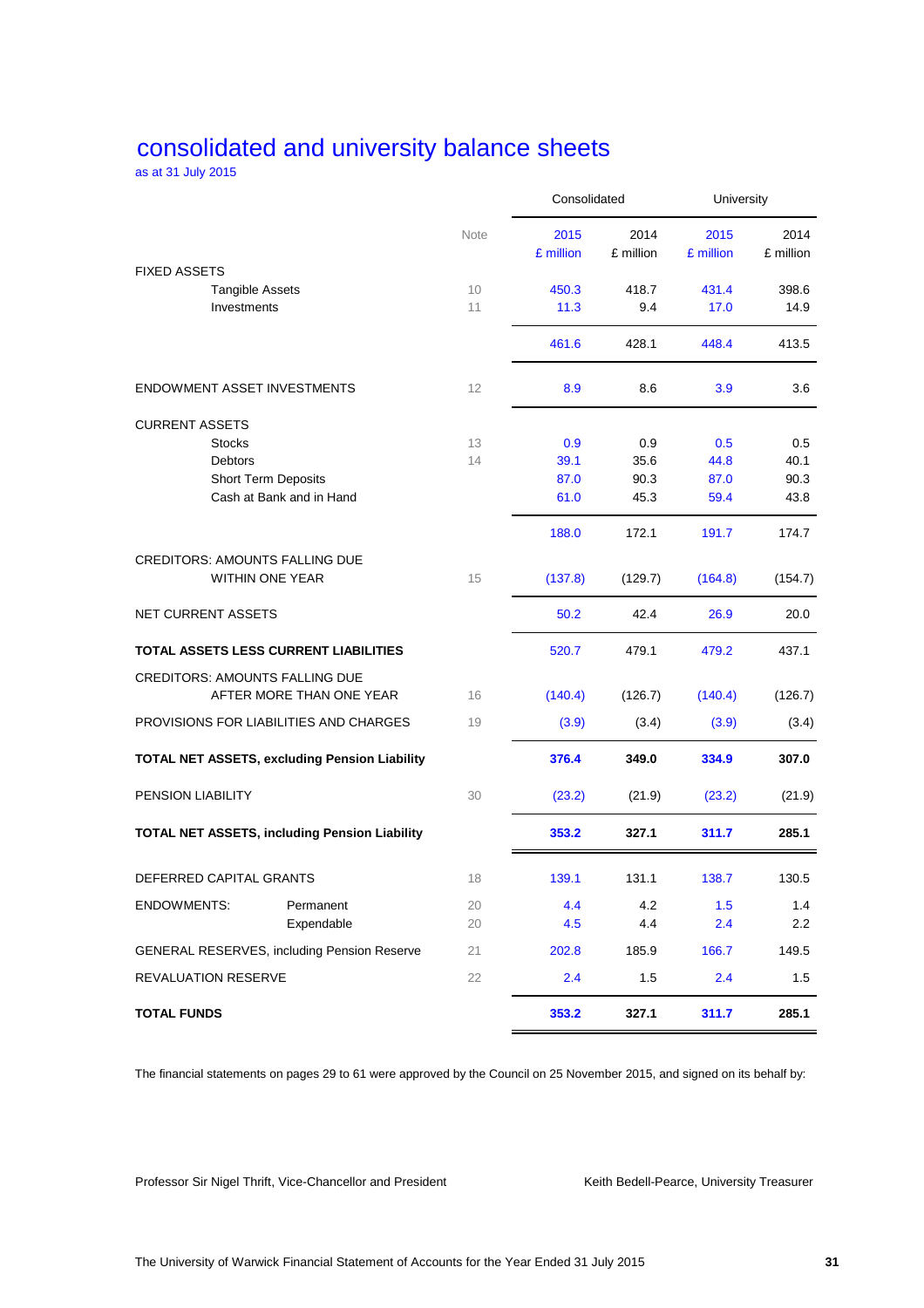# consolidated and university balance sheets

as at 31 July 2015

| | Note | Consolidated | | University | |
|---|---|---|---|---|---|
| | | 2015 £ million | 2014 £ million | 2015 £ million | 2014 £ million |
| FIXED ASSETS | | | | | |
| Tangible Assets | 10 | 450.3 | 418.7 | 431.4 | 398.6 |
| Investments | 11 | 11.3 | 9.4 | 17.0 | 14.9 |
| | | 461.6 | 428.1 | 448.4 | 413.5 |
| ENDOWMENT ASSET INVESTMENTS | 12 | 8.9 | 8.6 | 3.9 | 3.6 |
| CURRENT ASSETS | | | | | |
| Stocks | 13 | 0.9 | 0.9 | 0.5 | 0.5 |
| Debtors | 14 | 39.1 | 35.6 | 44.8 | 40.1 |
| Short Term Deposits | | 87.0 | 90.3 | 87.0 | 90.3 |
| Cash at Bank and in Hand | | 61.0 | 45.3 | 59.4 | 43.8 |
| | | 188.0 | 172.1 | 191.7 | 174.7 |
| CREDITORS: AMOUNTS FALLING DUE WITHIN ONE YEAR | 15 | (137.8) | (129.7) | (164.8) | (154.7) |
| NET CURRENT ASSETS | | 50.2 | 42.4 | 26.9 | 20.0 |
| **TOTAL ASSETS LESS CURRENT LIABILITIES** | | 520.7 | 479.1 | 479.2 | 437.1 |
| CREDITORS: AMOUNTS FALLING DUE AFTER MORE THAN ONE YEAR | 16 | (140.4) | (126.7) | (140.4) | (126.7) |
| PROVISIONS FOR LIABILITIES AND CHARGES | 19 | (3.9) | (3.4) | (3.9) | (3.4) |
| **TOTAL NET ASSETS, excluding Pension Liability** | | **376.4** | **349.0** | **334.9** | **307.0** |
| PENSION LIABILITY | 30 | (23.2) | (21.9) | (23.2) | (21.9) |
| **TOTAL NET ASSETS, including Pension Liability** | | **353.2** | **327.1** | **311.7** | **285.1** |
| DEFERRED CAPITAL GRANTS | 18 | 139.1 | 131.1 | 138.7 | 130.5 |
| ENDOWMENTS: Permanent | 20 | 4.4 | 4.2 | 1.5 | 1.4 |
| Expendable | 20 | 4.5 | 4.4 | 2.4 | 2.2 |
| GENERAL RESERVES, including Pension Reserve | 21 | 202.8 | 185.9 | 166.7 | 149.5 |
| REVALUATION RESERVE | 22 | 2.4 | 1.5 | 2.4 | 1.5 |
| **TOTAL FUNDS** | | **353.2** | **327.1** | **311.7** | **285.1** |

The financial statements on pages 29 to 61 were approved by the Council on 25 November 2015, and signed on its behalf by:

Professor Sir Nigel Thrift, Vice-Chancellor and President

Keith Bedell-Pearce, University Treasurer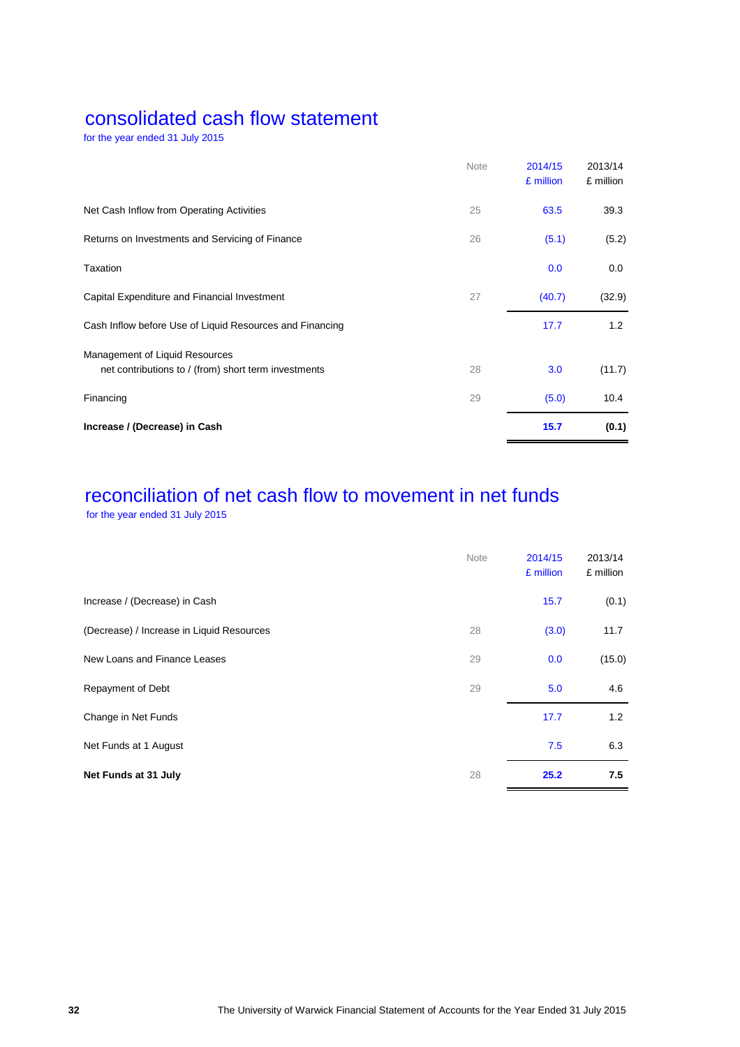# consolidated cash flow statement

for the year ended 31 July 2015

| | Note | 2014/15 £ million | 2013/14 £ million |
|---|---|---|---|
| Net Cash Inflow from Operating Activities | 25 | 63.5 | 39.3 |
| Returns on Investments and Servicing of Finance | 26 | (5.1) | (5.2) |
| Taxation | | 0.0 | 0.0 |
| Capital Expenditure and Financial Investment | 27 | (40.7) | (32.9) |
| Cash Inflow before Use of Liquid Resources and Financing | | 17.7 | 1.2 |
| Management of Liquid Resources<br>net contributions to / (from) short term investments | 28 | 3.0 | (11.7) |
| Financing | 29 | (5.0) | 10.4 |
| **Increase / (Decrease) in Cash** | | **15.7** | **(0.1)** |

# reconciliation of net cash flow to movement in net funds

for the year ended 31 July 2015

| | Note | 2014/15 £ million | 2013/14 £ million |
|---|---|---|---|
| Increase / (Decrease) in Cash | | 15.7 | (0.1) |
| (Decrease) / Increase in Liquid Resources | 28 | (3.0) | 11.7 |
| New Loans and Finance Leases | 29 | 0.0 | (15.0) |
| Repayment of Debt | 29 | 5.0 | 4.6 |
| Change in Net Funds | | 17.7 | 1.2 |
| Net Funds at 1 August | | 7.5 | 6.3 |
| **Net Funds at 31 July** | 28 | **25.2** | **7.5** |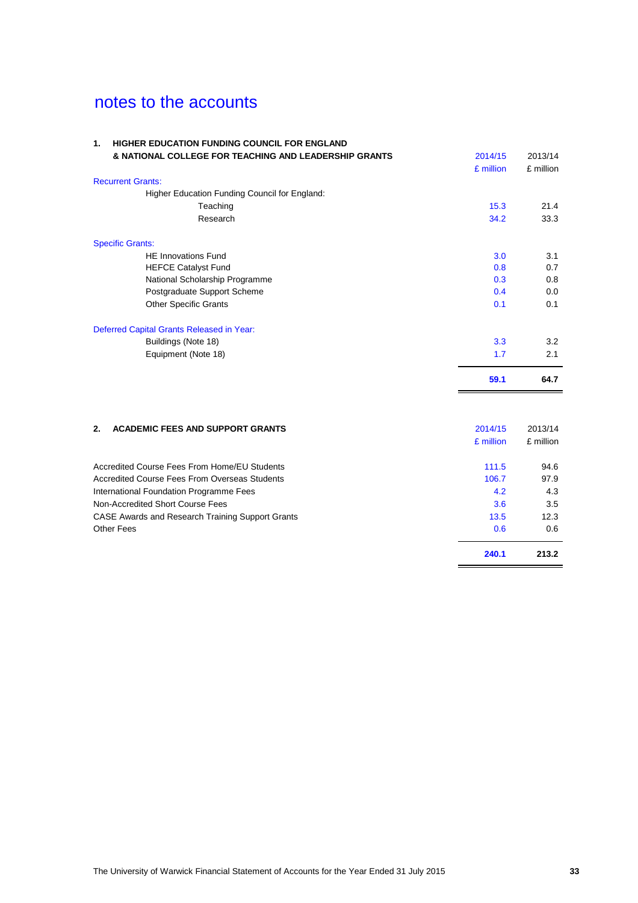# notes to the accounts

## 1. HIGHER EDUCATION FUNDING COUNCIL FOR ENGLAND & NATIONAL COLLEGE FOR TEACHING AND LEADERSHIP GRANTS

| | 2014/15 | 2013/14 |
|---|---|---|
| | £ million | £ million |
| **Recurrent Grants:** | | |
| Higher Education Funding Council for England: | | |
| Teaching | 15.3 | 21.4 |
| Research | 34.2 | 33.3 |
| **Specific Grants:** | | |
| HE Innovations Fund | 3.0 | 3.1 |
| HEFCE Catalyst Fund | 0.8 | 0.7 |
| National Scholarship Programme | 0.3 | 0.8 |
| Postgraduate Support Scheme | 0.4 | 0.0 |
| Other Specific Grants | 0.1 | 0.1 |
| **Deferred Capital Grants Released in Year:** | | |
| Buildings (Note 18) | 3.3 | 3.2 |
| Equipment (Note 18) | 1.7 | 2.1 |
| | **59.1** | **64.7** |

## 2. ACADEMIC FEES AND SUPPORT GRANTS

| | 2014/15 | 2013/14 |
|---|---|---|
| | £ million | £ million |
| Accredited Course Fees From Home/EU Students | 111.5 | 94.6 |
| Accredited Course Fees From Overseas Students | 106.7 | 97.9 |
| International Foundation Programme Fees | 4.2 | 4.3 |
| Non-Accredited Short Course Fees | 3.6 | 3.5 |
| CASE Awards and Research Training Support Grants | 13.5 | 12.3 |
| Other Fees | 0.6 | 0.6 |
| | **240.1** | **213.2** |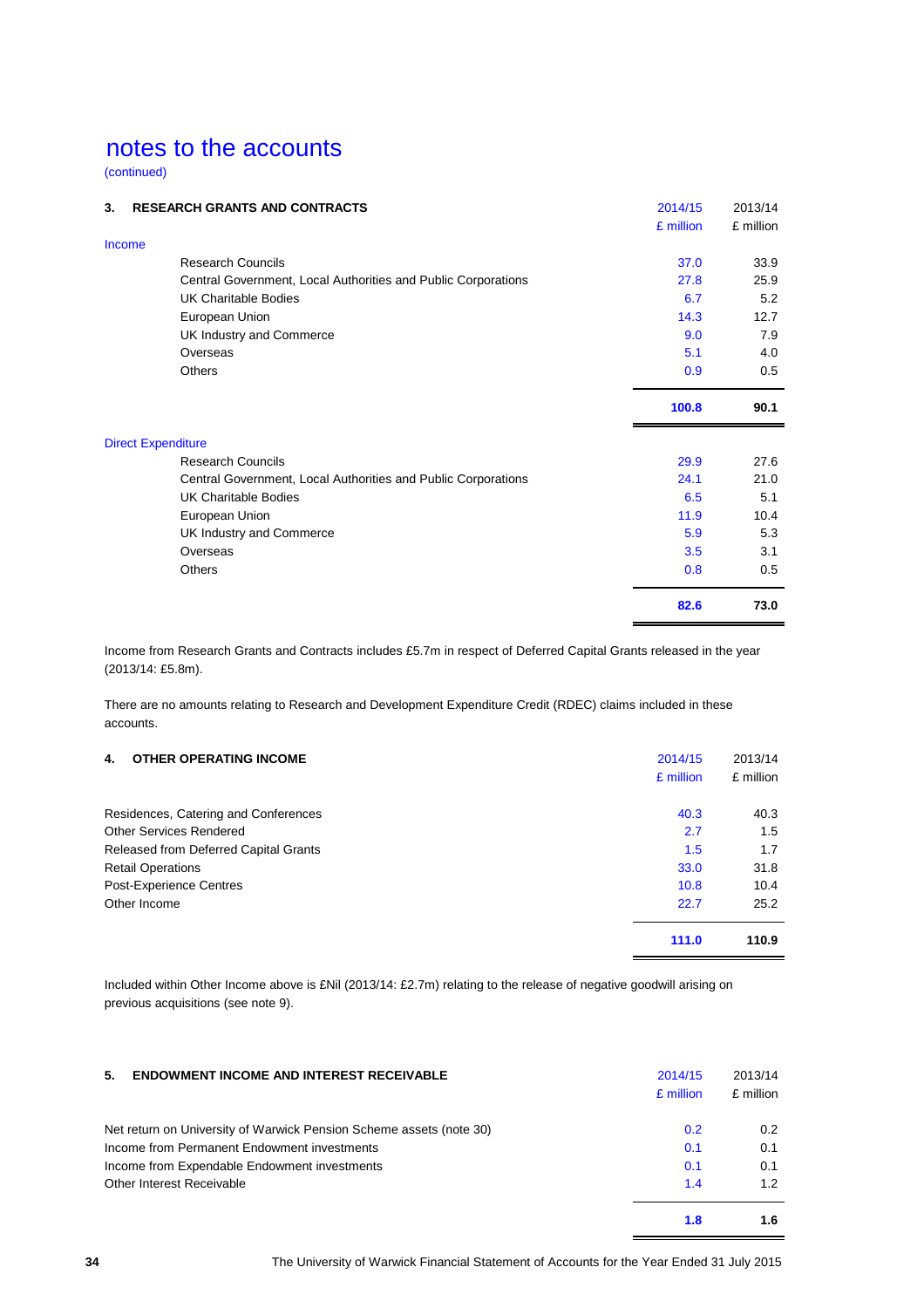# notes to the accounts

(continued)

## 3. RESEARCH GRANTS AND CONTRACTS

| | 2014/15 £ million | 2013/14 £ million |
|---|---|---|
| **Income** | | |
| Research Councils | 37.0 | 33.9 |
| Central Government, Local Authorities and Public Corporations | 27.8 | 25.9 |
| UK Charitable Bodies | 6.7 | 5.2 |
| European Union | 14.3 | 12.7 |
| UK Industry and Commerce | 9.0 | 7.9 |
| Overseas | 5.1 | 4.0 |
| Others | 0.9 | 0.5 |
| | **100.8** | **90.1** |
| **Direct Expenditure** | | |
| Research Councils | 29.9 | 27.6 |
| Central Government, Local Authorities and Public Corporations | 24.1 | 21.0 |
| UK Charitable Bodies | 6.5 | 5.1 |
| European Union | 11.9 | 10.4 |
| UK Industry and Commerce | 5.9 | 5.3 |
| Overseas | 3.5 | 3.1 |
| Others | 0.8 | 0.5 |
| | **82.6** | **73.0** |

Income from Research Grants and Contracts includes £5.7m in respect of Deferred Capital Grants released in the year (2013/14: £5.8m).

There are no amounts relating to Research and Development Expenditure Credit (RDEC) claims included in these accounts.

## 4. OTHER OPERATING INCOME

| | 2014/15 £ million | 2013/14 £ million |
|---|---|---|
| Residences, Catering and Conferences | 40.3 | 40.3 |
| Other Services Rendered | 2.7 | 1.5 |
| Released from Deferred Capital Grants | 1.5 | 1.7 |
| Retail Operations | 33.0 | 31.8 |
| Post-Experience Centres | 10.8 | 10.4 |
| Other Income | 22.7 | 25.2 |
| | **111.0** | **110.9** |

Included within Other Income above is £Nil (2013/14: £2.7m) relating to the release of negative goodwill arising on previous acquisitions (see note 9).

## 5. ENDOWMENT INCOME AND INTEREST RECEIVABLE

| | 2014/15 £ million | 2013/14 £ million |
|---|---|---|
| Net return on University of Warwick Pension Scheme assets (note 30) | 0.2 | 0.2 |
| Income from Permanent Endowment investments | 0.1 | 0.1 |
| Income from Expendable Endowment investments | 0.1 | 0.1 |
| Other Interest Receivable | 1.4 | 1.2 |
| | **1.8** | **1.6** |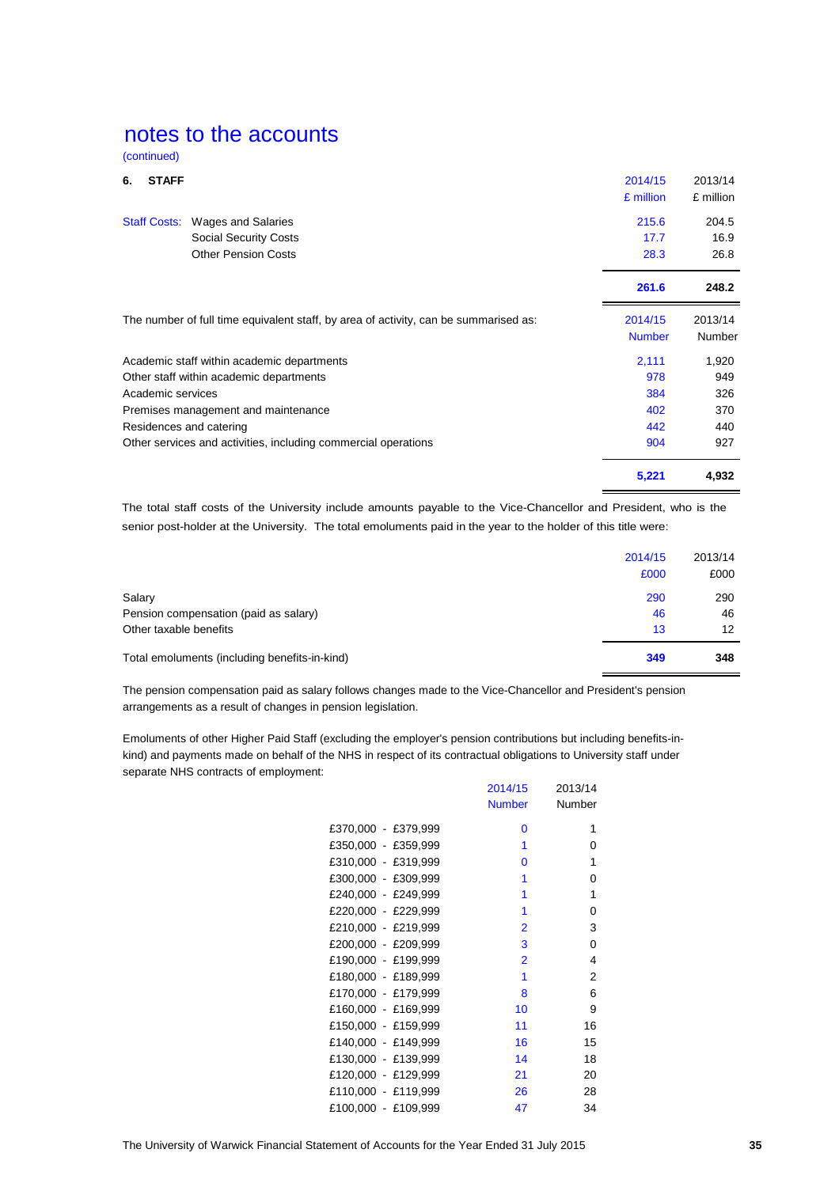# notes to the accounts

(continued)

## 6. STAFF

| | | 2014/15 £ million | 2013/14 £ million |
|---|---|---|---|
| Staff Costs: | Wages and Salaries | 215.6 | 204.5 |
| | Social Security Costs | 17.7 | 16.9 |
| | Other Pension Costs | 28.3 | 26.8 |
| | | **261.6** | **248.2** |

| The number of full time equivalent staff, by area of activity, can be summarised as: | 2014/15 Number | 2013/14 Number |
|---|---|---|
| Academic staff within academic departments | 2,111 | 1,920 |
| Other staff within academic departments | 978 | 949 |
| Academic services | 384 | 326 |
| Premises management and maintenance | 402 | 370 |
| Residences and catering | 442 | 440 |
| Other services and activities, including commercial operations | 904 | 927 |
| | **5,221** | **4,932** |

The total staff costs of the University include amounts payable to the Vice-Chancellor and President, who is the senior post-holder at the University. The total emoluments paid in the year to the holder of this title were:

| | 2014/15 £000 | 2013/14 £000 |
|---|---|---|
| Salary | 290 | 290 |
| Pension compensation (paid as salary) | 46 | 46 |
| Other taxable benefits | 13 | 12 |
| Total emoluments (including benefits-in-kind) | **349** | **348** |

The pension compensation paid as salary follows changes made to the Vice-Chancellor and President's pension arrangements as a result of changes in pension legislation.

Emoluments of other Higher Paid Staff (excluding the employer's pension contributions but including benefits-in-kind) and payments made on behalf of the NHS in respect of its contractual obligations to University staff under separate NHS contracts of employment:

| | 2014/15 Number | 2013/14 Number |
|---|---|---|
| £370,000 - £379,999 | 0 | 1 |
| £350,000 - £359,999 | 1 | 0 |
| £310,000 - £319,999 | 0 | 1 |
| £300,000 - £309,999 | 1 | 0 |
| £240,000 - £249,999 | 1 | 1 |
| £220,000 - £229,999 | 1 | 0 |
| £210,000 - £219,999 | 2 | 3 |
| £200,000 - £209,999 | 3 | 0 |
| £190,000 - £199,999 | 2 | 4 |
| £180,000 - £189,999 | 1 | 2 |
| £170,000 - £179,999 | 8 | 6 |
| £160,000 - £169,999 | 10 | 9 |
| £150,000 - £159,999 | 11 | 16 |
| £140,000 - £149,999 | 16 | 15 |
| £130,000 - £139,999 | 14 | 18 |
| £120,000 - £129,999 | 21 | 20 |
| £110,000 - £119,999 | 26 | 28 |
| £100,000 - £109,999 | 47 | 34 |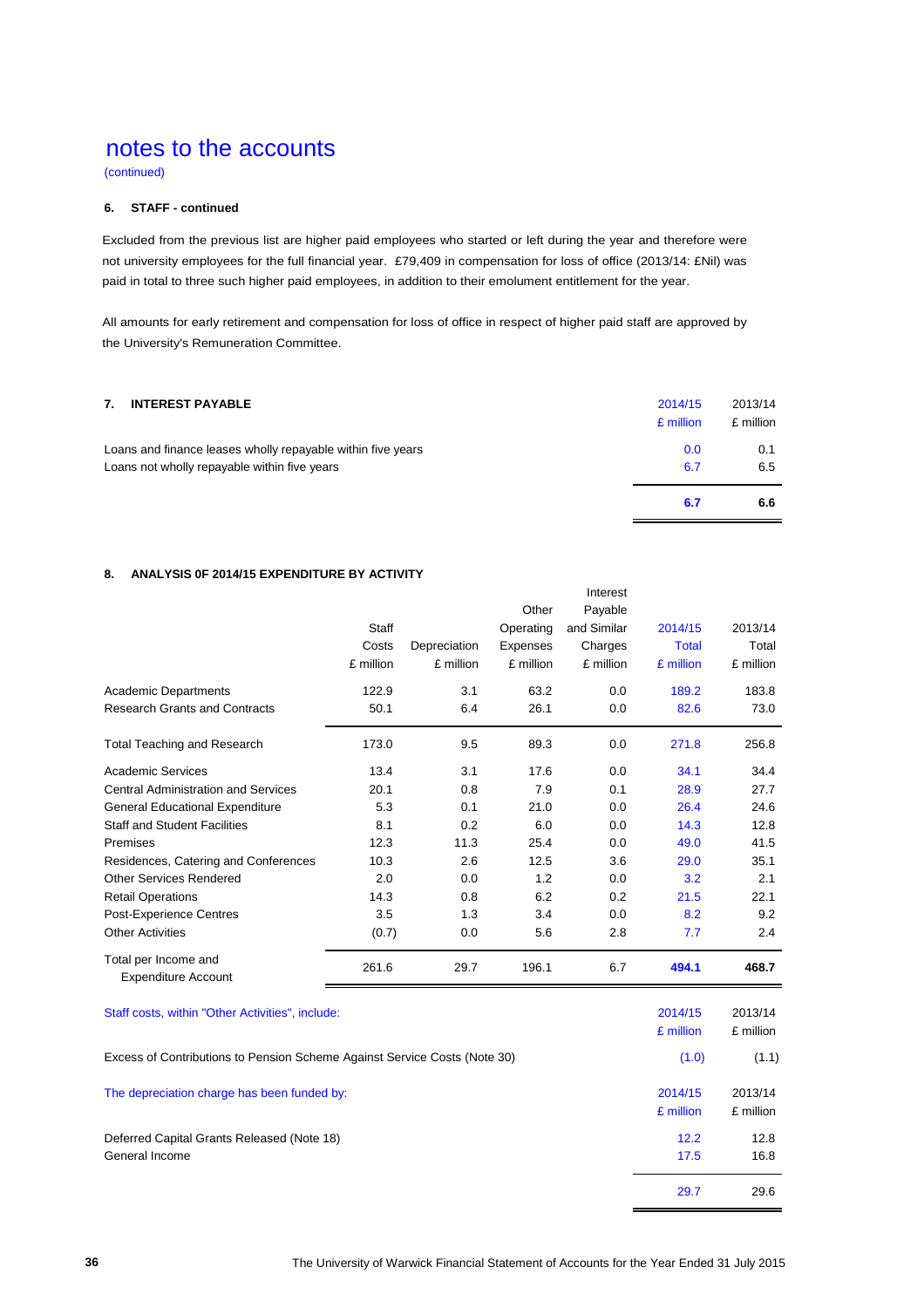# notes to the accounts

(continued)

### 6. STAFF - continued

Excluded from the previous list are higher paid employees who started or left during the year and therefore were not university employees for the full financial year. £79,409 in compensation for loss of office (2013/14: £Nil) was paid in total to three such higher paid employees, in addition to their emolument entitlement for the year.

All amounts for early retirement and compensation for loss of office in respect of higher paid staff are approved by the University's Remuneration Committee.

### 7. INTEREST PAYABLE

| | 2014/15 £ million | 2013/14 £ million |
|---|---|---|
| Loans and finance leases wholly repayable within five years | 0.0 | 0.1 |
| Loans not wholly repayable within five years | 6.7 | 6.5 |
| | **6.7** | **6.6** |

### 8. ANALYSIS 0F 2014/15 EXPENDITURE BY ACTIVITY

| | Staff Costs £ million | Depreciation £ million | Other Operating Expenses £ million | Interest Payable and Similar Charges £ million | 2014/15 Total £ million | 2013/14 Total £ million |
|---|---|---|---|---|---|---|
| Academic Departments | 122.9 | 3.1 | 63.2 | 0.0 | 189.2 | 183.8 |
| Research Grants and Contracts | 50.1 | 6.4 | 26.1 | 0.0 | 82.6 | 73.0 |
| Total Teaching and Research | 173.0 | 9.5 | 89.3 | 0.0 | 271.8 | 256.8 |
| Academic Services | 13.4 | 3.1 | 17.6 | 0.0 | 34.1 | 34.4 |
| Central Administration and Services | 20.1 | 0.8 | 7.9 | 0.1 | 28.9 | 27.7 |
| General Educational Expenditure | 5.3 | 0.1 | 21.0 | 0.0 | 26.4 | 24.6 |
| Staff and Student Facilities | 8.1 | 0.2 | 6.0 | 0.0 | 14.3 | 12.8 |
| Premises | 12.3 | 11.3 | 25.4 | 0.0 | 49.0 | 41.5 |
| Residences, Catering and Conferences | 10.3 | 2.6 | 12.5 | 3.6 | 29.0 | 35.1 |
| Other Services Rendered | 2.0 | 0.0 | 1.2 | 0.0 | 3.2 | 2.1 |
| Retail Operations | 14.3 | 0.8 | 6.2 | 0.2 | 21.5 | 22.1 |
| Post-Experience Centres | 3.5 | 1.3 | 3.4 | 0.0 | 8.2 | 9.2 |
| Other Activities | (0.7) | 0.0 | 5.6 | 2.8 | 7.7 | 2.4 |
| Total per Income and Expenditure Account | 261.6 | 29.7 | 196.1 | 6.7 | **494.1** | **468.7** |

| Staff costs, within "Other Activities", include: | 2014/15 £ million | 2013/14 £ million |
|---|---|---|
| Excess of Contributions to Pension Scheme Against Service Costs (Note 30) | (1.0) | (1.1) |

| The depreciation charge has been funded by: | 2014/15 £ million | 2013/14 £ million |
|---|---|---|
| Deferred Capital Grants Released (Note 18) | 12.2 | 12.8 |
| General Income | 17.5 | 16.8 |
| | 29.7 | 29.6 |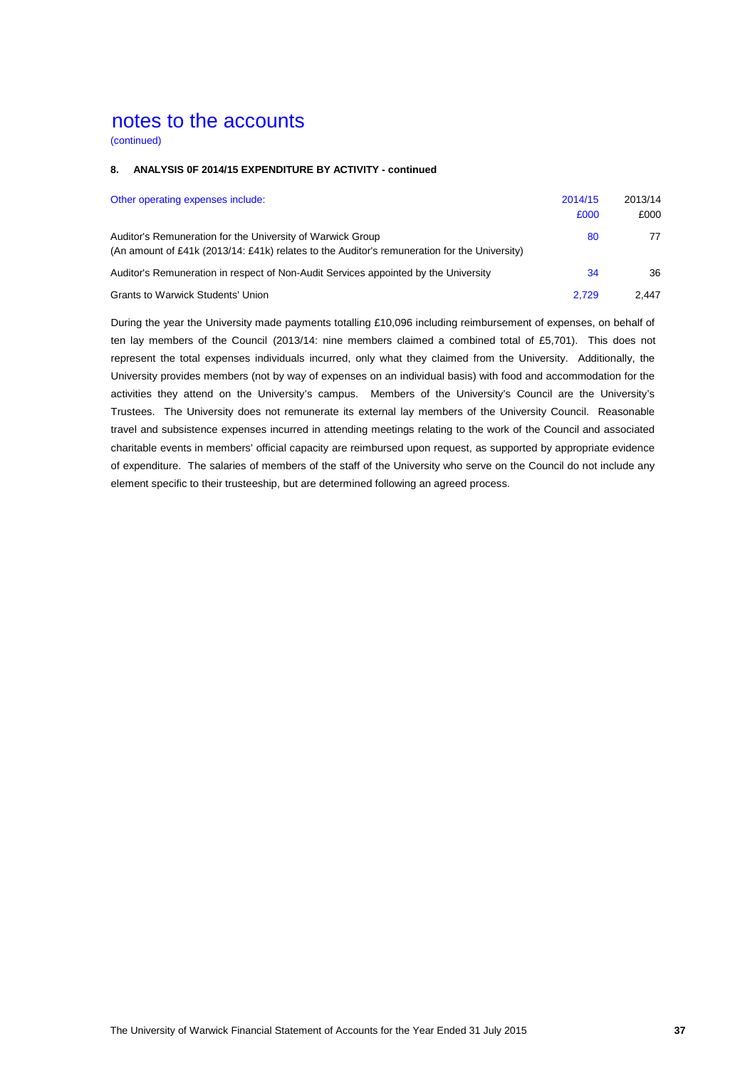# notes to the accounts

(continued)

**8. ANALYSIS 0F 2014/15 EXPENDITURE BY ACTIVITY - continued**

| Other operating expenses include: | 2014/15 £000 | 2013/14 £000 |
|---|---|---|
| Auditor's Remuneration for the University of Warwick Group (An amount of £41k (2013/14: £41k) relates to the Auditor's remuneration for the University) | 80 | 77 |
| Auditor's Remuneration in respect of Non-Audit Services appointed by the University | 34 | 36 |
| Grants to Warwick Students' Union | 2,729 | 2,447 |

During the year the University made payments totalling £10,096 including reimbursement of expenses, on behalf of ten lay members of the Council (2013/14: nine members claimed a combined total of £5,701). This does not represent the total expenses individuals incurred, only what they claimed from the University. Additionally, the University provides members (not by way of expenses on an individual basis) with food and accommodation for the activities they attend on the University's campus. Members of the University's Council are the University's Trustees. The University does not remunerate its external lay members of the University Council. Reasonable travel and subsistence expenses incurred in attending meetings relating to the work of the Council and associated charitable events in members' official capacity are reimbursed upon request, as supported by appropriate evidence of expenditure. The salaries of members of the staff of the University who serve on the Council do not include any element specific to their trusteeship, but are determined following an agreed process.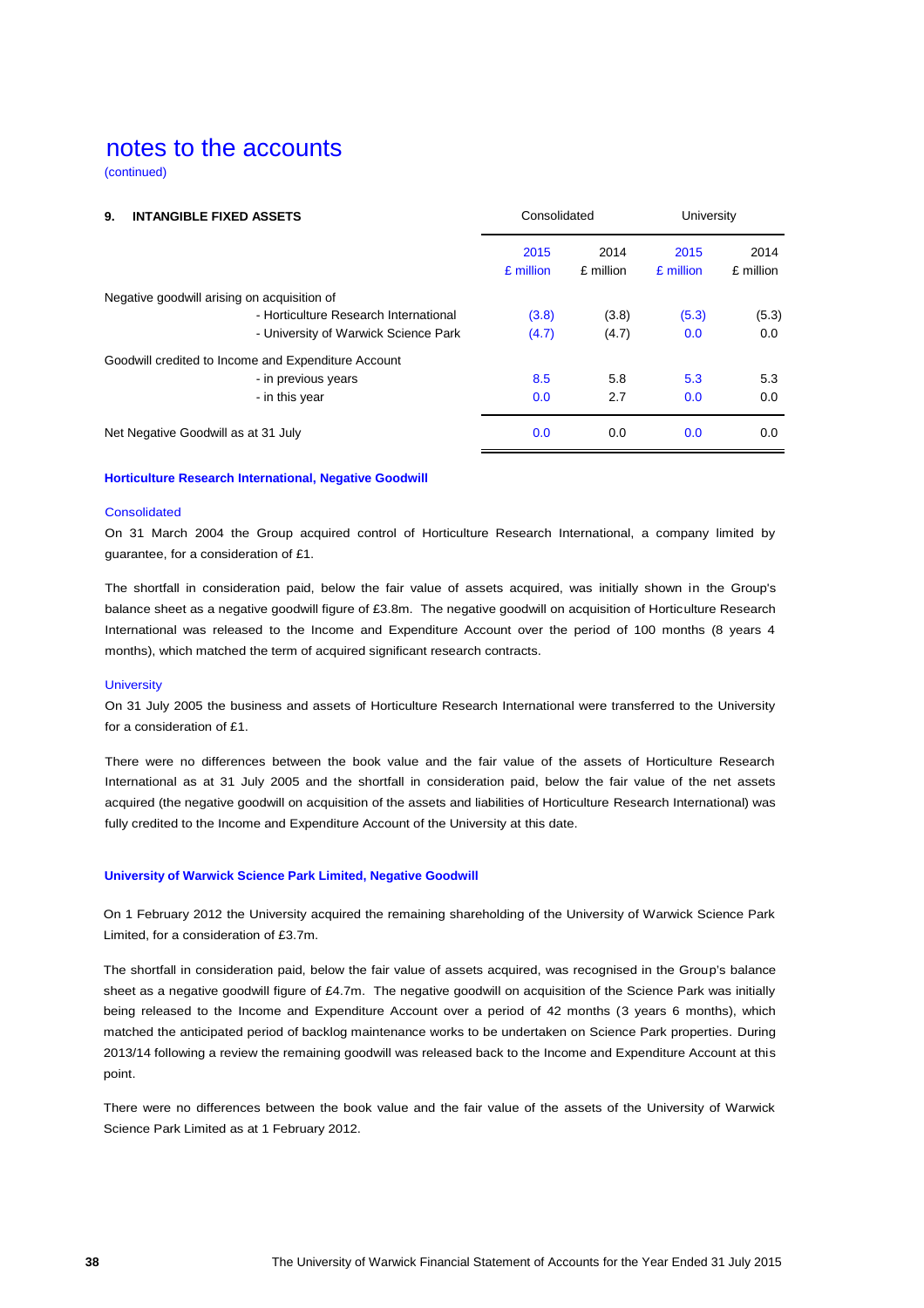# notes to the accounts

(continued)

| 9. INTANGIBLE FIXED ASSETS | Consolidated | | University | |
|---|---|---|---|---|
| | 2015 £ million | 2014 £ million | 2015 £ million | 2014 £ million |
| Negative goodwill arising on acquisition of | | | | |
| - Horticulture Research International | (3.8) | (3.8) | (5.3) | (5.3) |
| - University of Warwick Science Park | (4.7) | (4.7) | 0.0 | 0.0 |
| Goodwill credited to Income and Expenditure Account | | | | |
| - in previous years | 8.5 | 5.8 | 5.3 | 5.3 |
| - in this year | 0.0 | 2.7 | 0.0 | 0.0 |
| Net Negative Goodwill as at 31 July | 0.0 | 0.0 | 0.0 | 0.0 |

**Horticulture Research International, Negative Goodwill**

Consolidated

On 31 March 2004 the Group acquired control of Horticulture Research International, a company limited by guarantee, for a consideration of £1.

The shortfall in consideration paid, below the fair value of assets acquired, was initially shown in the Group's balance sheet as a negative goodwill figure of £3.8m. The negative goodwill on acquisition of Horticulture Research International was released to the Income and Expenditure Account over the period of 100 months (8 years 4 months), which matched the term of acquired significant research contracts.

University

On 31 July 2005 the business and assets of Horticulture Research International were transferred to the University for a consideration of £1.

There were no differences between the book value and the fair value of the assets of Horticulture Research International as at 31 July 2005 and the shortfall in consideration paid, below the fair value of the net assets acquired (the negative goodwill on acquisition of the assets and liabilities of Horticulture Research International) was fully credited to the Income and Expenditure Account of the University at this date.

**University of Warwick Science Park Limited, Negative Goodwill**

On 1 February 2012 the University acquired the remaining shareholding of the University of Warwick Science Park Limited, for a consideration of £3.7m.

The shortfall in consideration paid, below the fair value of assets acquired, was recognised in the Group's balance sheet as a negative goodwill figure of £4.7m. The negative goodwill on acquisition of the Science Park was initially being released to the Income and Expenditure Account over a period of 42 months (3 years 6 months), which matched the anticipated period of backlog maintenance works to be undertaken on Science Park properties. During 2013/14 following a review the remaining goodwill was released back to the Income and Expenditure Account at this point.

There were no differences between the book value and the fair value of the assets of the University of Warwick Science Park Limited as at 1 February 2012.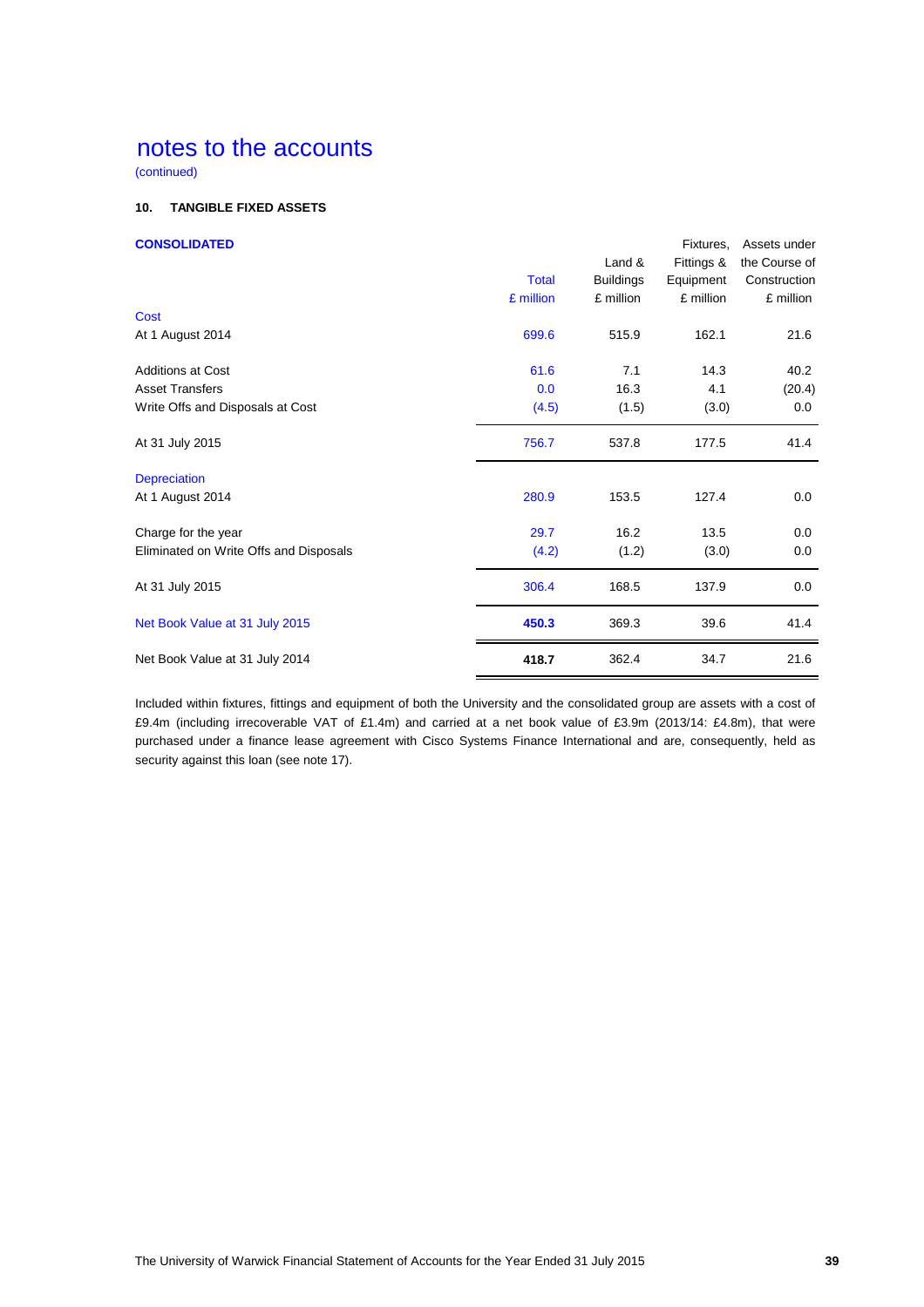# notes to the accounts

(continued)

### 10. TANGIBLE FIXED ASSETS

**CONSOLIDATED**

| | Total £ million | Land & Buildings £ million | Fixtures, Fittings & Equipment £ million | Assets under the Course of Construction £ million |
|---|---|---|---|---|
| **Cost** | | | | |
| At 1 August 2014 | 699.6 | 515.9 | 162.1 | 21.6 |
| Additions at Cost | 61.6 | 7.1 | 14.3 | 40.2 |
| Asset Transfers | 0.0 | 16.3 | 4.1 | (20.4) |
| Write Offs and Disposals at Cost | (4.5) | (1.5) | (3.0) | 0.0 |
| At 31 July 2015 | 756.7 | 537.8 | 177.5 | 41.4 |
| **Depreciation** | | | | |
| At 1 August 2014 | 280.9 | 153.5 | 127.4 | 0.0 |
| Charge for the year | 29.7 | 16.2 | 13.5 | 0.0 |
| Eliminated on Write Offs and Disposals | (4.2) | (1.2) | (3.0) | 0.0 |
| At 31 July 2015 | 306.4 | 168.5 | 137.9 | 0.0 |
| Net Book Value at 31 July 2015 | **450.3** | 369.3 | 39.6 | 41.4 |
| Net Book Value at 31 July 2014 | **418.7** | 362.4 | 34.7 | 21.6 |

Included within fixtures, fittings and equipment of both the University and the consolidated group are assets with a cost of £9.4m (including irrecoverable VAT of £1.4m) and carried at a net book value of £3.9m (2013/14: £4.8m), that were purchased under a finance lease agreement with Cisco Systems Finance International and are, consequently, held as security against this loan (see note 17).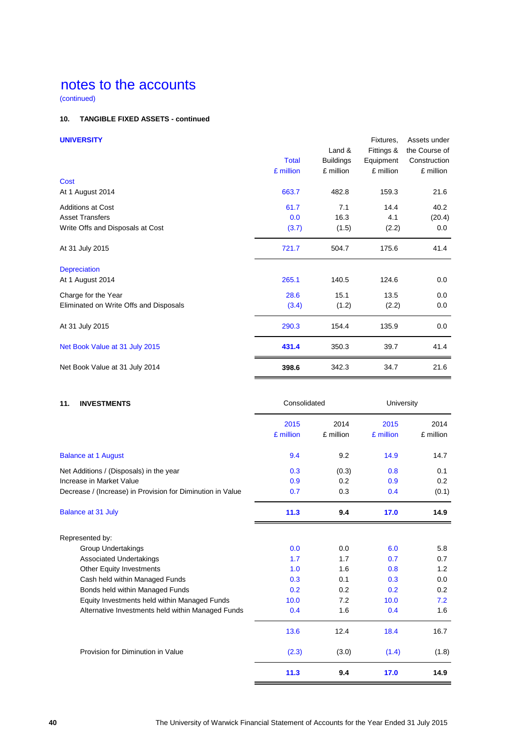# notes to the accounts

(continued)

## 10. TANGIBLE FIXED ASSETS - continued

### UNIVERSITY

| | Total £ million | Land & Buildings £ million | Fixtures, Fittings & Equipment £ million | Assets under the Course of Construction £ million |
|---|---|---|---|---|
| **Cost** | | | | |
| At 1 August 2014 | 663.7 | 482.8 | 159.3 | 21.6 |
| Additions at Cost | 61.7 | 7.1 | 14.4 | 40.2 |
| Asset Transfers | 0.0 | 16.3 | 4.1 | (20.4) |
| Write Offs and Disposals at Cost | (3.7) | (1.5) | (2.2) | 0.0 |
| At 31 July 2015 | 721.7 | 504.7 | 175.6 | 41.4 |
| **Depreciation** | | | | |
| At 1 August 2014 | 265.1 | 140.5 | 124.6 | 0.0 |
| Charge for the Year | 28.6 | 15.1 | 13.5 | 0.0 |
| Eliminated on Write Offs and Disposals | (3.4) | (1.2) | (2.2) | 0.0 |
| At 31 July 2015 | 290.3 | 154.4 | 135.9 | 0.0 |
| Net Book Value at 31 July 2015 | **431.4** | 350.3 | 39.7 | 41.4 |
| Net Book Value at 31 July 2014 | **398.6** | 342.3 | 34.7 | 21.6 |

## 11. INVESTMENTS

| | Consolidated | | University | |
|---|---|---|---|---|
| | 2015 £ million | 2014 £ million | 2015 £ million | 2014 £ million |
| Balance at 1 August | 9.4 | 9.2 | 14.9 | 14.7 |
| Net Additions / (Disposals) in the year | 0.3 | (0.3) | 0.8 | 0.1 |
| Increase in Market Value | 0.9 | 0.2 | 0.9 | 0.2 |
| Decrease / (Increase) in Provision for Diminution in Value | 0.7 | 0.3 | 0.4 | (0.1) |
| Balance at 31 July | **11.3** | **9.4** | **17.0** | **14.9** |
| Represented by: | | | | |
| Group Undertakings | 0.0 | 0.0 | 6.0 | 5.8 |
| Associated Undertakings | 1.7 | 1.7 | 0.7 | 0.7 |
| Other Equity Investments | 1.0 | 1.6 | 0.8 | 1.2 |
| Cash held within Managed Funds | 0.3 | 0.1 | 0.3 | 0.0 |
| Bonds held within Managed Funds | 0.2 | 0.2 | 0.2 | 0.2 |
| Equity Investments held within Managed Funds | 10.0 | 7.2 | 10.0 | 7.2 |
| Alternative Investments held within Managed Funds | 0.4 | 1.6 | 0.4 | 1.6 |
| | 13.6 | 12.4 | 18.4 | 16.7 |
| Provision for Diminution in Value | (2.3) | (3.0) | (1.4) | (1.8) |
| | **11.3** | **9.4** | **17.0** | **14.9** |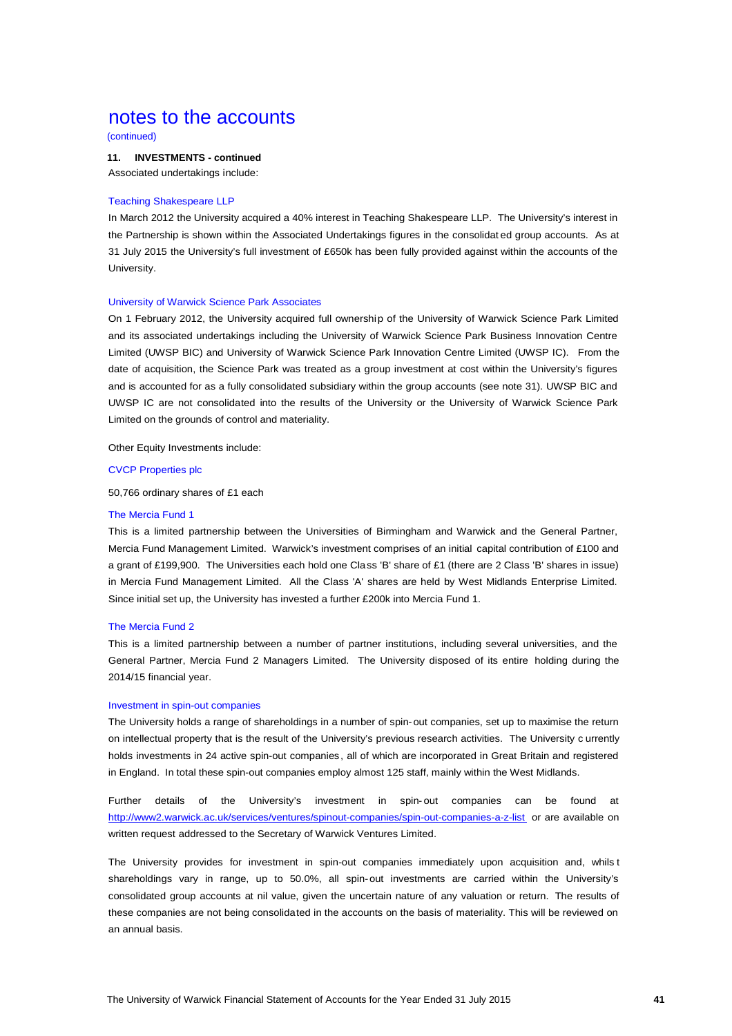# notes to the accounts

(continued)

**11. INVESTMENTS - continued**

Associated undertakings include:

### Teaching Shakespeare LLP

In March 2012 the University acquired a 40% interest in Teaching Shakespeare LLP. The University's interest in the Partnership is shown within the Associated Undertakings figures in the consolidated group accounts. As at 31 July 2015 the University's full investment of £650k has been fully provided against within the accounts of the University.

### University of Warwick Science Park Associates

On 1 February 2012, the University acquired full ownership of the University of Warwick Science Park Limited and its associated undertakings including the University of Warwick Science Park Business Innovation Centre Limited (UWSP BIC) and University of Warwick Science Park Innovation Centre Limited (UWSP IC). From the date of acquisition, the Science Park was treated as a group investment at cost within the University's figures and is accounted for as a fully consolidated subsidiary within the group accounts (see note 31). UWSP BIC and UWSP IC are not consolidated into the results of the University or the University of Warwick Science Park Limited on the grounds of control and materiality.

Other Equity Investments include:

### CVCP Properties plc

50,766 ordinary shares of £1 each

### The Mercia Fund 1

This is a limited partnership between the Universities of Birmingham and Warwick and the General Partner, Mercia Fund Management Limited. Warwick's investment comprises of an initial capital contribution of £100 and a grant of £199,900. The Universities each hold one Class 'B' share of £1 (there are 2 Class 'B' shares in issue) in Mercia Fund Management Limited. All the Class 'A' shares are held by West Midlands Enterprise Limited. Since initial set up, the University has invested a further £200k into Mercia Fund 1.

### The Mercia Fund 2

This is a limited partnership between a number of partner institutions, including several universities, and the General Partner, Mercia Fund 2 Managers Limited. The University disposed of its entire holding during the 2014/15 financial year.

### Investment in spin-out companies

The University holds a range of shareholdings in a number of spin-out companies, set up to maximise the return on intellectual property that is the result of the University's previous research activities. The University currently holds investments in 24 active spin-out companies, all of which are incorporated in Great Britain and registered in England. In total these spin-out companies employ almost 125 staff, mainly within the West Midlands.

Further details of the University's investment in spin-out companies can be found at http://www2.warwick.ac.uk/services/ventures/spinout-companies/spin-out-companies-a-z-list or are available on written request addressed to the Secretary of Warwick Ventures Limited.

The University provides for investment in spin-out companies immediately upon acquisition and, whilst shareholdings vary in range, up to 50.0%, all spin-out investments are carried within the University's consolidated group accounts at nil value, given the uncertain nature of any valuation or return. The results of these companies are not being consolidated in the accounts on the basis of materiality. This will be reviewed on an annual basis.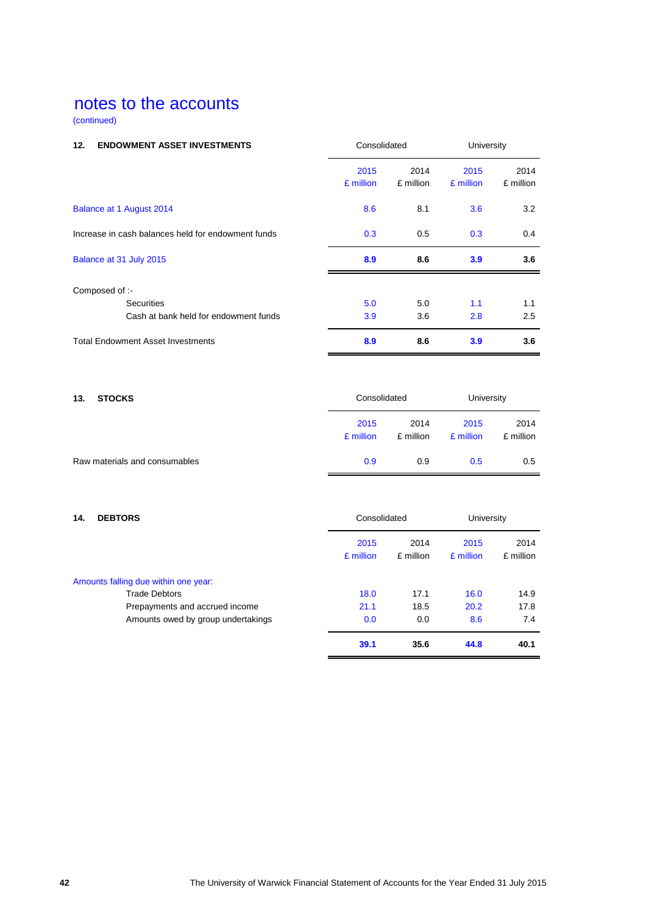# notes to the accounts

(continued)

## 12. ENDOWMENT ASSET INVESTMENTS

| | Consolidated | | University | |
|---|---|---|---|---|
| | 2015 £ million | 2014 £ million | 2015 £ million | 2014 £ million |
| Balance at 1 August 2014 | 8.6 | 8.1 | 3.6 | 3.2 |
| Increase in cash balances held for endowment funds | 0.3 | 0.5 | 0.3 | 0.4 |
| **Balance at 31 July 2015** | **8.9** | **8.6** | **3.9** | **3.6** |
| Composed of :- | | | | |
| Securities | 5.0 | 5.0 | 1.1 | 1.1 |
| Cash at bank held for endowment funds | 3.9 | 3.6 | 2.8 | 2.5 |
| **Total Endowment Asset Investments** | **8.9** | **8.6** | **3.9** | **3.6** |

## 13. STOCKS

| | Consolidated | | University | |
|---|---|---|---|---|
| | 2015 £ million | 2014 £ million | 2015 £ million | 2014 £ million |
| Raw materials and consumables | 0.9 | 0.9 | 0.5 | 0.5 |

## 14. DEBTORS

| | Consolidated | | University | |
|---|---|---|---|---|
| | 2015 £ million | 2014 £ million | 2015 £ million | 2014 £ million |
| Amounts falling due within one year: | | | | |
| Trade Debtors | 18.0 | 17.1 | 16.0 | 14.9 |
| Prepayments and accrued income | 21.1 | 18.5 | 20.2 | 17.8 |
| Amounts owed by group undertakings | 0.0 | 0.0 | 8.6 | 7.4 |
| | **39.1** | **35.6** | **44.8** | **40.1** |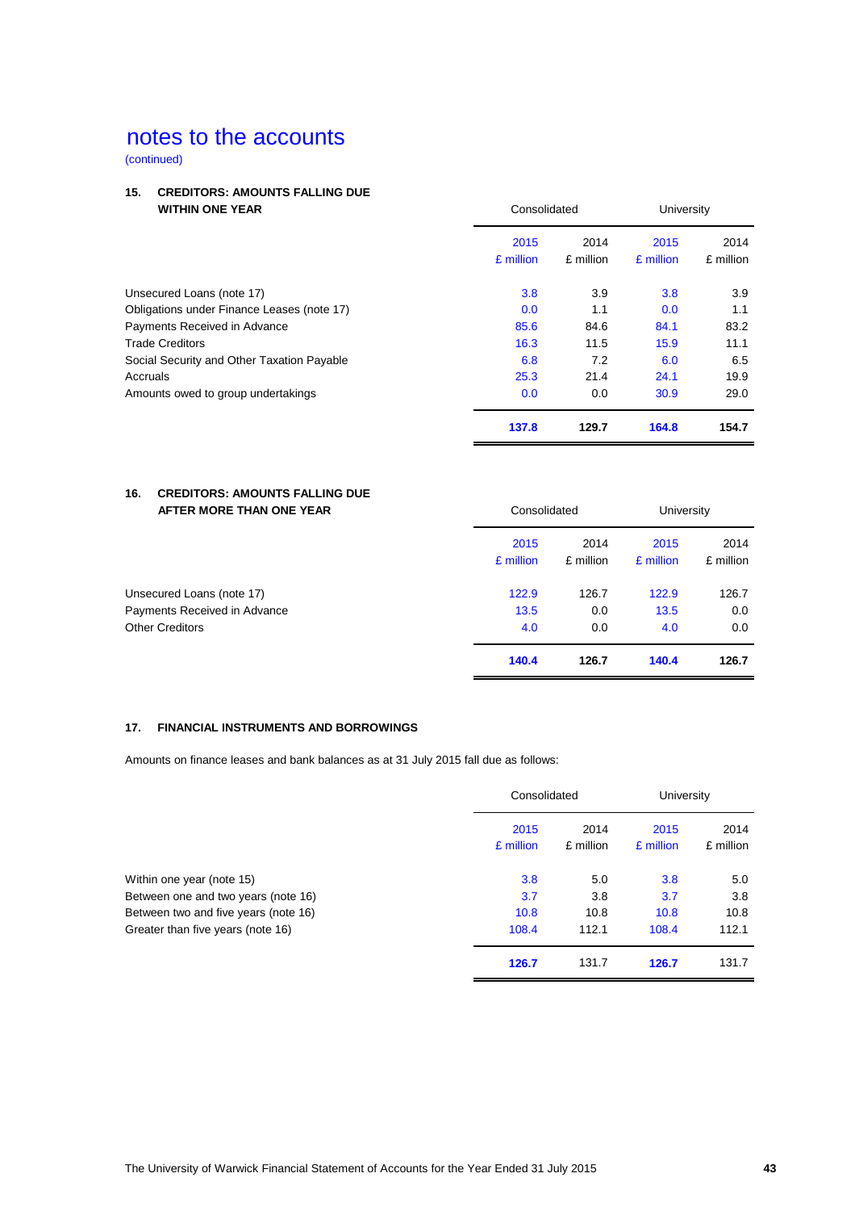# notes to the accounts

(continued)

## 15. CREDITORS: AMOUNTS FALLING DUE WITHIN ONE YEAR

| | Consolidated | | University | |
|---|---|---|---|---|
| | 2015 £ million | 2014 £ million | 2015 £ million | 2014 £ million |
| Unsecured Loans (note 17) | 3.8 | 3.9 | 3.8 | 3.9 |
| Obligations under Finance Leases (note 17) | 0.0 | 1.1 | 0.0 | 1.1 |
| Payments Received in Advance | 85.6 | 84.6 | 84.1 | 83.2 |
| Trade Creditors | 16.3 | 11.5 | 15.9 | 11.1 |
| Social Security and Other Taxation Payable | 6.8 | 7.2 | 6.0 | 6.5 |
| Accruals | 25.3 | 21.4 | 24.1 | 19.9 |
| Amounts owed to group undertakings | 0.0 | 0.0 | 30.9 | 29.0 |
| | **137.8** | **129.7** | **164.8** | **154.7** |

## 16. CREDITORS: AMOUNTS FALLING DUE AFTER MORE THAN ONE YEAR

| | Consolidated | | University | |
|---|---|---|---|---|
| | 2015 £ million | 2014 £ million | 2015 £ million | 2014 £ million |
| Unsecured Loans (note 17) | 122.9 | 126.7 | 122.9 | 126.7 |
| Payments Received in Advance | 13.5 | 0.0 | 13.5 | 0.0 |
| Other Creditors | 4.0 | 0.0 | 4.0 | 0.0 |
| | **140.4** | **126.7** | **140.4** | **126.7** |

## 17. FINANCIAL INSTRUMENTS AND BORROWINGS

Amounts on finance leases and bank balances as at 31 July 2015 fall due as follows:

| | Consolidated | | University | |
|---|---|---|---|---|
| | 2015 £ million | 2014 £ million | 2015 £ million | 2014 £ million |
| Within one year (note 15) | 3.8 | 5.0 | 3.8 | 5.0 |
| Between one and two years (note 16) | 3.7 | 3.8 | 3.7 | 3.8 |
| Between two and five years (note 16) | 10.8 | 10.8 | 10.8 | 10.8 |
| Greater than five years (note 16) | 108.4 | 112.1 | 108.4 | 112.1 |
| | **126.7** | 131.7 | **126.7** | 131.7 |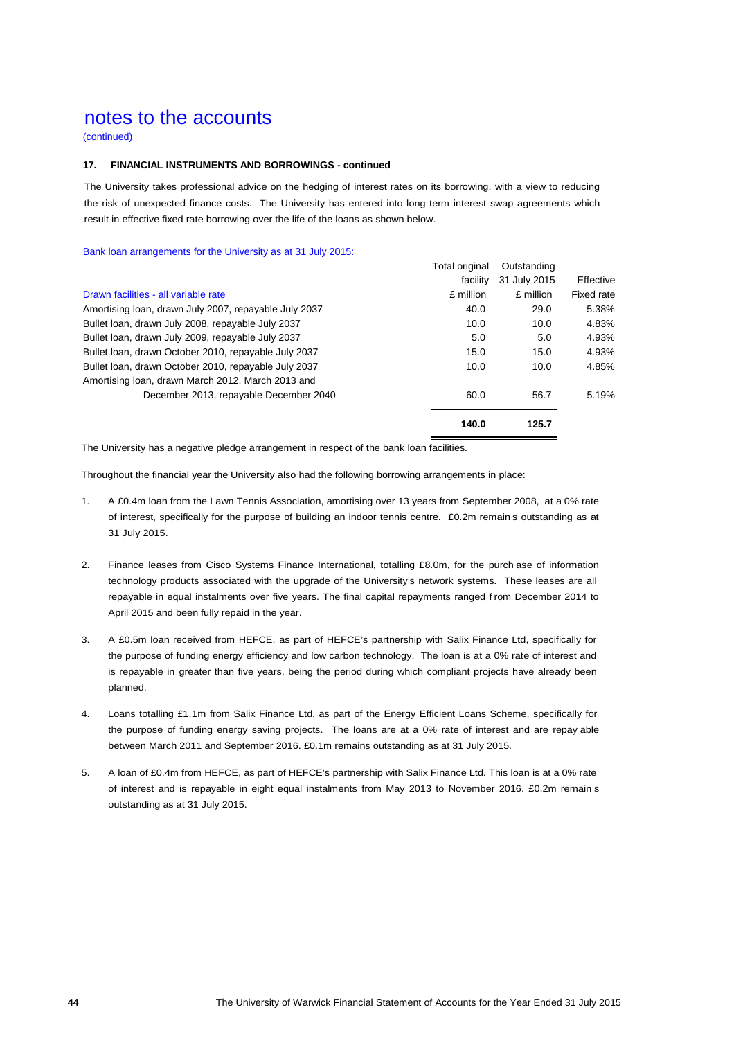# notes to the accounts

(continued)

### 17. FINANCIAL INSTRUMENTS AND BORROWINGS - continued

The University takes professional advice on the hedging of interest rates on its borrowing, with a view to reducing the risk of unexpected finance costs. The University has entered into long term interest swap agreements which result in effective fixed rate borrowing over the life of the loans as shown below.

Bank loan arrangements for the University as at 31 July 2015:

| | Total original facility | Outstanding 31 July 2015 | Effective |
|---|---|---|---|
| Drawn facilities - all variable rate | £ million | £ million | Fixed rate |
| Amortising loan, drawn July 2007, repayable July 2037 | 40.0 | 29.0 | 5.38% |
| Bullet loan, drawn July 2008, repayable July 2037 | 10.0 | 10.0 | 4.83% |
| Bullet loan, drawn July 2009, repayable July 2037 | 5.0 | 5.0 | 4.93% |
| Bullet loan, drawn October 2010, repayable July 2037 | 15.0 | 15.0 | 4.93% |
| Bullet loan, drawn October 2010, repayable July 2037 | 10.0 | 10.0 | 4.85% |
| Amortising loan, drawn March 2012, March 2013 and December 2013, repayable December 2040 | 60.0 | 56.7 | 5.19% |
| | **140.0** | **125.7** | |

The University has a negative pledge arrangement in respect of the bank loan facilities.

Throughout the financial year the University also had the following borrowing arrangements in place:

1. A £0.4m loan from the Lawn Tennis Association, amortising over 13 years from September 2008, at a 0% rate of interest, specifically for the purpose of building an indoor tennis centre. £0.2m remains outstanding as at 31 July 2015.

2. Finance leases from Cisco Systems Finance International, totalling £8.0m, for the purchase of information technology products associated with the upgrade of the University's network systems. These leases are all repayable in equal instalments over five years. The final capital repayments ranged from December 2014 to April 2015 and been fully repaid in the year.

3. A £0.5m loan received from HEFCE, as part of HEFCE's partnership with Salix Finance Ltd, specifically for the purpose of funding energy efficiency and low carbon technology. The loan is at a 0% rate of interest and is repayable in greater than five years, being the period during which compliant projects have already been planned.

4. Loans totalling £1.1m from Salix Finance Ltd, as part of the Energy Efficient Loans Scheme, specifically for the purpose of funding energy saving projects. The loans are at a 0% rate of interest and are repayable between March 2011 and September 2016. £0.1m remains outstanding as at 31 July 2015.

5. A loan of £0.4m from HEFCE, as part of HEFCE's partnership with Salix Finance Ltd. This loan is at a 0% rate of interest and is repayable in eight equal instalments from May 2013 to November 2016. £0.2m remains outstanding as at 31 July 2015.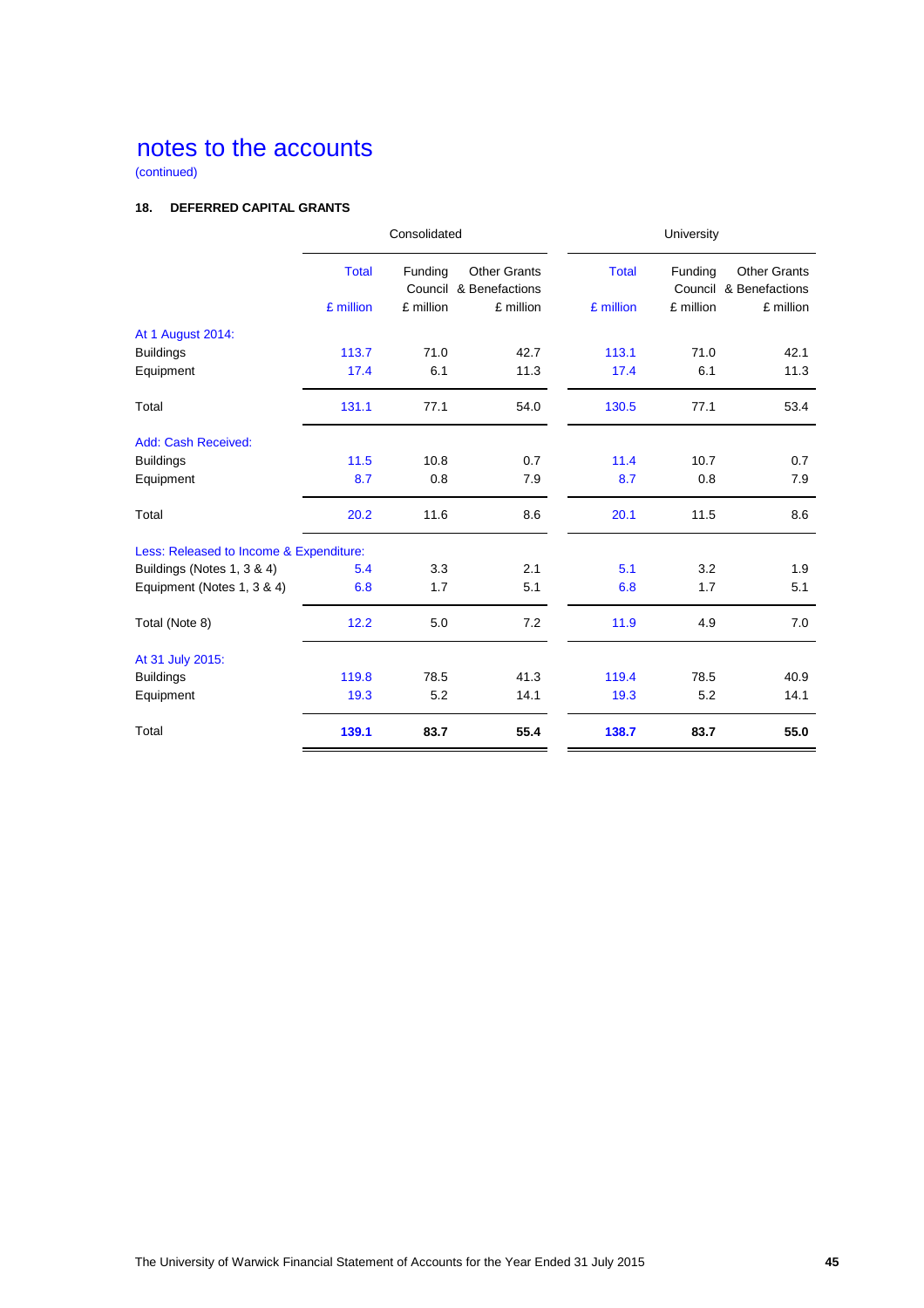# notes to the accounts

(continued)

### 18. DEFERRED CAPITAL GRANTS

| | Consolidated | | | University | | |
|---|---|---|---|---|---|---|
| | Total | Funding Council | Other Grants & Benefactions | Total | Funding Council | Other Grants & Benefactions |
| | £ million | £ million | £ million | £ million | £ million | £ million |
| At 1 August 2014: | | | | | | |
| Buildings | 113.7 | 71.0 | 42.7 | 113.1 | 71.0 | 42.1 |
| Equipment | 17.4 | 6.1 | 11.3 | 17.4 | 6.1 | 11.3 |
| Total | 131.1 | 77.1 | 54.0 | 130.5 | 77.1 | 53.4 |
| Add: Cash Received: | | | | | | |
| Buildings | 11.5 | 10.8 | 0.7 | 11.4 | 10.7 | 0.7 |
| Equipment | 8.7 | 0.8 | 7.9 | 8.7 | 0.8 | 7.9 |
| Total | 20.2 | 11.6 | 8.6 | 20.1 | 11.5 | 8.6 |
| Less: Released to Income & Expenditure: | | | | | | |
| Buildings (Notes 1, 3 & 4) | 5.4 | 3.3 | 2.1 | 5.1 | 3.2 | 1.9 |
| Equipment (Notes 1, 3 & 4) | 6.8 | 1.7 | 5.1 | 6.8 | 1.7 | 5.1 |
| Total (Note 8) | 12.2 | 5.0 | 7.2 | 11.9 | 4.9 | 7.0 |
| At 31 July 2015: | | | | | | |
| Buildings | 119.8 | 78.5 | 41.3 | 119.4 | 78.5 | 40.9 |
| Equipment | 19.3 | 5.2 | 14.1 | 19.3 | 5.2 | 14.1 |
| Total | **139.1** | **83.7** | **55.4** | **138.7** | **83.7** | **55.0** |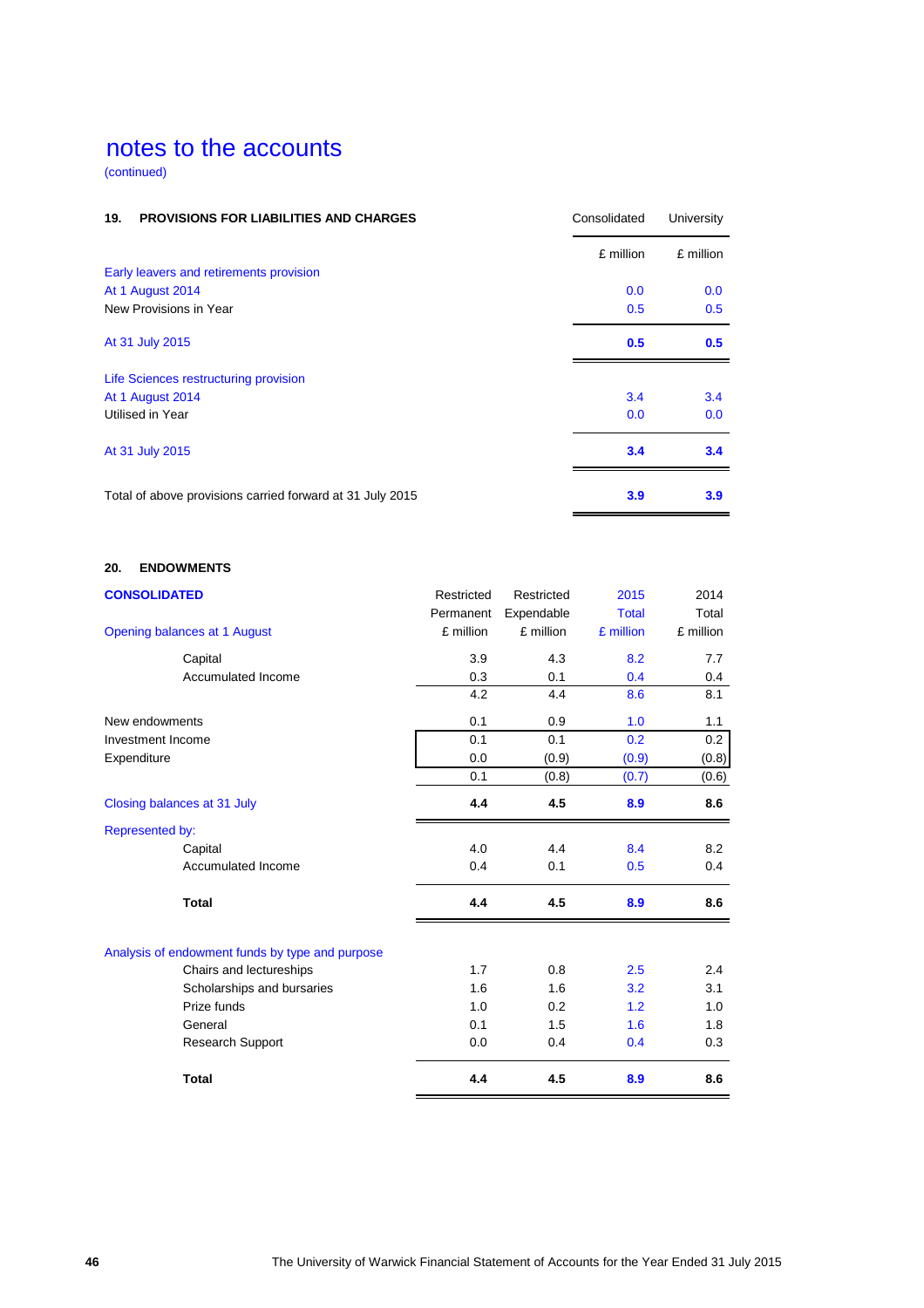# notes to the accounts

(continued)

## 19. PROVISIONS FOR LIABILITIES AND CHARGES

| | Consolidated | University |
|---|---|---|
| | £ million | £ million |
| **Early leavers and retirements provision** | | |
| At 1 August 2014 | 0.0 | 0.0 |
| New Provisions in Year | 0.5 | 0.5 |
| At 31 July 2015 | **0.5** | **0.5** |
| **Life Sciences restructuring provision** | | |
| At 1 August 2014 | 3.4 | 3.4 |
| Utilised in Year | 0.0 | 0.0 |
| At 31 July 2015 | **3.4** | **3.4** |
| Total of above provisions carried forward at 31 July 2015 | **3.9** | **3.9** |

## 20. ENDOWMENTS

| **CONSOLIDATED** | Restricted Permanent | Restricted Expendable | 2015 Total | 2014 Total |
|---|---|---|---|---|
| Opening balances at 1 August | £ million | £ million | £ million | £ million |
| Capital | 3.9 | 4.3 | 8.2 | 7.7 |
| Accumulated Income | 0.3 | 0.1 | 0.4 | 0.4 |
| | 4.2 | 4.4 | 8.6 | 8.1 |
| New endowments | 0.1 | 0.9 | 1.0 | 1.1 |
| Investment Income | 0.1 | 0.1 | 0.2 | 0.2 |
| Expenditure | 0.0 | (0.9) | (0.9) | (0.8) |
| | 0.1 | (0.8) | (0.7) | (0.6) |
| Closing balances at 31 July | **4.4** | **4.5** | **8.9** | **8.6** |
| Represented by: | | | | |
| Capital | 4.0 | 4.4 | 8.4 | 8.2 |
| Accumulated Income | 0.4 | 0.1 | 0.5 | 0.4 |
| **Total** | **4.4** | **4.5** | **8.9** | **8.6** |
| Analysis of endowment funds by type and purpose | | | | |
| Chairs and lectureships | 1.7 | 0.8 | 2.5 | 2.4 |
| Scholarships and bursaries | 1.6 | 1.6 | 3.2 | 3.1 |
| Prize funds | 1.0 | 0.2 | 1.2 | 1.0 |
| General | 0.1 | 1.5 | 1.6 | 1.8 |
| Research Support | 0.0 | 0.4 | 0.4 | 0.3 |
| **Total** | **4.4** | **4.5** | **8.9** | **8.6** |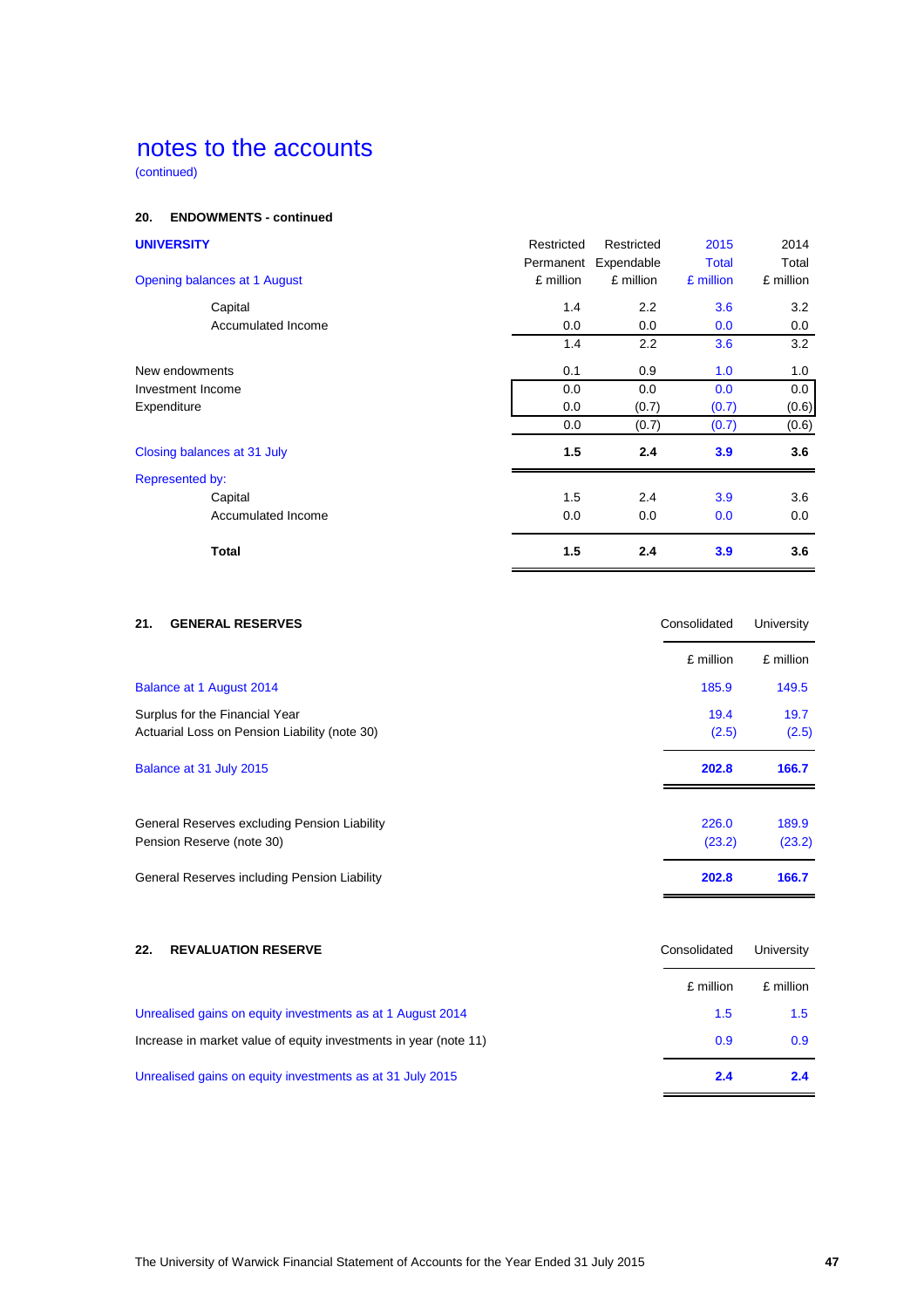# notes to the accounts

(continued)

### 20. ENDOWMENTS - continued

| UNIVERSITY | Restricted Permanent | Restricted Expendable | 2015 Total | 2014 Total |
|---|---|---|---|---|
| Opening balances at 1 August | £ million | £ million | £ million | £ million |
| Capital | 1.4 | 2.2 | 3.6 | 3.2 |
| Accumulated Income | 0.0 | 0.0 | 0.0 | 0.0 |
| | 1.4 | 2.2 | 3.6 | 3.2 |
| New endowments | 0.1 | 0.9 | 1.0 | 1.0 |
| Investment Income | 0.0 | 0.0 | 0.0 | 0.0 |
| Expenditure | 0.0 | (0.7) | (0.7) | (0.6) |
| | 0.0 | (0.7) | (0.7) | (0.6) |
| Closing balances at 31 July | **1.5** | **2.4** | **3.9** | **3.6** |
| Represented by: | | | | |
| Capital | 1.5 | 2.4 | 3.9 | 3.6 |
| Accumulated Income | 0.0 | 0.0 | 0.0 | 0.0 |
| **Total** | **1.5** | **2.4** | **3.9** | **3.6** |

### 21. GENERAL RESERVES

| | Consolidated | University |
|---|---|---|
| | £ million | £ million |
| Balance at 1 August 2014 | 185.9 | 149.5 |
| Surplus for the Financial Year | 19.4 | 19.7 |
| Actuarial Loss on Pension Liability (note 30) | (2.5) | (2.5) |
| Balance at 31 July 2015 | **202.8** | **166.7** |
| General Reserves excluding Pension Liability | 226.0 | 189.9 |
| Pension Reserve (note 30) | (23.2) | (23.2) |
| General Reserves including Pension Liability | **202.8** | **166.7** |

### 22. REVALUATION RESERVE

| | Consolidated | University |
|---|---|---|
| | £ million | £ million |
| Unrealised gains on equity investments as at 1 August 2014 | 1.5 | 1.5 |
| Increase in market value of equity investments in year (note 11) | 0.9 | 0.9 |
| Unrealised gains on equity investments as at 31 July 2015 | **2.4** | **2.4** |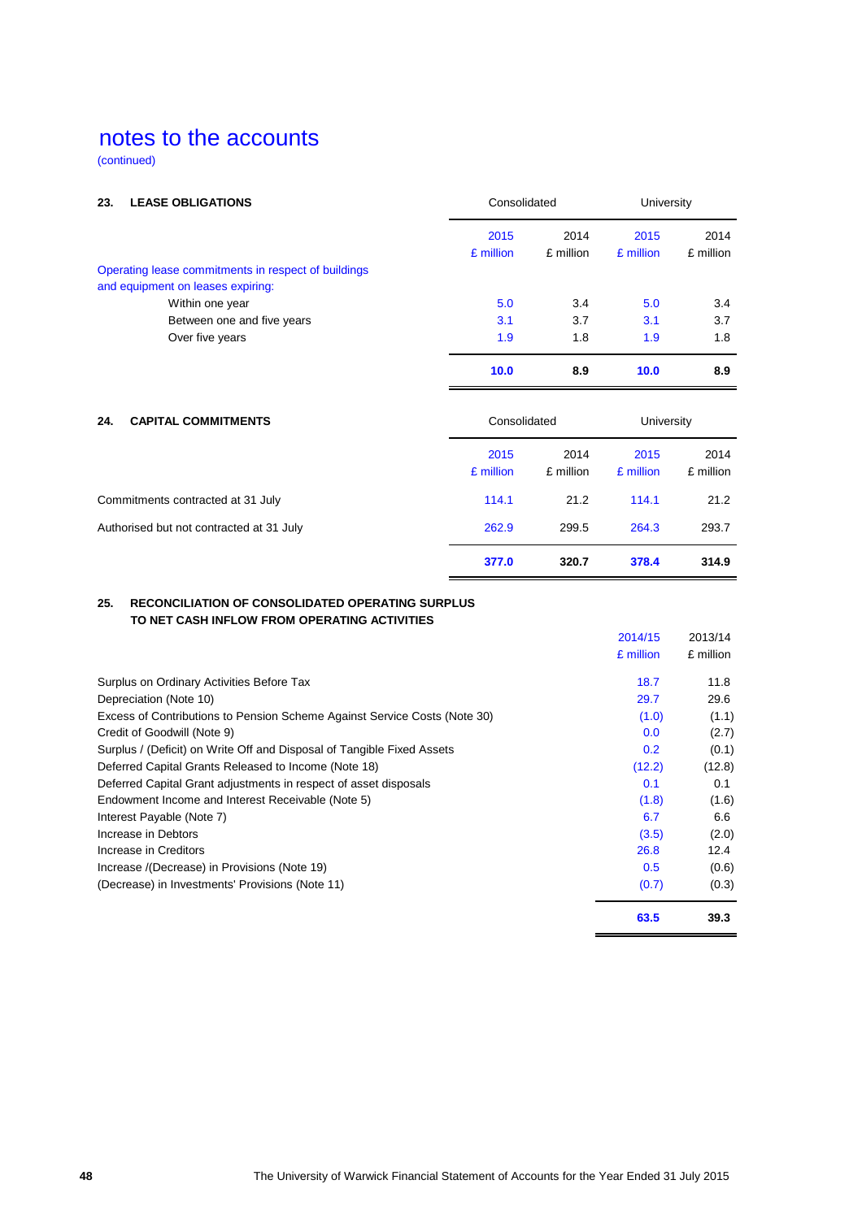# notes to the accounts

(continued)

## 23. LEASE OBLIGATIONS

| | Consolidated | | University | |
|---|---|---|---|---|
| | 2015 £ million | 2014 £ million | 2015 £ million | 2014 £ million |
| Operating lease commitments in respect of buildings and equipment on leases expiring: | | | | |
| Within one year | 5.0 | 3.4 | 5.0 | 3.4 |
| Between one and five years | 3.1 | 3.7 | 3.1 | 3.7 |
| Over five years | 1.9 | 1.8 | 1.9 | 1.8 |
| | **10.0** | **8.9** | **10.0** | **8.9** |

## 24. CAPITAL COMMITMENTS

| | Consolidated | | University | |
|---|---|---|---|---|
| | 2015 £ million | 2014 £ million | 2015 £ million | 2014 £ million |
| Commitments contracted at 31 July | 114.1 | 21.2 | 114.1 | 21.2 |
| Authorised but not contracted at 31 July | 262.9 | 299.5 | 264.3 | 293.7 |
| | **377.0** | **320.7** | **378.4** | **314.9** |

## 25. RECONCILIATION OF CONSOLIDATED OPERATING SURPLUS TO NET CASH INFLOW FROM OPERATING ACTIVITIES

| | 2014/15 £ million | 2013/14 £ million |
|---|---|---|
| Surplus on Ordinary Activities Before Tax | 18.7 | 11.8 |
| Depreciation (Note 10) | 29.7 | 29.6 |
| Excess of Contributions to Pension Scheme Against Service Costs (Note 30) | (1.0) | (1.1) |
| Credit of Goodwill (Note 9) | 0.0 | (2.7) |
| Surplus / (Deficit) on Write Off and Disposal of Tangible Fixed Assets | 0.2 | (0.1) |
| Deferred Capital Grants Released to Income (Note 18) | (12.2) | (12.8) |
| Deferred Capital Grant adjustments in respect of asset disposals | 0.1 | 0.1 |
| Endowment Income and Interest Receivable (Note 5) | (1.8) | (1.6) |
| Interest Payable (Note 7) | 6.7 | 6.6 |
| Increase in Debtors | (3.5) | (2.0) |
| Increase in Creditors | 26.8 | 12.4 |
| Increase /(Decrease) in Provisions (Note 19) | 0.5 | (0.6) |
| (Decrease) in Investments' Provisions (Note 11) | (0.7) | (0.3) |
| | **63.5** | **39.3** |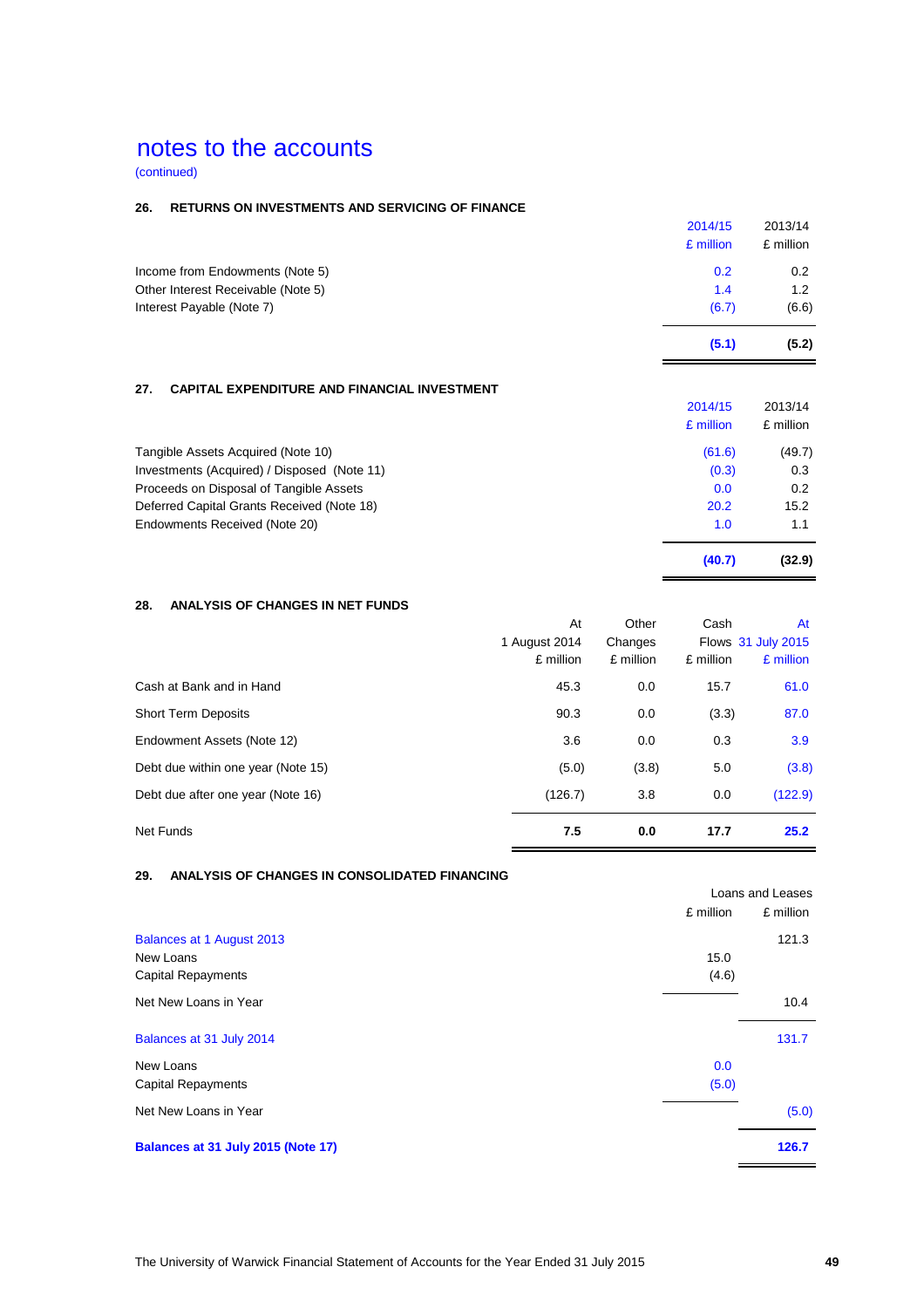# notes to the accounts

(continued)

## 26. RETURNS ON INVESTMENTS AND SERVICING OF FINANCE

| | 2014/15 £ million | 2013/14 £ million |
|---|---|---|
| Income from Endowments (Note 5) | 0.2 | 0.2 |
| Other Interest Receivable (Note 5) | 1.4 | 1.2 |
| Interest Payable (Note 7) | (6.7) | (6.6) |
| | **(5.1)** | **(5.2)** |

## 27. CAPITAL EXPENDITURE AND FINANCIAL INVESTMENT

| | 2014/15 £ million | 2013/14 £ million |
|---|---|---|
| Tangible Assets Acquired (Note 10) | (61.6) | (49.7) |
| Investments (Acquired) / Disposed (Note 11) | (0.3) | 0.3 |
| Proceeds on Disposal of Tangible Assets | 0.0 | 0.2 |
| Deferred Capital Grants Received (Note 18) | 20.2 | 15.2 |
| Endowments Received (Note 20) | 1.0 | 1.1 |
| | **(40.7)** | **(32.9)** |

## 28. ANALYSIS OF CHANGES IN NET FUNDS

| | At 1 August 2014 £ million | Other Changes £ million | Cash Flows £ million | At 31 July 2015 £ million |
|---|---|---|---|---|
| Cash at Bank and in Hand | 45.3 | 0.0 | 15.7 | 61.0 |
| Short Term Deposits | 90.3 | 0.0 | (3.3) | 87.0 |
| Endowment Assets (Note 12) | 3.6 | 0.0 | 0.3 | 3.9 |
| Debt due within one year (Note 15) | (5.0) | (3.8) | 5.0 | (3.8) |
| Debt due after one year (Note 16) | (126.7) | 3.8 | 0.0 | (122.9) |
| Net Funds | **7.5** | **0.0** | **17.7** | **25.2** |

## 29. ANALYSIS OF CHANGES IN CONSOLIDATED FINANCING

| | £ million | Loans and Leases £ million |
|---|---|---|
| Balances at 1 August 2013 | | 121.3 |
| New Loans | 15.0 | |
| Capital Repayments | (4.6) | |
| Net New Loans in Year | | 10.4 |
| Balances at 31 July 2014 | | 131.7 |
| New Loans | 0.0 | |
| Capital Repayments | (5.0) | |
| Net New Loans in Year | | (5.0) |
| **Balances at 31 July 2015 (Note 17)** | | **126.7** |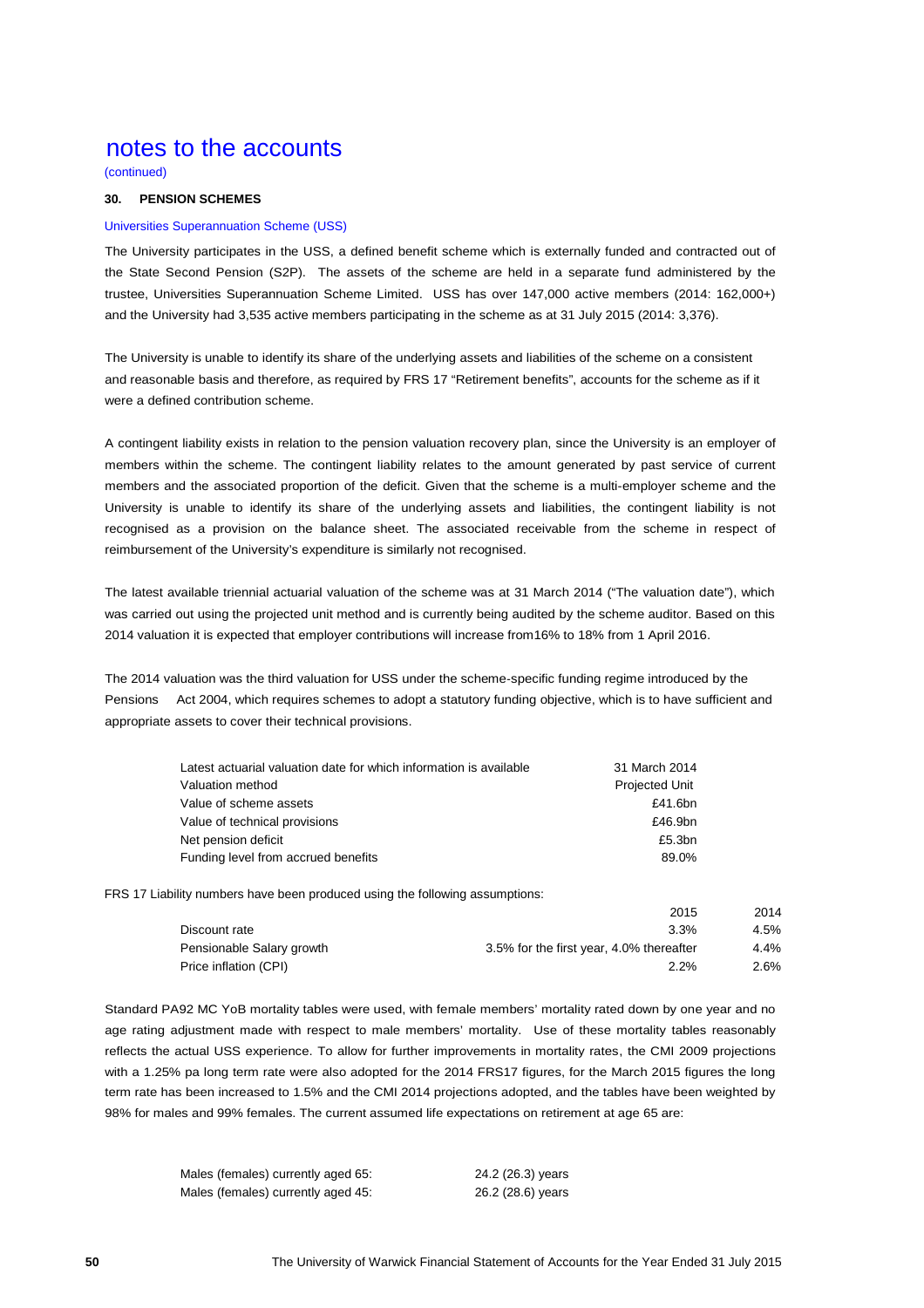# notes to the accounts

(continued)

### 30. PENSION SCHEMES

#### Universities Superannuation Scheme (USS)

The University participates in the USS, a defined benefit scheme which is externally funded and contracted out of the State Second Pension (S2P). The assets of the scheme are held in a separate fund administered by the trustee, Universities Superannuation Scheme Limited. USS has over 147,000 active members (2014: 162,000+) and the University had 3,535 active members participating in the scheme as at 31 July 2015 (2014: 3,376).

The University is unable to identify its share of the underlying assets and liabilities of the scheme on a consistent and reasonable basis and therefore, as required by FRS 17 "Retirement benefits", accounts for the scheme as if it were a defined contribution scheme.

A contingent liability exists in relation to the pension valuation recovery plan, since the University is an employer of members within the scheme. The contingent liability relates to the amount generated by past service of current members and the associated proportion of the deficit. Given that the scheme is a multi-employer scheme and the University is unable to identify its share of the underlying assets and liabilities, the contingent liability is not recognised as a provision on the balance sheet. The associated receivable from the scheme in respect of reimbursement of the University's expenditure is similarly not recognised.

The latest available triennial actuarial valuation of the scheme was at 31 March 2014 ("The valuation date"), which was carried out using the projected unit method and is currently being audited by the scheme auditor. Based on this 2014 valuation it is expected that employer contributions will increase from16% to 18% from 1 April 2016.

The 2014 valuation was the third valuation for USS under the scheme-specific funding regime introduced by the Pensions Act 2004, which requires schemes to adopt a statutory funding objective, which is to have sufficient and appropriate assets to cover their technical provisions.

| | |
|---|---|
| Latest actuarial valuation date for which information is available | 31 March 2014 |
| Valuation method | Projected Unit |
| Value of scheme assets | £41.6bn |
| Value of technical provisions | £46.9bn |
| Net pension deficit | £5.3bn |
| Funding level from accrued benefits | 89.0% |

FRS 17 Liability numbers have been produced using the following assumptions:

| | 2015 | 2014 |
|---|---|---|
| Discount rate | 3.3% | 4.5% |
| Pensionable Salary growth | 3.5% for the first year, 4.0% thereafter | 4.4% |
| Price inflation (CPI) | 2.2% | 2.6% |

Standard PA92 MC YoB mortality tables were used, with female members' mortality rated down by one year and no age rating adjustment made with respect to male members' mortality. Use of these mortality tables reasonably reflects the actual USS experience. To allow for further improvements in mortality rates, the CMI 2009 projections with a 1.25% pa long term rate were also adopted for the 2014 FRS17 figures, for the March 2015 figures the long term rate has been increased to 1.5% and the CMI 2014 projections adopted, and the tables have been weighted by 98% for males and 99% females. The current assumed life expectations on retirement at age 65 are:

| | |
|---|---|
| Males (females) currently aged 65: | 24.2 (26.3) years |
| Males (females) currently aged 45: | 26.2 (28.6) years |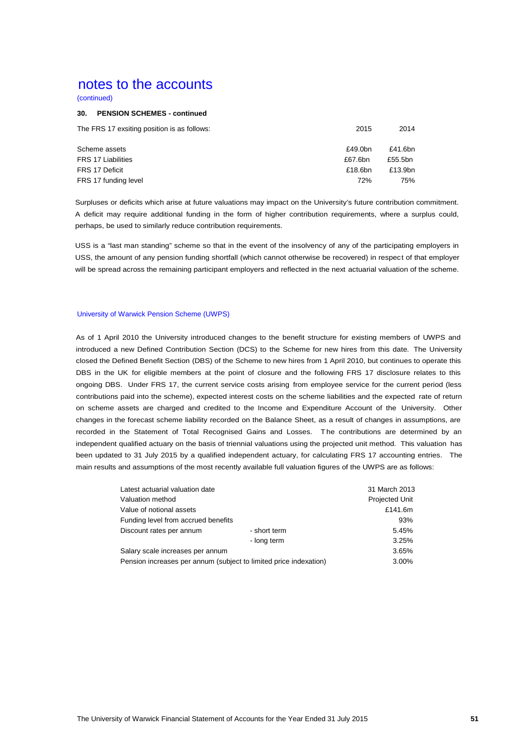# notes to the accounts

(continued)

**30. PENSION SCHEMES - continued**

| The FRS 17 exsiting position is as follows: | 2015 | 2014 |
|---|---|---|
| Scheme assets | £49.0bn | £41.6bn |
| FRS 17 Liabilities | £67.6bn | £55.5bn |
| FRS 17 Deficit | £18.6bn | £13.9bn |
| FRS 17 funding level | 72% | 75% |

Surpluses or deficits which arise at future valuations may impact on the University's future contribution commitment. A deficit may require additional funding in the form of higher contribution requirements, where a surplus could, perhaps, be used to similarly reduce contribution requirements.

USS is a "last man standing" scheme so that in the event of the insolvency of any of the participating employers in USS, the amount of any pension funding shortfall (which cannot otherwise be recovered) in respect of that employer will be spread across the remaining participant employers and reflected in the next actuarial valuation of the scheme.

## University of Warwick Pension Scheme (UWPS)

As of 1 April 2010 the University introduced changes to the benefit structure for existing members of UWPS and introduced a new Defined Contribution Section (DCS) to the Scheme for new hires from this date. The University closed the Defined Benefit Section (DBS) of the Scheme to new hires from 1 April 2010, but continues to operate this DBS in the UK for eligible members at the point of closure and the following FRS 17 disclosure relates to this ongoing DBS. Under FRS 17, the current service costs arising from employee service for the current period (less contributions paid into the scheme), expected interest costs on the scheme liabilities and the expected rate of return on scheme assets are charged and credited to the Income and Expenditure Account of the University. Other changes in the forecast scheme liability recorded on the Balance Sheet, as a result of changes in assumptions, are recorded in the Statement of Total Recognised Gains and Losses. The contributions are determined by an independent qualified actuary on the basis of triennial valuations using the projected unit method. This valuation has been updated to 31 July 2015 by a qualified independent actuary, for calculating FRS 17 accounting entries. The main results and assumptions of the most recently available full valuation figures of the UWPS are as follows:

| | | |
|---|---|---|
| Latest actuarial valuation date | | 31 March 2013 |
| Valuation method | | Projected Unit |
| Value of notional assets | | £141.6m |
| Funding level from accrued benefits | | 93% |
| Discount rates per annum | - short term | 5.45% |
| | - long term | 3.25% |
| Salary scale increases per annum | | 3.65% |
| Pension increases per annum (subject to limited price indexation) | | 3.00% |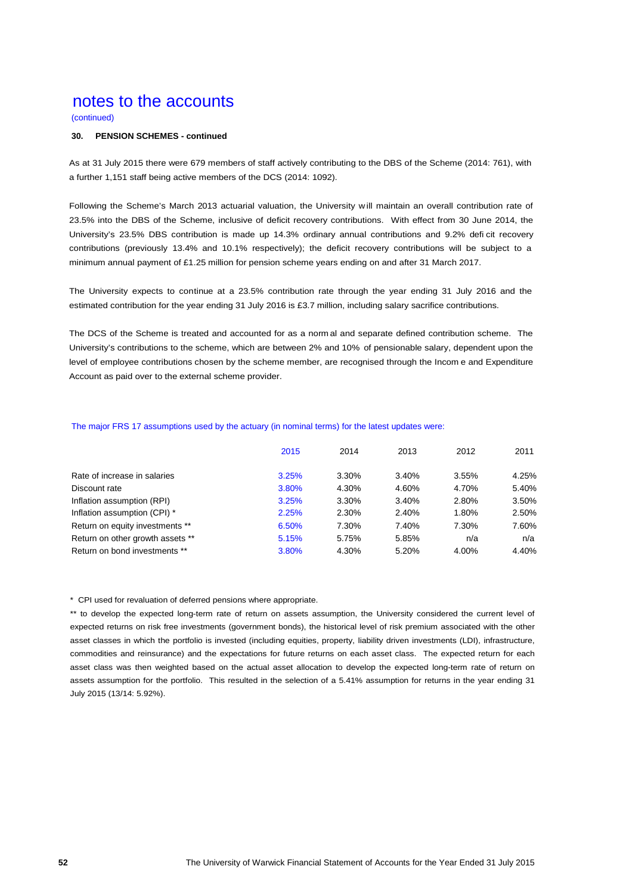# notes to the accounts

(continued)

**30. PENSION SCHEMES - continued**

As at 31 July 2015 there were 679 members of staff actively contributing to the DBS of the Scheme (2014: 761), with a further 1,151 staff being active members of the DCS (2014: 1092).

Following the Scheme's March 2013 actuarial valuation, the University will maintain an overall contribution rate of 23.5% into the DBS of the Scheme, inclusive of deficit recovery contributions. With effect from 30 June 2014, the University's 23.5% DBS contribution is made up 14.3% ordinary annual contributions and 9.2% deficit recovery contributions (previously 13.4% and 10.1% respectively); the deficit recovery contributions will be subject to a minimum annual payment of £1.25 million for pension scheme years ending on and after 31 March 2017.

The University expects to continue at a 23.5% contribution rate through the year ending 31 July 2016 and the estimated contribution for the year ending 31 July 2016 is £3.7 million, including salary sacrifice contributions.

The DCS of the Scheme is treated and accounted for as a normal and separate defined contribution scheme. The University's contributions to the scheme, which are between 2% and 10% of pensionable salary, dependent upon the level of employee contributions chosen by the scheme member, are recognised through the Income and Expenditure Account as paid over to the external scheme provider.

The major FRS 17 assumptions used by the actuary (in nominal terms) for the latest updates were:

| | 2015 | 2014 | 2013 | 2012 | 2011 |
|---|---|---|---|---|---|
| Rate of increase in salaries | 3.25% | 3.30% | 3.40% | 3.55% | 4.25% |
| Discount rate | 3.80% | 4.30% | 4.60% | 4.70% | 5.40% |
| Inflation assumption (RPI) | 3.25% | 3.30% | 3.40% | 2.80% | 3.50% |
| Inflation assumption (CPI) * | 2.25% | 2.30% | 2.40% | 1.80% | 2.50% |
| Return on equity investments ** | 6.50% | 7.30% | 7.40% | 7.30% | 7.60% |
| Return on other growth assets ** | 5.15% | 5.75% | 5.85% | n/a | n/a |
| Return on bond investments ** | 3.80% | 4.30% | 5.20% | 4.00% | 4.40% |

\* CPI used for revaluation of deferred pensions where appropriate.

** to develop the expected long-term rate of return on assets assumption, the University considered the current level of expected returns on risk free investments (government bonds), the historical level of risk premium associated with the other asset classes in which the portfolio is invested (including equities, property, liability driven investments (LDI), infrastructure, commodities and reinsurance) and the expectations for future returns on each asset class. The expected return for each asset class was then weighted based on the actual asset allocation to develop the expected long-term rate of return on assets assumption for the portfolio. This resulted in the selection of a 5.41% assumption for returns in the year ending 31 July 2015 (13/14: 5.92%).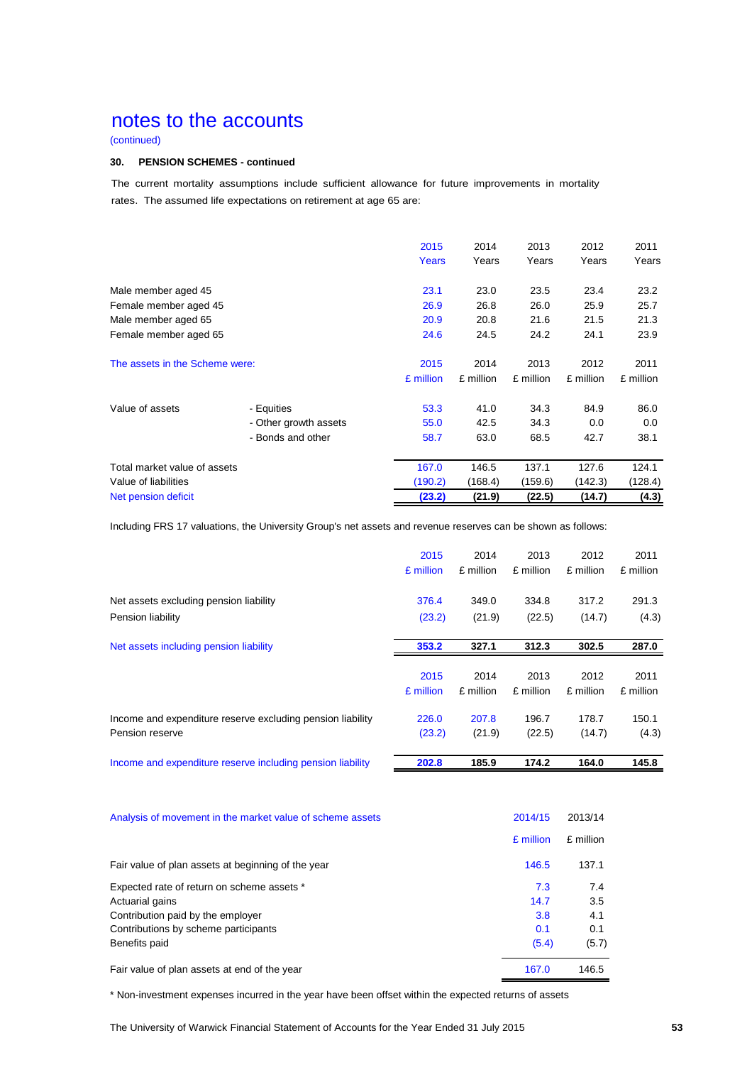# notes to the accounts

(continued)

### 30. PENSION SCHEMES - continued

The current mortality assumptions include sufficient allowance for future improvements in mortality rates. The assumed life expectations on retirement at age 65 are:

| | 2015 Years | 2014 Years | 2013 Years | 2012 Years | 2011 Years |
|---|---|---|---|---|---|
| Male member aged 45 | 23.1 | 23.0 | 23.5 | 23.4 | 23.2 |
| Female member aged 45 | 26.9 | 26.8 | 26.0 | 25.9 | 25.7 |
| Male member aged 65 | 20.9 | 20.8 | 21.6 | 21.5 | 21.3 |
| Female member aged 65 | 24.6 | 24.5 | 24.2 | 24.1 | 23.9 |

| The assets in the Scheme were: | | 2015 £ million | 2014 £ million | 2013 £ million | 2012 £ million | 2011 £ million |
|---|---|---|---|---|---|---|
| Value of assets | - Equities | 53.3 | 41.0 | 34.3 | 84.9 | 86.0 |
| | - Other growth assets | 55.0 | 42.5 | 34.3 | 0.0 | 0.0 |
| | - Bonds and other | 58.7 | 63.0 | 68.5 | 42.7 | 38.1 |
| Total market value of assets | | 167.0 | 146.5 | 137.1 | 127.6 | 124.1 |
| Value of liabilities | | (190.2) | (168.4) | (159.6) | (142.3) | (128.4) |
| Net pension deficit | | **(23.2)** | **(21.9)** | **(22.5)** | **(14.7)** | **(4.3)** |

Including FRS 17 valuations, the University Group's net assets and revenue reserves can be shown as follows:

| | 2015 £ million | 2014 £ million | 2013 £ million | 2012 £ million | 2011 £ million |
|---|---|---|---|---|---|
| Net assets excluding pension liability | 376.4 | 349.0 | 334.8 | 317.2 | 291.3 |
| Pension liability | (23.2) | (21.9) | (22.5) | (14.7) | (4.3) |
| Net assets including pension liability | **353.2** | **327.1** | **312.3** | **302.5** | **287.0** |

| | 2015 £ million | 2014 £ million | 2013 £ million | 2012 £ million | 2011 £ million |
|---|---|---|---|---|---|
| Income and expenditure reserve excluding pension liability | 226.0 | 207.8 | 196.7 | 178.7 | 150.1 |
| Pension reserve | (23.2) | (21.9) | (22.5) | (14.7) | (4.3) |
| Income and expenditure reserve including pension liability | **202.8** | **185.9** | **174.2** | **164.0** | **145.8** |

| Analysis of movement in the market value of scheme assets | 2014/15 £ million | 2013/14 £ million |
|---|---|---|
| Fair value of plan assets at beginning of the year | 146.5 | 137.1 |
| Expected rate of return on scheme assets * | 7.3 | 7.4 |
| Actuarial gains | 14.7 | 3.5 |
| Contribution paid by the employer | 3.8 | 4.1 |
| Contributions by scheme participants | 0.1 | 0.1 |
| Benefits paid | (5.4) | (5.7) |
| Fair value of plan assets at end of the year | 167.0 | 146.5 |

* Non-investment expenses incurred in the year have been offset within the expected returns of assets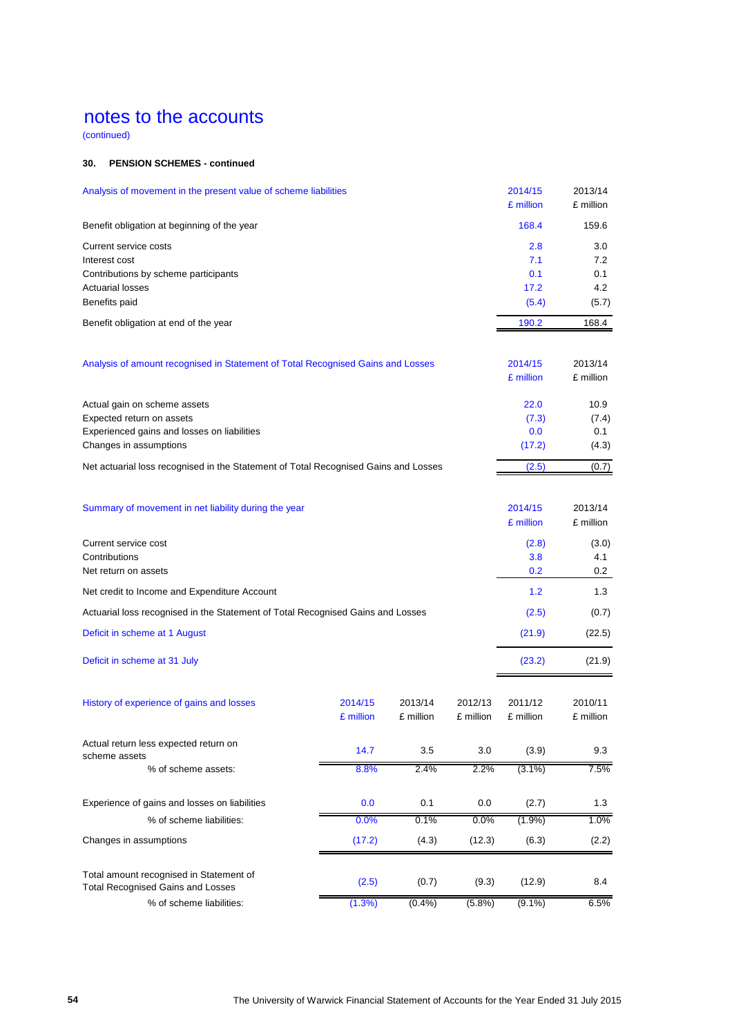# notes to the accounts

(continued)

**30. PENSION SCHEMES - continued**

| Analysis of movement in the present value of scheme liabilities | 2014/15 £ million | 2013/14 £ million |
|---|---|---|
| Benefit obligation at beginning of the year | 168.4 | 159.6 |
| Current service costs | 2.8 | 3.0 |
| Interest cost | 7.1 | 7.2 |
| Contributions by scheme participants | 0.1 | 0.1 |
| Actuarial losses | 17.2 | 4.2 |
| Benefits paid | (5.4) | (5.7) |
| Benefit obligation at end of the year | 190.2 | 168.4 |

| Analysis of amount recognised in Statement of Total Recognised Gains and Losses | 2014/15 £ million | 2013/14 £ million |
|---|---|---|
| Actual gain on scheme assets | 22.0 | 10.9 |
| Expected return on assets | (7.3) | (7.4) |
| Experienced gains and losses on liabilities | 0.0 | 0.1 |
| Changes in assumptions | (17.2) | (4.3) |
| Net actuarial loss recognised in the Statement of Total Recognised Gains and Losses | (2.5) | (0.7) |

| Summary of movement in net liability during the year | 2014/15 £ million | 2013/14 £ million |
|---|---|---|
| Current service cost | (2.8) | (3.0) |
| Contributions | 3.8 | 4.1 |
| Net return on assets | 0.2 | 0.2 |
| Net credit to Income and Expenditure Account | 1.2 | 1.3 |
| Actuarial loss recognised in the Statement of Total Recognised Gains and Losses | (2.5) | (0.7) |
| Deficit in scheme at 1 August | (21.9) | (22.5) |
| Deficit in scheme at 31 July | (23.2) | (21.9) |

| History of experience of gains and losses | 2014/15 £ million | 2013/14 £ million | 2012/13 £ million | 2011/12 £ million | 2010/11 £ million |
|---|---|---|---|---|---|
| Actual return less expected return on scheme assets | 14.7 | 3.5 | 3.0 | (3.9) | 9.3 |
| % of scheme assets: | 8.8% | 2.4% | 2.2% | (3.1%) | 7.5% |
| Experience of gains and losses on liabilities | 0.0 | 0.1 | 0.0 | (2.7) | 1.3 |
| % of scheme liabilities: | 0.0% | 0.1% | 0.0% | (1.9%) | 1.0% |
| Changes in assumptions | (17.2) | (4.3) | (12.3) | (6.3) | (2.2) |
| Total amount recognised in Statement of Total Recognised Gains and Losses | (2.5) | (0.7) | (9.3) | (12.9) | 8.4 |
| % of scheme liabilities: | (1.3%) | (0.4%) | (5.8%) | (9.1%) | 6.5% |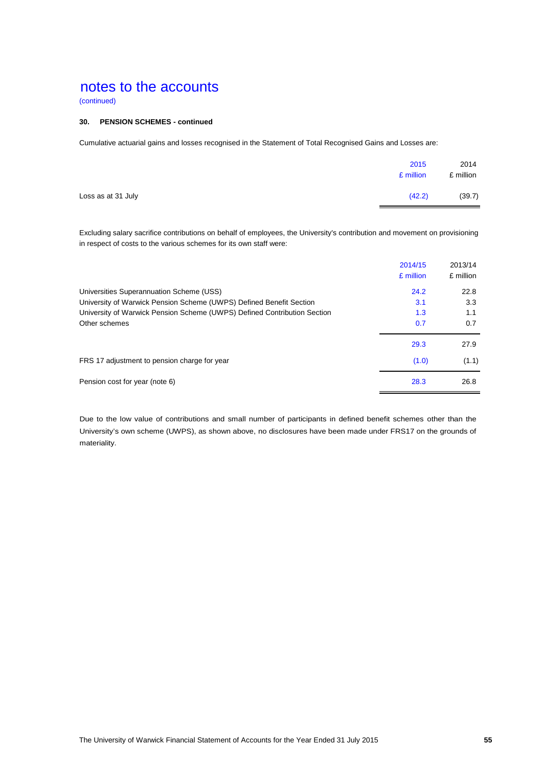# notes to the accounts

(continued)

### 30. PENSION SCHEMES - continued

Cumulative actuarial gains and losses recognised in the Statement of Total Recognised Gains and Losses are:

| | 2015<br>£ million | 2014<br>£ million |
|---|---|---|
| Loss as at 31 July | (42.2) | (39.7) |

Excluding salary sacrifice contributions on behalf of employees, the University's contribution and movement on provisioning in respect of costs to the various schemes for its own staff were:

| | 2014/15<br>£ million | 2013/14<br>£ million |
|---|---|---|
| Universities Superannuation Scheme (USS) | 24.2 | 22.8 |
| University of Warwick Pension Scheme (UWPS) Defined Benefit Section | 3.1 | 3.3 |
| University of Warwick Pension Scheme (UWPS) Defined Contribution Section | 1.3 | 1.1 |
| Other schemes | 0.7 | 0.7 |
| | 29.3 | 27.9 |
| FRS 17 adjustment to pension charge for year | (1.0) | (1.1) |
| Pension cost for year (note 6) | 28.3 | 26.8 |

Due to the low value of contributions and small number of participants in defined benefit schemes other than the University's own scheme (UWPS), as shown above, no disclosures have been made under FRS17 on the grounds of materiality.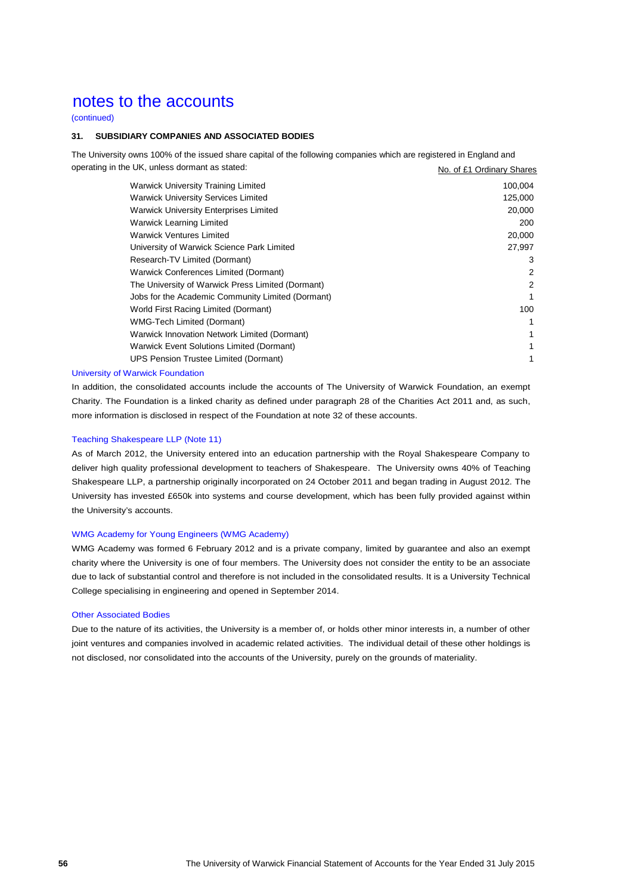# notes to the accounts

(continued)

### 31. SUBSIDIARY COMPANIES AND ASSOCIATED BODIES

The University owns 100% of the issued share capital of the following companies which are registered in England and operating in the UK, unless dormant as stated:

| | No. of £1 Ordinary Shares |
|---|---|
| Warwick University Training Limited | 100,004 |
| Warwick University Services Limited | 125,000 |
| Warwick University Enterprises Limited | 20,000 |
| Warwick Learning Limited | 200 |
| Warwick Ventures Limited | 20,000 |
| University of Warwick Science Park Limited | 27,997 |
| Research-TV Limited (Dormant) | 3 |
| Warwick Conferences Limited (Dormant) | 2 |
| The University of Warwick Press Limited (Dormant) | 2 |
| Jobs for the Academic Community Limited (Dormant) | 1 |
| World First Racing Limited (Dormant) | 100 |
| WMG-Tech Limited (Dormant) | 1 |
| Warwick Innovation Network Limited (Dormant) | 1 |
| Warwick Event Solutions Limited (Dormant) | 1 |
| UPS Pension Trustee Limited (Dormant) | 1 |

#### University of Warwick Foundation

In addition, the consolidated accounts include the accounts of The University of Warwick Foundation, an exempt Charity. The Foundation is a linked charity as defined under paragraph 28 of the Charities Act 2011 and, as such, more information is disclosed in respect of the Foundation at note 32 of these accounts.

#### Teaching Shakespeare LLP (Note 11)

As of March 2012, the University entered into an education partnership with the Royal Shakespeare Company to deliver high quality professional development to teachers of Shakespeare. The University owns 40% of Teaching Shakespeare LLP, a partnership originally incorporated on 24 October 2011 and began trading in August 2012. The University has invested £650k into systems and course development, which has been fully provided against within the University's accounts.

#### WMG Academy for Young Engineers (WMG Academy)

WMG Academy was formed 6 February 2012 and is a private company, limited by guarantee and also an exempt charity where the University is one of four members. The University does not consider the entity to be an associate due to lack of substantial control and therefore is not included in the consolidated results. It is a University Technical College specialising in engineering and opened in September 2014.

#### Other Associated Bodies

Due to the nature of its activities, the University is a member of, or holds other minor interests in, a number of other joint ventures and companies involved in academic related activities. The individual detail of these other holdings is not disclosed, nor consolidated into the accounts of the University, purely on the grounds of materiality.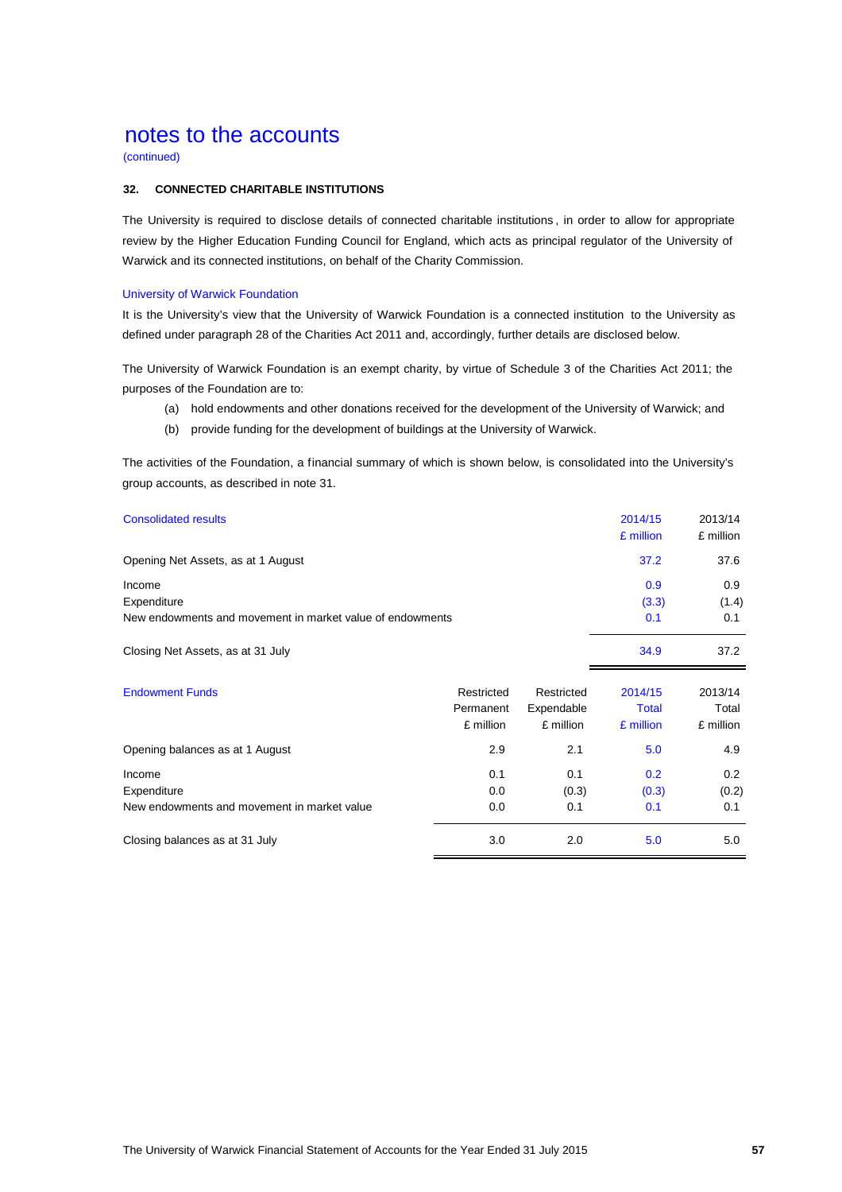# notes to the accounts

(continued)

### 32. CONNECTED CHARITABLE INSTITUTIONS

The University is required to disclose details of connected charitable institutions, in order to allow for appropriate review by the Higher Education Funding Council for England, which acts as principal regulator of the University of Warwick and its connected institutions, on behalf of the Charity Commission.

#### University of Warwick Foundation

It is the University's view that the University of Warwick Foundation is a connected institution to the University as defined under paragraph 28 of the Charities Act 2011 and, accordingly, further details are disclosed below.

The University of Warwick Foundation is an exempt charity, by virtue of Schedule 3 of the Charities Act 2011; the purposes of the Foundation are to:

(a) hold endowments and other donations received for the development of the University of Warwick; and

(b) provide funding for the development of buildings at the University of Warwick.

The activities of the Foundation, a financial summary of which is shown below, is consolidated into the University's group accounts, as described in note 31.

| Consolidated results | 2014/15 £ million | 2013/14 £ million |
|---|---|---|
| Opening Net Assets, as at 1 August | 37.2 | 37.6 |
| Income | 0.9 | 0.9 |
| Expenditure | (3.3) | (1.4) |
| New endowments and movement in market value of endowments | 0.1 | 0.1 |
| Closing Net Assets, as at 31 July | 34.9 | 37.2 |

| Endowment Funds | Restricted Permanent £ million | Restricted Expendable £ million | 2014/15 Total £ million | 2013/14 Total £ million |
|---|---|---|---|---|
| Opening balances as at 1 August | 2.9 | 2.1 | 5.0 | 4.9 |
| Income | 0.1 | 0.1 | 0.2 | 0.2 |
| Expenditure | 0.0 | (0.3) | (0.3) | (0.2) |
| New endowments and movement in market value | 0.0 | 0.1 | 0.1 | 0.1 |
| Closing balances as at 31 July | 3.0 | 2.0 | 5.0 | 5.0 |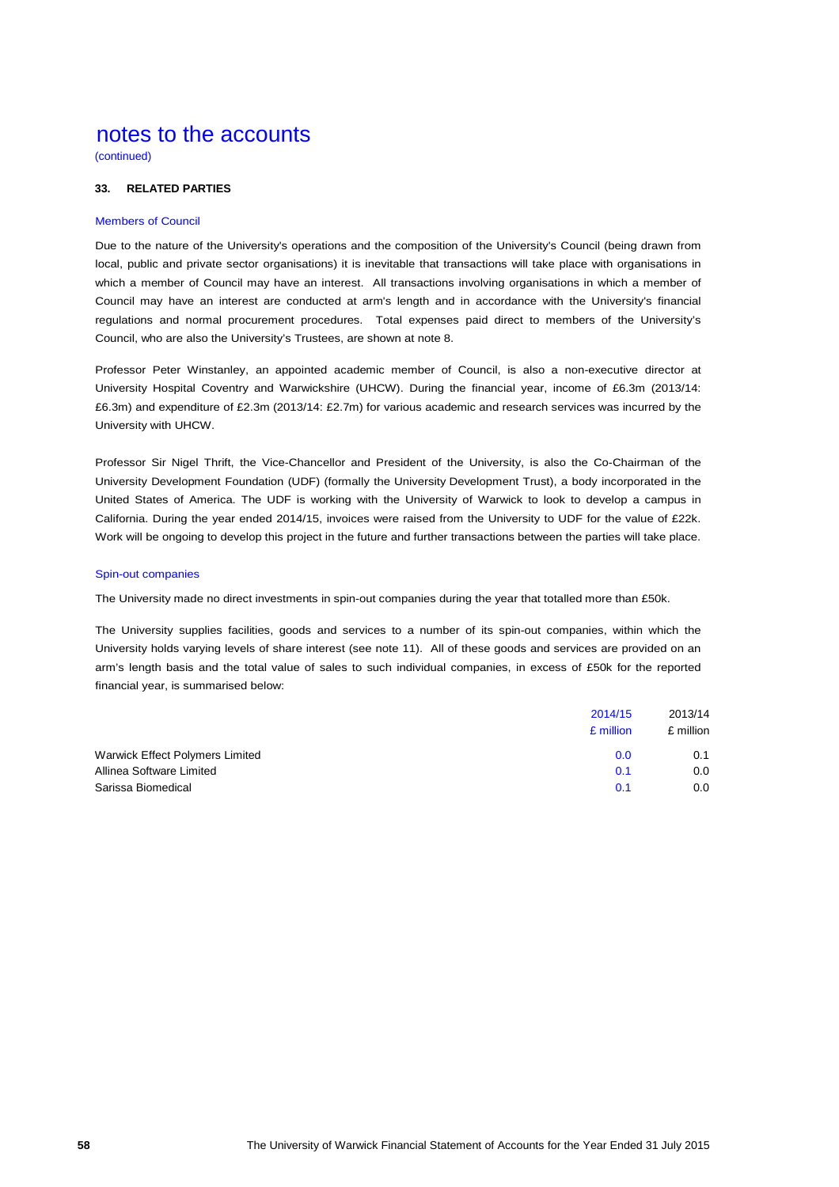# notes to the accounts

(continued)

## 33. RELATED PARTIES

### Members of Council

Due to the nature of the University's operations and the composition of the University's Council (being drawn from local, public and private sector organisations) it is inevitable that transactions will take place with organisations in which a member of Council may have an interest. All transactions involving organisations in which a member of Council may have an interest are conducted at arm's length and in accordance with the University's financial regulations and normal procurement procedures. Total expenses paid direct to members of the University's Council, who are also the University's Trustees, are shown at note 8.

Professor Peter Winstanley, an appointed academic member of Council, is also a non-executive director at University Hospital Coventry and Warwickshire (UHCW). During the financial year, income of £6.3m (2013/14: £6.3m) and expenditure of £2.3m (2013/14: £2.7m) for various academic and research services was incurred by the University with UHCW.

Professor Sir Nigel Thrift, the Vice-Chancellor and President of the University, is also the Co-Chairman of the University Development Foundation (UDF) (formally the University Development Trust), a body incorporated in the United States of America. The UDF is working with the University of Warwick to look to develop a campus in California. During the year ended 2014/15, invoices were raised from the University to UDF for the value of £22k. Work will be ongoing to develop this project in the future and further transactions between the parties will take place.

### Spin-out companies

The University made no direct investments in spin-out companies during the year that totalled more than £50k.

The University supplies facilities, goods and services to a number of its spin-out companies, within which the University holds varying levels of share interest (see note 11). All of these goods and services are provided on an arm's length basis and the total value of sales to such individual companies, in excess of £50k for the reported financial year, is summarised below:

| | 2014/15 | 2013/14 |
|---|---|---|
| | £ million | £ million |
| Warwick Effect Polymers Limited | 0.0 | 0.1 |
| Allinea Software Limited | 0.1 | 0.0 |
| Sarissa Biomedical | 0.1 | 0.0 |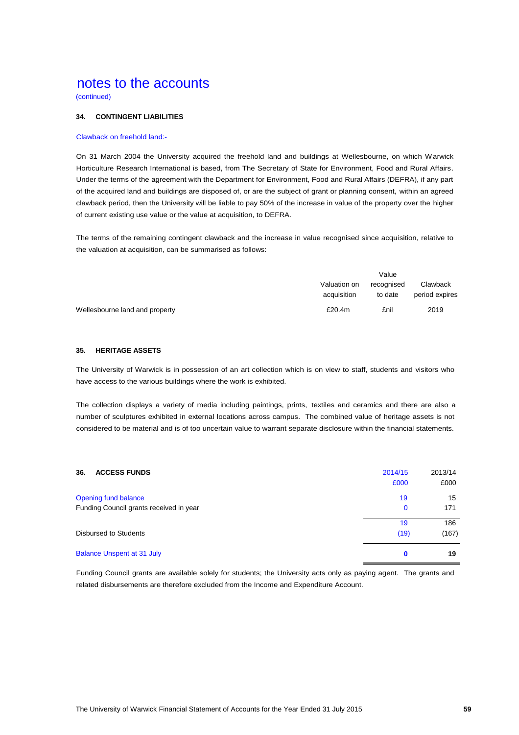# notes to the accounts

(continued)

### 34. CONTINGENT LIABILITIES

Clawback on freehold land:-

On 31 March 2004 the University acquired the freehold land and buildings at Wellesbourne, on which Warwick Horticulture Research International is based, from The Secretary of State for Environment, Food and Rural Affairs. Under the terms of the agreement with the Department for Environment, Food and Rural Affairs (DEFRA), if any part of the acquired land and buildings are disposed of, or are the subject of grant or planning consent, within an agreed clawback period, then the University will be liable to pay 50% of the increase in value of the property over the higher of current existing use value or the value at acquisition, to DEFRA.

The terms of the remaining contingent clawback and the increase in value recognised since acquisition, relative to the valuation at acquisition, can be summarised as follows:

| | Valuation on acquisition | Value recognised to date | Clawback period expires |
|---|---|---|---|
| Wellesbourne land and property | £20.4m | £nil | 2019 |

### 35. HERITAGE ASSETS

The University of Warwick is in possession of an art collection which is on view to staff, students and visitors who have access to the various buildings where the work is exhibited.

The collection displays a variety of media including paintings, prints, textiles and ceramics and there are also a number of sculptures exhibited in external locations across campus. The combined value of heritage assets is not considered to be material and is of too uncertain value to warrant separate disclosure within the financial statements.

### 36. ACCESS FUNDS

| | 2014/15 £000 | 2013/14 £000 |
|---|---|---|
| Opening fund balance | 19 | 15 |
| Funding Council grants received in year | 0 | 171 |
| | 19 | 186 |
| Disbursed to Students | (19) | (167) |
| **Balance Unspent at 31 July** | **0** | **19** |

Funding Council grants are available solely for students; the University acts only as paying agent. The grants and related disbursements are therefore excluded from the Income and Expenditure Account.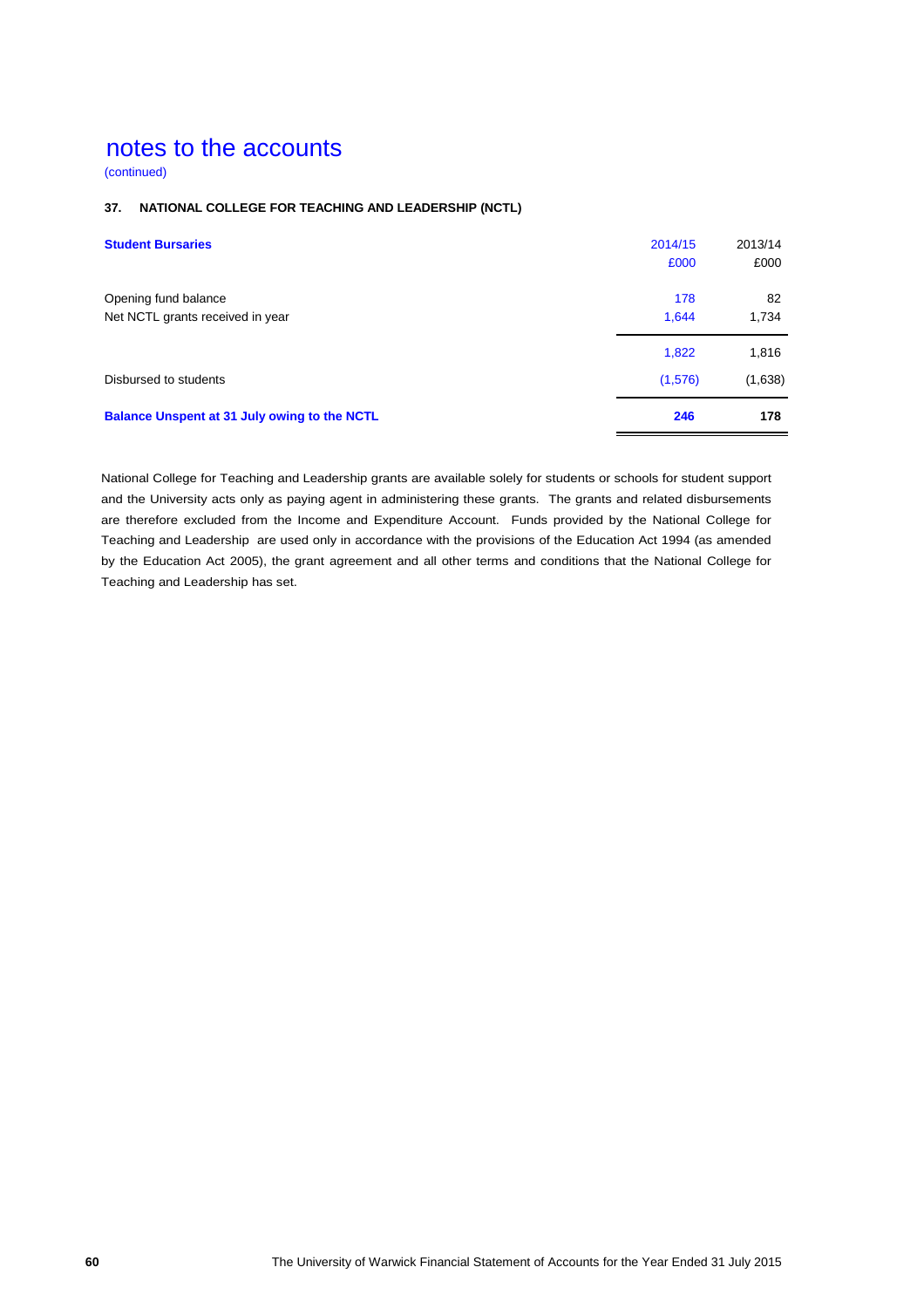# notes to the accounts

(continued)

### 37. NATIONAL COLLEGE FOR TEACHING AND LEADERSHIP (NCTL)

| **Student Bursaries** | 2014/15<br>£000 | 2013/14<br>£000 |
|---|---|---|
| Opening fund balance | 178 | 82 |
| Net NCTL grants received in year | 1,644 | 1,734 |
| | 1,822 | 1,816 |
| Disbursed to students | (1,576) | (1,638) |
| **Balance Unspent at 31 July owing to the NCTL** | **246** | **178** |

National College for Teaching and Leadership grants are available solely for students or schools for student support and the University acts only as paying agent in administering these grants. The grants and related disbursements are therefore excluded from the Income and Expenditure Account. Funds provided by the National College for Teaching and Leadership are used only in accordance with the provisions of the Education Act 1994 (as amended by the Education Act 2005), the grant agreement and all other terms and conditions that the National College for Teaching and Leadership has set.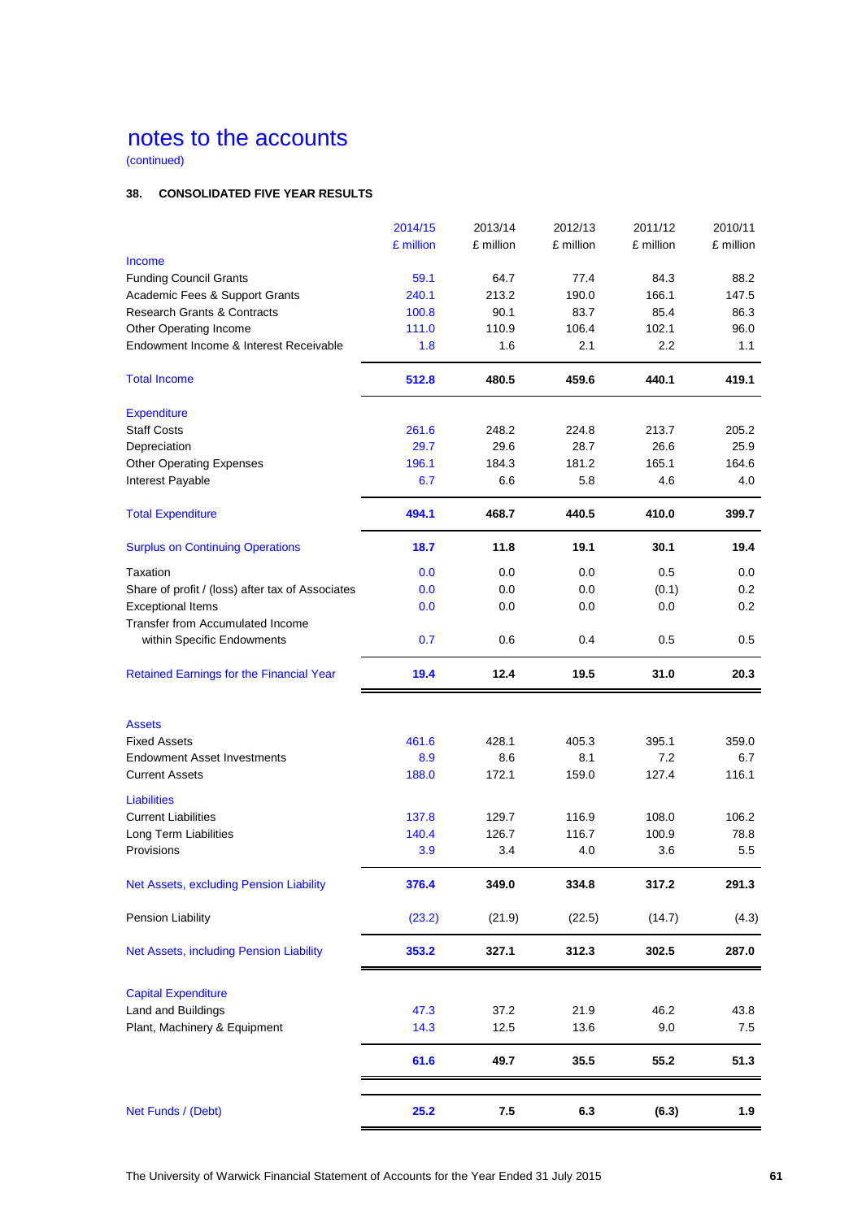# notes to the accounts

(continued)

### 38. CONSOLIDATED FIVE YEAR RESULTS

| | 2014/15 | 2013/14 | 2012/13 | 2011/12 | 2010/11 |
|---|---|---|---|---|---|
| | £ million | £ million | £ million | £ million | £ million |
| **Income** | | | | | |
| Funding Council Grants | 59.1 | 64.7 | 77.4 | 84.3 | 88.2 |
| Academic Fees & Support Grants | 240.1 | 213.2 | 190.0 | 166.1 | 147.5 |
| Research Grants & Contracts | 100.8 | 90.1 | 83.7 | 85.4 | 86.3 |
| Other Operating Income | 111.0 | 110.9 | 106.4 | 102.1 | 96.0 |
| Endowment Income & Interest Receivable | 1.8 | 1.6 | 2.1 | 2.2 | 1.1 |
| **Total Income** | **512.8** | **480.5** | **459.6** | **440.1** | **419.1** |
| **Expenditure** | | | | | |
| Staff Costs | 261.6 | 248.2 | 224.8 | 213.7 | 205.2 |
| Depreciation | 29.7 | 29.6 | 28.7 | 26.6 | 25.9 |
| Other Operating Expenses | 196.1 | 184.3 | 181.2 | 165.1 | 164.6 |
| Interest Payable | 6.7 | 6.6 | 5.8 | 4.6 | 4.0 |
| **Total Expenditure** | **494.1** | **468.7** | **440.5** | **410.0** | **399.7** |
| **Surplus on Continuing Operations** | **18.7** | **11.8** | **19.1** | **30.1** | **19.4** |
| Taxation | 0.0 | 0.0 | 0.0 | 0.5 | 0.0 |
| Share of profit / (loss) after tax of Associates | 0.0 | 0.0 | 0.0 | (0.1) | 0.2 |
| Exceptional Items | 0.0 | 0.0 | 0.0 | 0.0 | 0.2 |
| Transfer from Accumulated Income within Specific Endowments | 0.7 | 0.6 | 0.4 | 0.5 | 0.5 |
| **Retained Earnings for the Financial Year** | **19.4** | **12.4** | **19.5** | **31.0** | **20.3** |
| **Assets** | | | | | |
| Fixed Assets | 461.6 | 428.1 | 405.3 | 395.1 | 359.0 |
| Endowment Asset Investments | 8.9 | 8.6 | 8.1 | 7.2 | 6.7 |
| Current Assets | 188.0 | 172.1 | 159.0 | 127.4 | 116.1 |
| **Liabilities** | | | | | |
| Current Liabilities | 137.8 | 129.7 | 116.9 | 108.0 | 106.2 |
| Long Term Liabilities | 140.4 | 126.7 | 116.7 | 100.9 | 78.8 |
| Provisions | 3.9 | 3.4 | 4.0 | 3.6 | 5.5 |
| **Net Assets, excluding Pension Liability** | **376.4** | **349.0** | **334.8** | **317.2** | **291.3** |
| Pension Liability | (23.2) | (21.9) | (22.5) | (14.7) | (4.3) |
| **Net Assets, including Pension Liability** | **353.2** | **327.1** | **312.3** | **302.5** | **287.0** |
| **Capital Expenditure** | | | | | |
| Land and Buildings | 47.3 | 37.2 | 21.9 | 46.2 | 43.8 |
| Plant, Machinery & Equipment | 14.3 | 12.5 | 13.6 | 9.0 | 7.5 |
| | **61.6** | **49.7** | **35.5** | **55.2** | **51.3** |
| **Net Funds / (Debt)** | **25.2** | **7.5** | **6.3** | **(6.3)** | **1.9** |

The University of Warwick Financial Statement of Accounts for the Year Ended 31 July 2015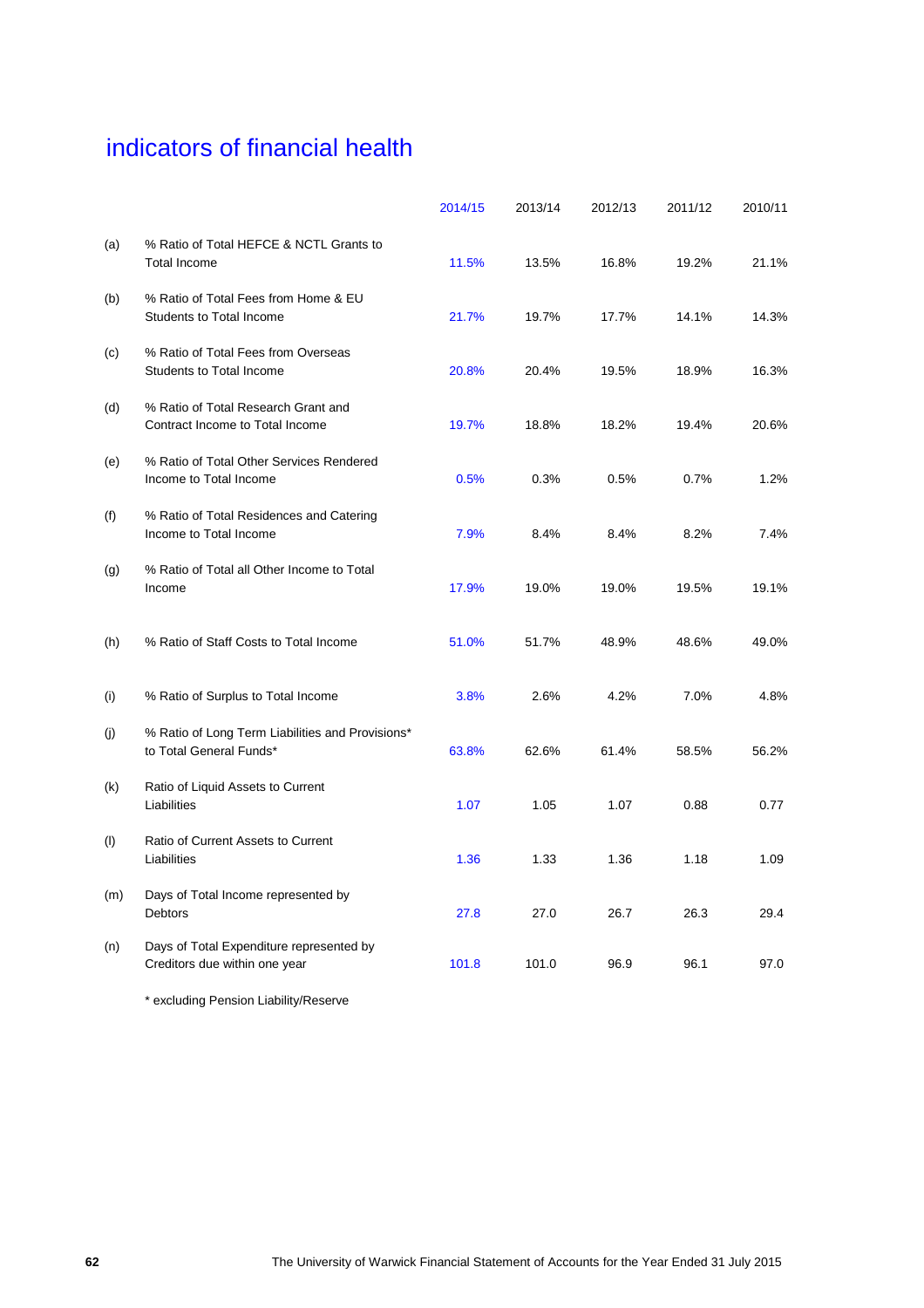# indicators of financial health

| | | 2014/15 | 2013/14 | 2012/13 | 2011/12 | 2010/11 |
|---|---|---|---|---|---|---|
| (a) | % Ratio of Total HEFCE & NCTL Grants to Total Income | 11.5% | 13.5% | 16.8% | 19.2% | 21.1% |
| (b) | % Ratio of Total Fees from Home & EU Students to Total Income | 21.7% | 19.7% | 17.7% | 14.1% | 14.3% |
| (c) | % Ratio of Total Fees from Overseas Students to Total Income | 20.8% | 20.4% | 19.5% | 18.9% | 16.3% |
| (d) | % Ratio of Total Research Grant and Contract Income to Total Income | 19.7% | 18.8% | 18.2% | 19.4% | 20.6% |
| (e) | % Ratio of Total Other Services Rendered Income to Total Income | 0.5% | 0.3% | 0.5% | 0.7% | 1.2% |
| (f) | % Ratio of Total Residences and Catering Income to Total Income | 7.9% | 8.4% | 8.4% | 8.2% | 7.4% |
| (g) | % Ratio of Total all Other Income to Total Income | 17.9% | 19.0% | 19.0% | 19.5% | 19.1% |
| (h) | % Ratio of Staff Costs to Total Income | 51.0% | 51.7% | 48.9% | 48.6% | 49.0% |
| (i) | % Ratio of Surplus to Total Income | 3.8% | 2.6% | 4.2% | 7.0% | 4.8% |
| (j) | % Ratio of Long Term Liabilities and Provisions* to Total General Funds* | 63.8% | 62.6% | 61.4% | 58.5% | 56.2% |
| (k) | Ratio of Liquid Assets to Current Liabilities | 1.07 | 1.05 | 1.07 | 0.88 | 0.77 |
| (l) | Ratio of Current Assets to Current Liabilities | 1.36 | 1.33 | 1.36 | 1.18 | 1.09 |
| (m) | Days of Total Income represented by Debtors | 27.8 | 27.0 | 26.7 | 26.3 | 29.4 |
| (n) | Days of Total Expenditure represented by Creditors due within one year | 101.8 | 101.0 | 96.9 | 96.1 | 97.0 |

* excluding Pension Liability/Reserve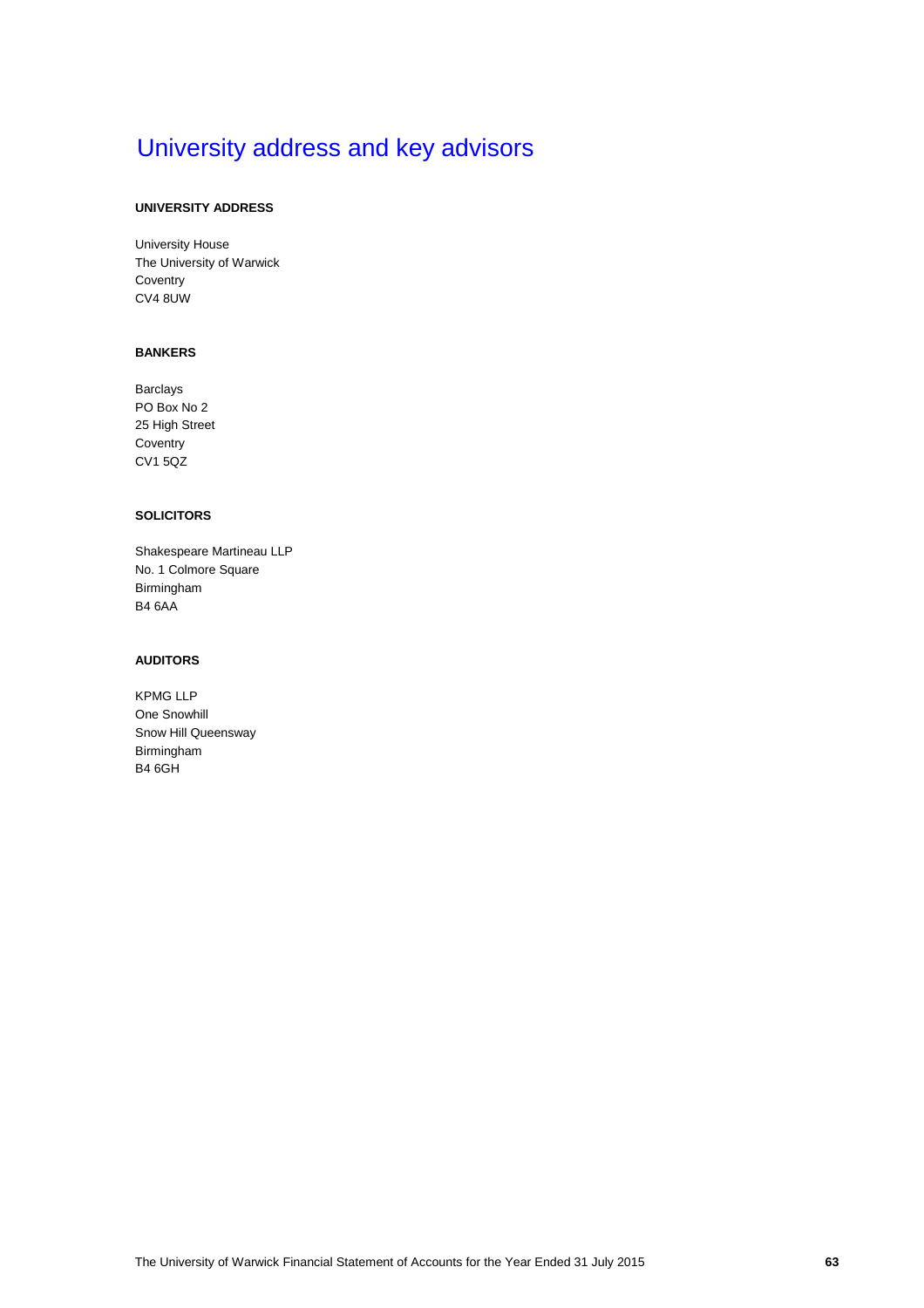# University address and key advisors

### UNIVERSITY ADDRESS

University House
The University of Warwick
Coventry
CV4 8UW

### BANKERS

Barclays
PO Box No 2
25 High Street
Coventry
CV1 5QZ

### SOLICITORS

Shakespeare Martineau LLP
No. 1 Colmore Square
Birmingham
B4 6AA

### AUDITORS

KPMG LLP
One Snowhill
Snow Hill Queensway
Birmingham
B4 6GH